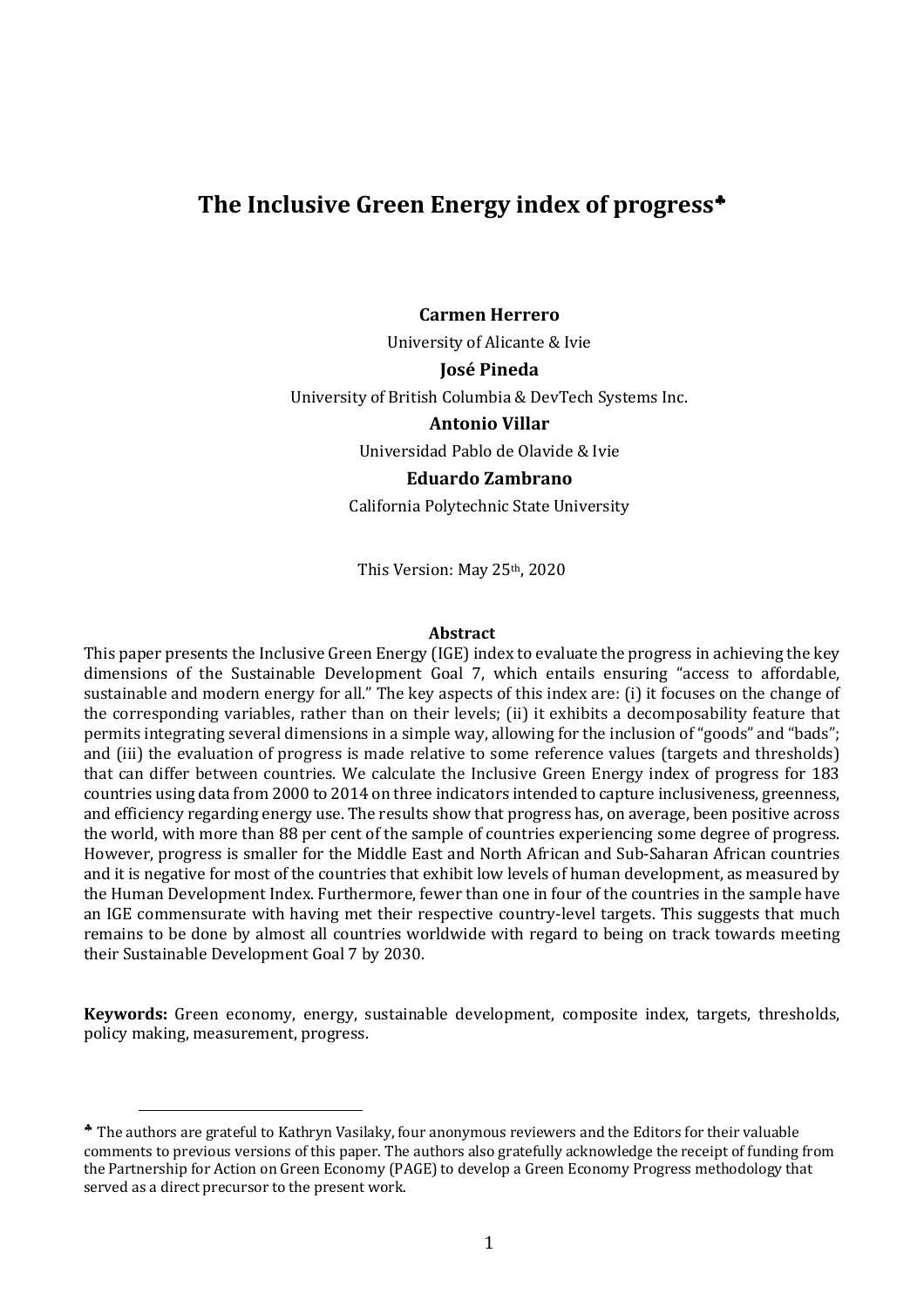# The Inclusive Green Energy index of progress[♣]

**Carmen Herrero**

University of Alicante & Ivie

**José Pineda**

University of British Columbia & DevTech Systems Inc.

**Antonio Villar**

Universidad Pablo de Olavide & Ivie

**Eduardo Zambrano**

California Polytechnic State University

This Version: May 25th, 2020

## Abstract

This paper presents the Inclusive Green Energy (IGE) index to evaluate the progress in achieving the key dimensions of the Sustainable Development Goal 7, which entails ensuring "access to affordable, sustainable and modern energy for all." The key aspects of this index are: (i) it focuses on the change of the corresponding variables, rather than on their levels; (ii) it exhibits a decomposability feature that permits integrating several dimensions in a simple way, allowing for the inclusion of "goods" and "bads"; and (iii) the evaluation of progress is made relative to some reference values (targets and thresholds) that can differ between countries. We calculate the Inclusive Green Energy index of progress for 183 countries using data from 2000 to 2014 on three indicators intended to capture inclusiveness, greenness, and efficiency regarding energy use. The results show that progress has, on average, been positive across the world, with more than 88 per cent of the sample of countries experiencing some degree of progress. However, progress is smaller for the Middle East and North African and Sub-Saharan African countries and it is negative for most of the countries that exhibit low levels of human development, as measured by the Human Development Index. Furthermore, fewer than one in four of the countries in the sample have an IGE commensurate with having met their respective country-level targets. This suggests that much remains to be done by almost all countries worldwide with regard to being on track towards meeting their Sustainable Development Goal 7 by 2030.

**Keywords:** Green economy, energy, sustainable development, composite index, targets, thresholds, policy making, measurement, progress.

---

[♣] The authors are grateful to Kathryn Vasilaky, four anonymous reviewers and the Editors for their valuable comments to previous versions of this paper. The authors also gratefully acknowledge the receipt of funding from the Partnership for Action on Green Economy (PAGE) to develop a Green Economy Progress methodology that served as a direct precursor to the present work.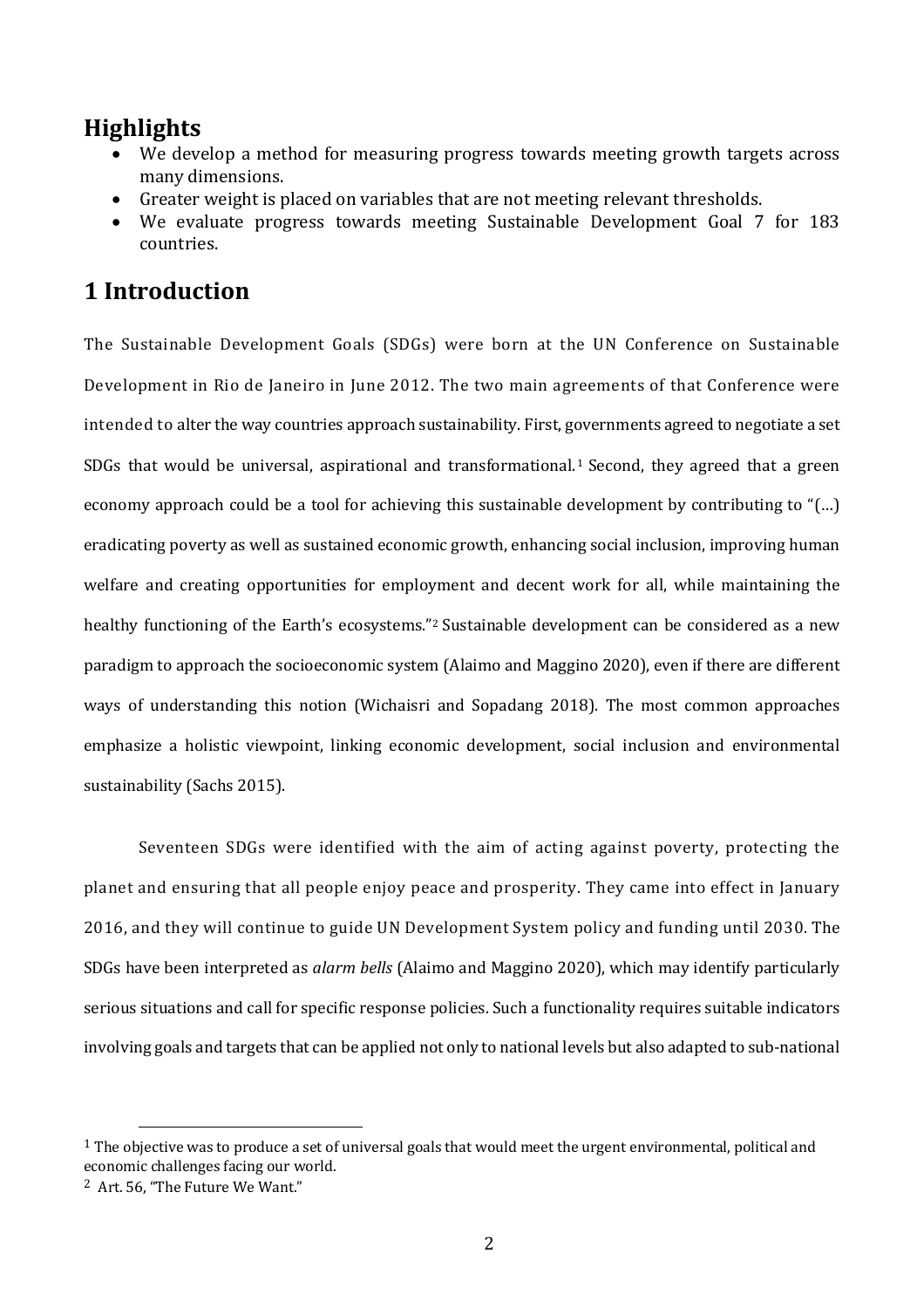## Highlights

- We develop a method for measuring progress towards meeting growth targets across many dimensions.
- Greater weight is placed on variables that are not meeting relevant thresholds.
- We evaluate progress towards meeting Sustainable Development Goal 7 for 183 countries.

## 1 Introduction

The Sustainable Development Goals (SDGs) were born at the UN Conference on Sustainable Development in Rio de Janeiro in June 2012. The two main agreements of that Conference were intended to alter the way countries approach sustainability. First, governments agreed to negotiate a set SDGs that would be universal, aspirational and transformational.[1] Second, they agreed that a green economy approach could be a tool for achieving this sustainable development by contributing to "(…) eradicating poverty as well as sustained economic growth, enhancing social inclusion, improving human welfare and creating opportunities for employment and decent work for all, while maintaining the healthy functioning of the Earth's ecosystems."[2] Sustainable development can be considered as a new paradigm to approach the socioeconomic system (Alaimo and Maggino 2020), even if there are different ways of understanding this notion (Wichaisri and Sopadang 2018). The most common approaches emphasize a holistic viewpoint, linking economic development, social inclusion and environmental sustainability (Sachs 2015).

Seventeen SDGs were identified with the aim of acting against poverty, protecting the planet and ensuring that all people enjoy peace and prosperity. They came into effect in January 2016, and they will continue to guide UN Development System policy and funding until 2030. The SDGs have been interpreted as *alarm bells* (Alaimo and Maggino 2020), which may identify particularly serious situations and call for specific response policies. Such a functionality requires suitable indicators involving goals and targets that can be applied not only to national levels but also adapted to sub-national

[1] The objective was to produce a set of universal goals that would meet the urgent environmental, political and economic challenges facing our world.

[2] Art. 56, "The Future We Want."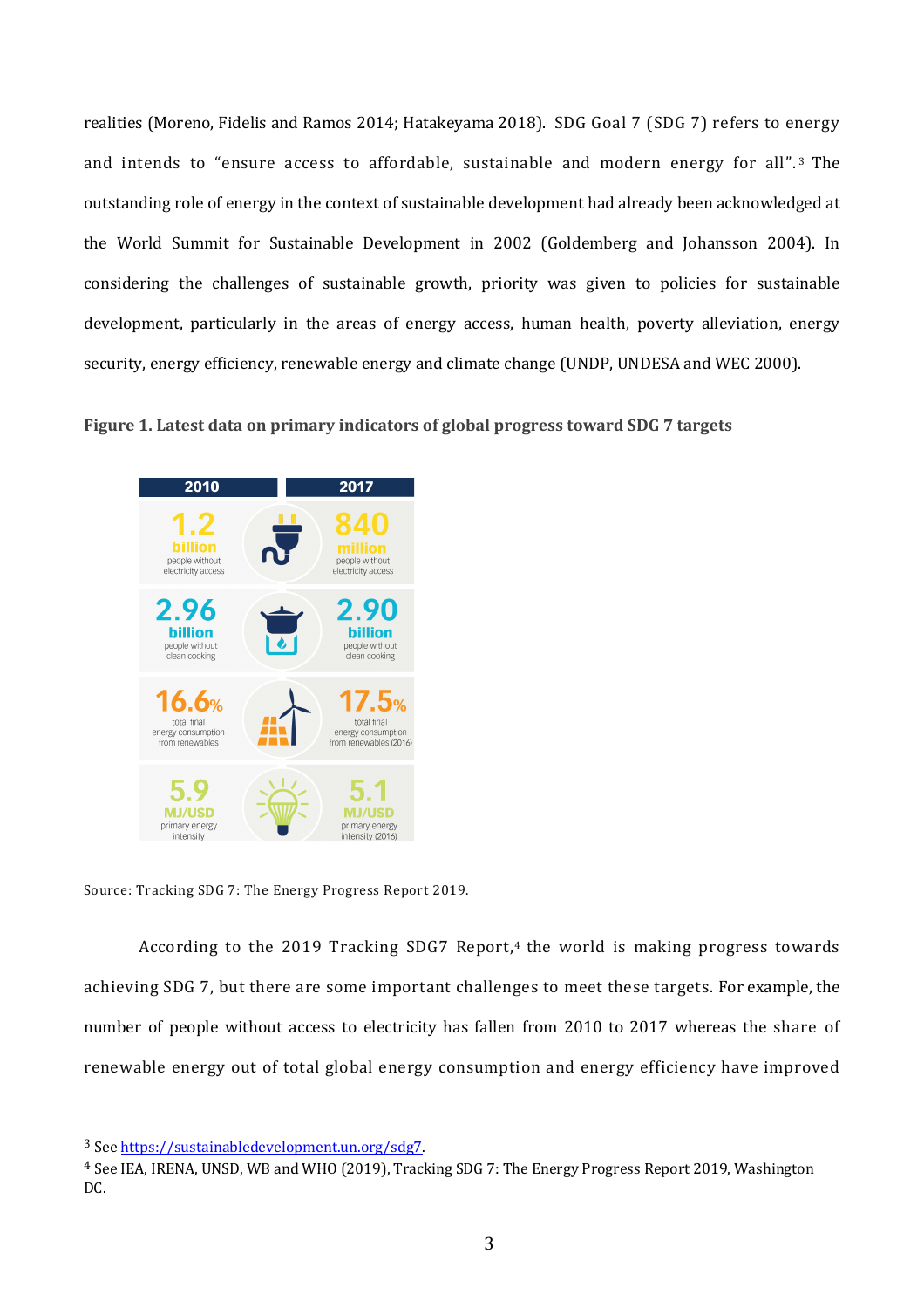realities (Moreno, Fidelis and Ramos 2014; Hatakeyama 2018). SDG Goal 7 (SDG 7) refers to energy and intends to "ensure access to affordable, sustainable and modern energy for all".[3] The outstanding role of energy in the context of sustainable development had already been acknowledged at the World Summit for Sustainable Development in 2002 (Goldemberg and Johansson 2004). In considering the challenges of sustainable growth, priority was given to policies for sustainable development, particularly in the areas of energy access, human health, poverty alleviation, energy security, energy efficiency, renewable energy and climate change (UNDP, UNDESA and WEC 2000).

**Figure 1. Latest data on primary indicators of global progress toward SDG 7 targets**

| 2010 | 2017 |
| --- | --- |
| 1.2 billion people without electricity access | 840 million people without electricity access |
| 2.96 billion people without clean cooking | 2.90 billion people without clean cooking |
| 16.6% total final energy consumption from renewables | 17.5% total final energy consumption from renewables (2016) |
| 5.9 MJ/USD primary energy intensity | 5.1 MJ/USD primary energy intensity (2016) |

Source: Tracking SDG 7: The Energy Progress Report 2019.

According to the 2019 Tracking SDG7 Report,[4] the world is making progress towards achieving SDG 7, but there are some important challenges to meet these targets. For example, the number of people without access to electricity has fallen from 2010 to 2017 whereas the share of renewable energy out of total global energy consumption and energy efficiency have improved

---

[3] See https://sustainabledevelopment.un.org/sdg7.

[4] See IEA, IRENA, UNSD, WB and WHO (2019), Tracking SDG 7: The Energy Progress Report 2019, Washington DC.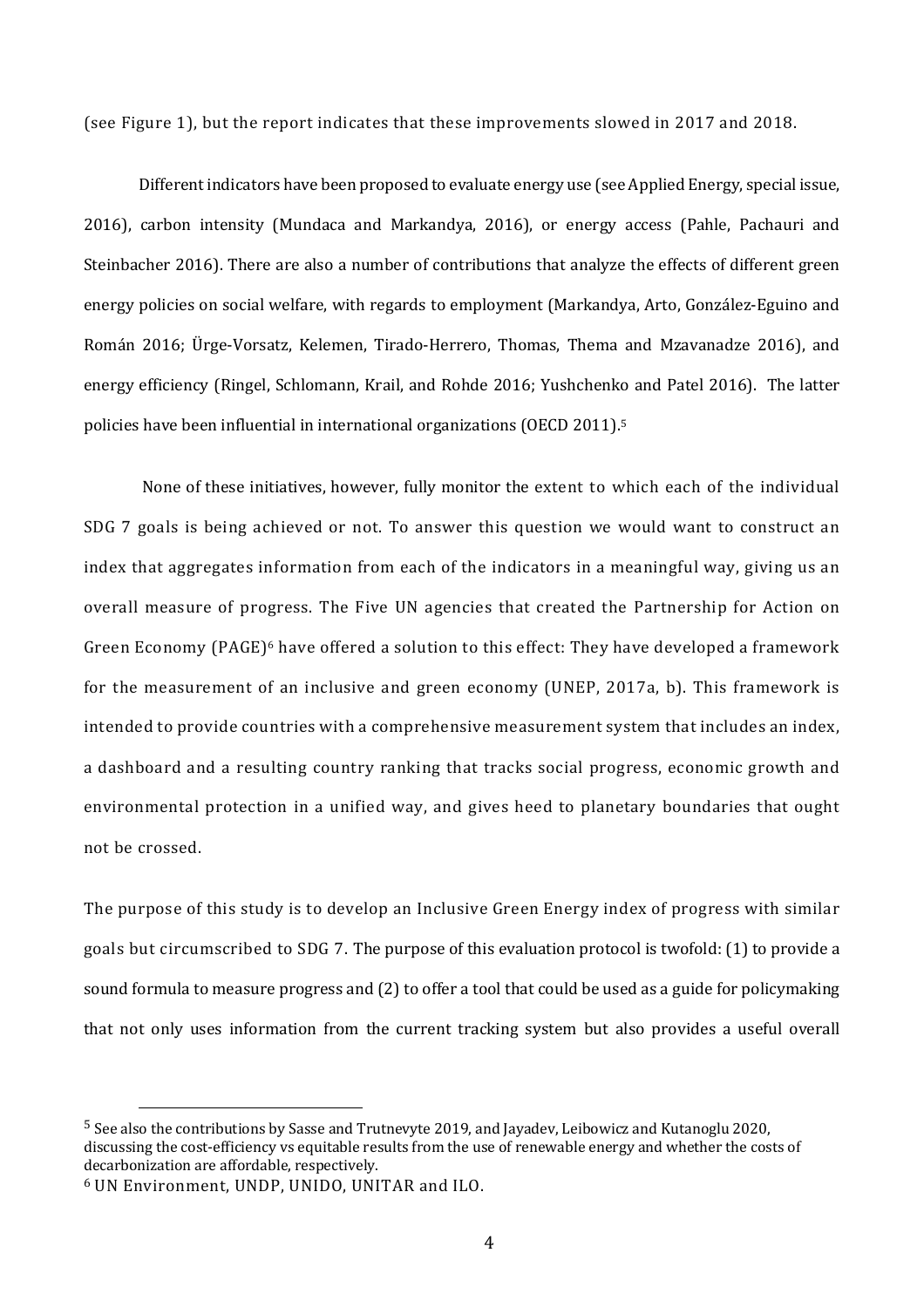(see Figure 1), but the report indicates that these improvements slowed in 2017 and 2018.

Different indicators have been proposed to evaluate energy use (see Applied Energy, special issue, 2016), carbon intensity (Mundaca and Markandya, 2016), or energy access (Pahle, Pachauri and Steinbacher 2016). There are also a number of contributions that analyze the effects of different green energy policies on social welfare, with regards to employment (Markandya, Arto, González-Eguino and Román 2016; Ürge-Vorsatz, Kelemen, Tirado-Herrero, Thomas, Thema and Mzavanadze 2016), and energy efficiency (Ringel, Schlomann, Krail, and Rohde 2016; Yushchenko and Patel 2016). The latter policies have been influential in international organizations (OECD 2011).[5]

None of these initiatives, however, fully monitor the extent to which each of the individual SDG 7 goals is being achieved or not. To answer this question we would want to construct an index that aggregates information from each of the indicators in a meaningful way, giving us an overall measure of progress. The Five UN agencies that created the Partnership for Action on Green Economy (PAGE)[6] have offered a solution to this effect: They have developed a framework for the measurement of an inclusive and green economy (UNEP, 2017a, b). This framework is intended to provide countries with a comprehensive measurement system that includes an index, a dashboard and a resulting country ranking that tracks social progress, economic growth and environmental protection in a unified way, and gives heed to planetary boundaries that ought not be crossed.

The purpose of this study is to develop an Inclusive Green Energy index of progress with similar goals but circumscribed to SDG 7. The purpose of this evaluation protocol is twofold: (1) to provide a sound formula to measure progress and (2) to offer a tool that could be used as a guide for policymaking that not only uses information from the current tracking system but also provides a useful overall

---

[5] See also the contributions by Sasse and Trutnevyte 2019, and Jayadev, Leibowicz and Kutanoglu 2020, discussing the cost-efficiency vs equitable results from the use of renewable energy and whether the costs of decarbonization are affordable, respectively.

[6] UN Environment, UNDP, UNIDO, UNITAR and ILO.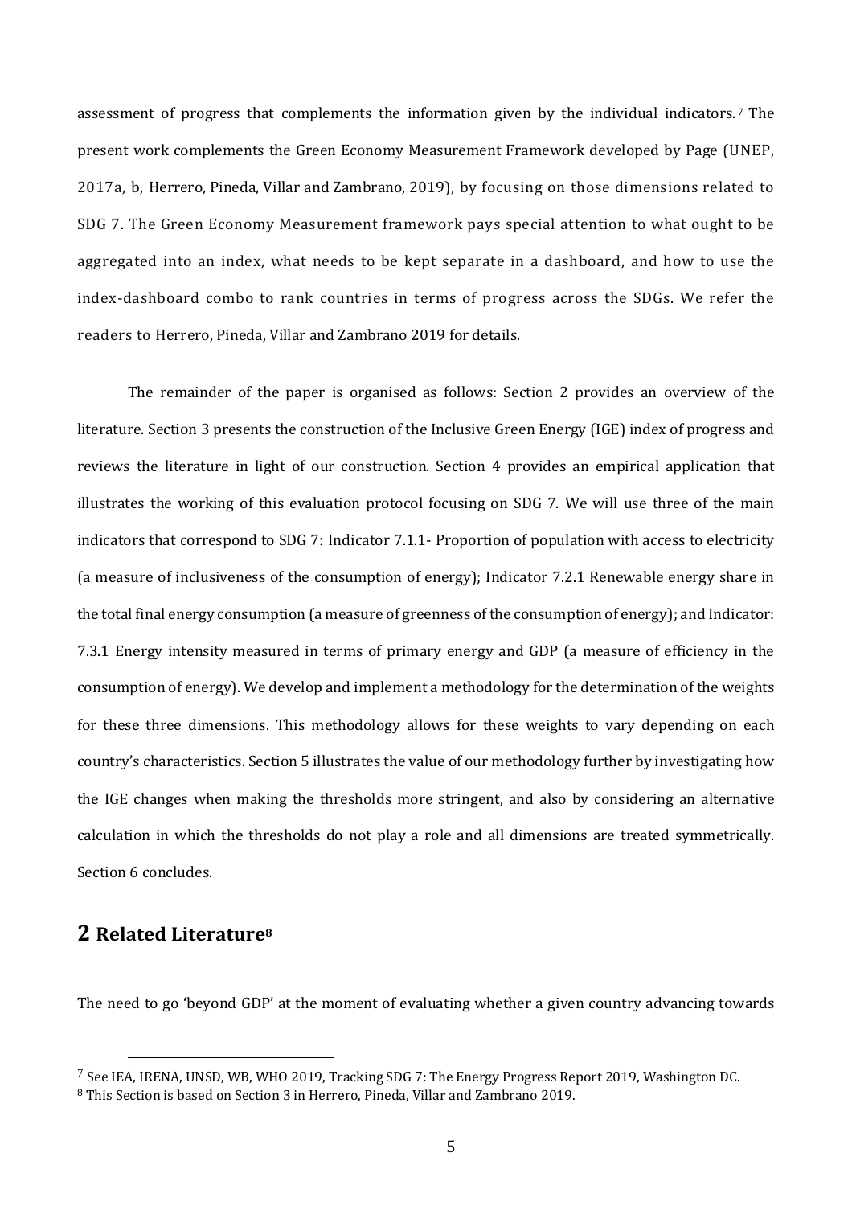assessment of progress that complements the information given by the individual indicators.[7] The present work complements the Green Economy Measurement Framework developed by Page (UNEP, 2017a, b, Herrero, Pineda, Villar and Zambrano, 2019), by focusing on those dimensions related to SDG 7. The Green Economy Measurement framework pays special attention to what ought to be aggregated into an index, what needs to be kept separate in a dashboard, and how to use the index-dashboard combo to rank countries in terms of progress across the SDGs. We refer the readers to Herrero, Pineda, Villar and Zambrano 2019 for details.

The remainder of the paper is organised as follows: Section 2 provides an overview of the literature. Section 3 presents the construction of the Inclusive Green Energy (IGE) index of progress and reviews the literature in light of our construction. Section 4 provides an empirical application that illustrates the working of this evaluation protocol focusing on SDG 7. We will use three of the main indicators that correspond to SDG 7: Indicator 7.1.1- Proportion of population with access to electricity (a measure of inclusiveness of the consumption of energy); Indicator 7.2.1 Renewable energy share in the total final energy consumption (a measure of greenness of the consumption of energy); and Indicator: 7.3.1 Energy intensity measured in terms of primary energy and GDP (a measure of efficiency in the consumption of energy). We develop and implement a methodology for the determination of the weights for these three dimensions. This methodology allows for these weights to vary depending on each country's characteristics. Section 5 illustrates the value of our methodology further by investigating how the IGE changes when making the thresholds more stringent, and also by considering an alternative calculation in which the thresholds do not play a role and all dimensions are treated symmetrically. Section 6 concludes.

## 2 Related Literature[8]

The need to go 'beyond GDP' at the moment of evaluating whether a given country advancing towards

[7] See IEA, IRENA, UNSD, WB, WHO 2019, Tracking SDG 7: The Energy Progress Report 2019, Washington DC.

[8] This Section is based on Section 3 in Herrero, Pineda, Villar and Zambrano 2019.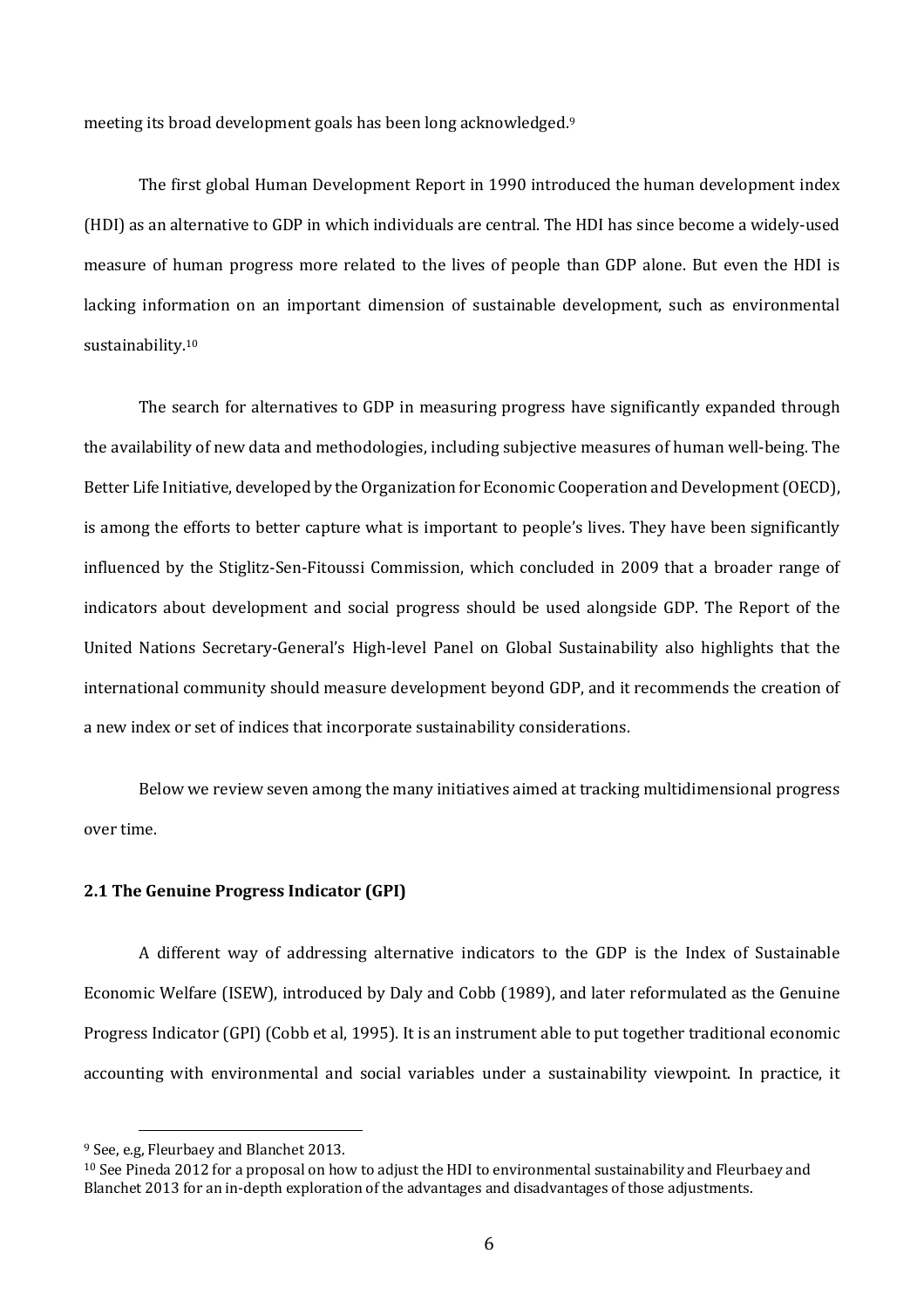meeting its broad development goals has been long acknowledged.[9]

The first global Human Development Report in 1990 introduced the human development index (HDI) as an alternative to GDP in which individuals are central. The HDI has since become a widely-used measure of human progress more related to the lives of people than GDP alone. But even the HDI is lacking information on an important dimension of sustainable development, such as environmental sustainability.[10]

The search for alternatives to GDP in measuring progress have significantly expanded through the availability of new data and methodologies, including subjective measures of human well-being. The Better Life Initiative, developed by the Organization for Economic Cooperation and Development (OECD), is among the efforts to better capture what is important to people's lives. They have been significantly influenced by the Stiglitz-Sen-Fitoussi Commission, which concluded in 2009 that a broader range of indicators about development and social progress should be used alongside GDP. The Report of the United Nations Secretary-General's High-level Panel on Global Sustainability also highlights that the international community should measure development beyond GDP, and it recommends the creation of a new index or set of indices that incorporate sustainability considerations.

Below we review seven among the many initiatives aimed at tracking multidimensional progress over time.

### 2.1 The Genuine Progress Indicator (GPI)

A different way of addressing alternative indicators to the GDP is the Index of Sustainable Economic Welfare (ISEW), introduced by Daly and Cobb (1989), and later reformulated as the Genuine Progress Indicator (GPI) (Cobb et al, 1995). It is an instrument able to put together traditional economic accounting with environmental and social variables under a sustainability viewpoint. In practice, it

---

[9] See, e.g, Fleurbaey and Blanchet 2013.

[10] See Pineda 2012 for a proposal on how to adjust the HDI to environmental sustainability and Fleurbaey and Blanchet 2013 for an in-depth exploration of the advantages and disadvantages of those adjustments.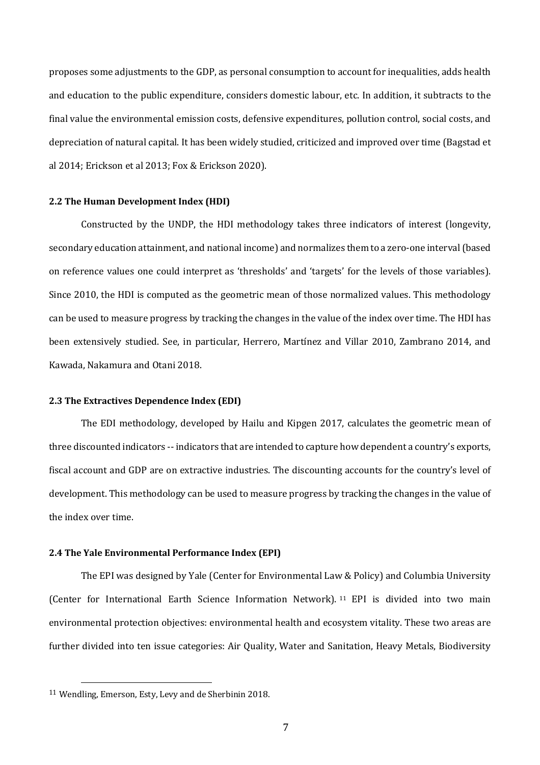proposes some adjustments to the GDP, as personal consumption to account for inequalities, adds health and education to the public expenditure, considers domestic labour, etc. In addition, it subtracts to the final value the environmental emission costs, defensive expenditures, pollution control, social costs, and depreciation of natural capital. It has been widely studied, criticized and improved over time (Bagstad et al 2014; Erickson et al 2013; Fox & Erickson 2020).

### 2.2 The Human Development Index (HDI)

Constructed by the UNDP, the HDI methodology takes three indicators of interest (longevity, secondary education attainment, and national income) and normalizes them to a zero-one interval (based on reference values one could interpret as 'thresholds' and 'targets' for the levels of those variables). Since 2010, the HDI is computed as the geometric mean of those normalized values. This methodology can be used to measure progress by tracking the changes in the value of the index over time. The HDI has been extensively studied. See, in particular, Herrero, Martínez and Villar 2010, Zambrano 2014, and Kawada, Nakamura and Otani 2018.

### 2.3 The Extractives Dependence Index (EDI)

The EDI methodology, developed by Hailu and Kipgen 2017, calculates the geometric mean of three discounted indicators -- indicators that are intended to capture how dependent a country's exports, fiscal account and GDP are on extractive industries. The discounting accounts for the country's level of development. This methodology can be used to measure progress by tracking the changes in the value of the index over time.

### 2.4 The Yale Environmental Performance Index (EPI)

The EPI was designed by Yale (Center for Environmental Law & Policy) and Columbia University (Center for International Earth Science Information Network). [11] EPI is divided into two main environmental protection objectives: environmental health and ecosystem vitality. These two areas are further divided into ten issue categories: Air Quality, Water and Sanitation, Heavy Metals, Biodiversity

---

[11] Wendling, Emerson, Esty, Levy and de Sherbinin 2018.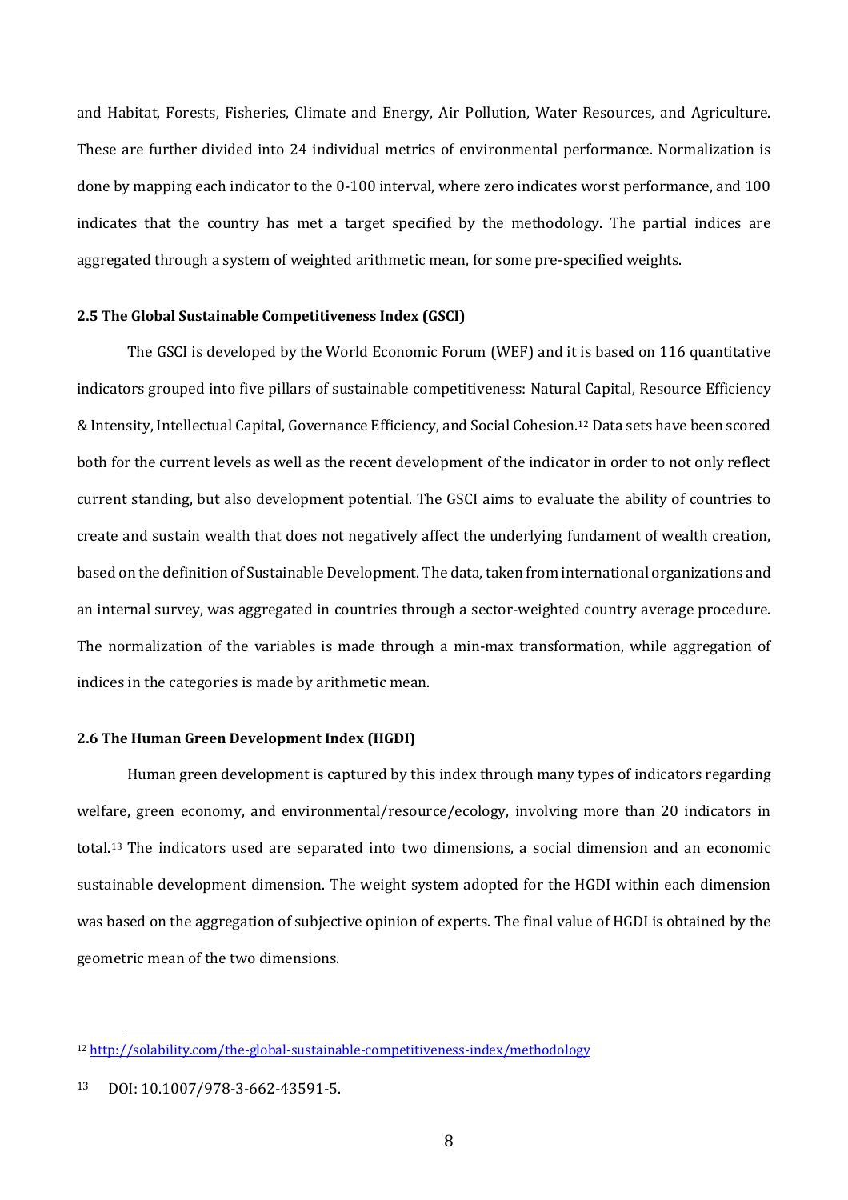and Habitat, Forests, Fisheries, Climate and Energy, Air Pollution, Water Resources, and Agriculture. These are further divided into 24 individual metrics of environmental performance. Normalization is done by mapping each indicator to the 0-100 interval, where zero indicates worst performance, and 100 indicates that the country has met a target specified by the methodology. The partial indices are aggregated through a system of weighted arithmetic mean, for some pre-specified weights.

### 2.5 The Global Sustainable Competitiveness Index (GSCI)

The GSCI is developed by the World Economic Forum (WEF) and it is based on 116 quantitative indicators grouped into five pillars of sustainable competitiveness: Natural Capital, Resource Efficiency & Intensity, Intellectual Capital, Governance Efficiency, and Social Cohesion.[12] Data sets have been scored both for the current levels as well as the recent development of the indicator in order to not only reflect current standing, but also development potential. The GSCI aims to evaluate the ability of countries to create and sustain wealth that does not negatively affect the underlying fundament of wealth creation, based on the definition of Sustainable Development. The data, taken from international organizations and an internal survey, was aggregated in countries through a sector-weighted country average procedure. The normalization of the variables is made through a min-max transformation, while aggregation of indices in the categories is made by arithmetic mean.

### 2.6 The Human Green Development Index (HGDI)

Human green development is captured by this index through many types of indicators regarding welfare, green economy, and environmental/resource/ecology, involving more than 20 indicators in total.[13] The indicators used are separated into two dimensions, a social dimension and an economic sustainable development dimension. The weight system adopted for the HGDI within each dimension was based on the aggregation of subjective opinion of experts. The final value of HGDI is obtained by the geometric mean of the two dimensions.

---

[12] http://solability.com/the-global-sustainable-competitiveness-index/methodology

[13] DOI: 10.1007/978-3-662-43591-5.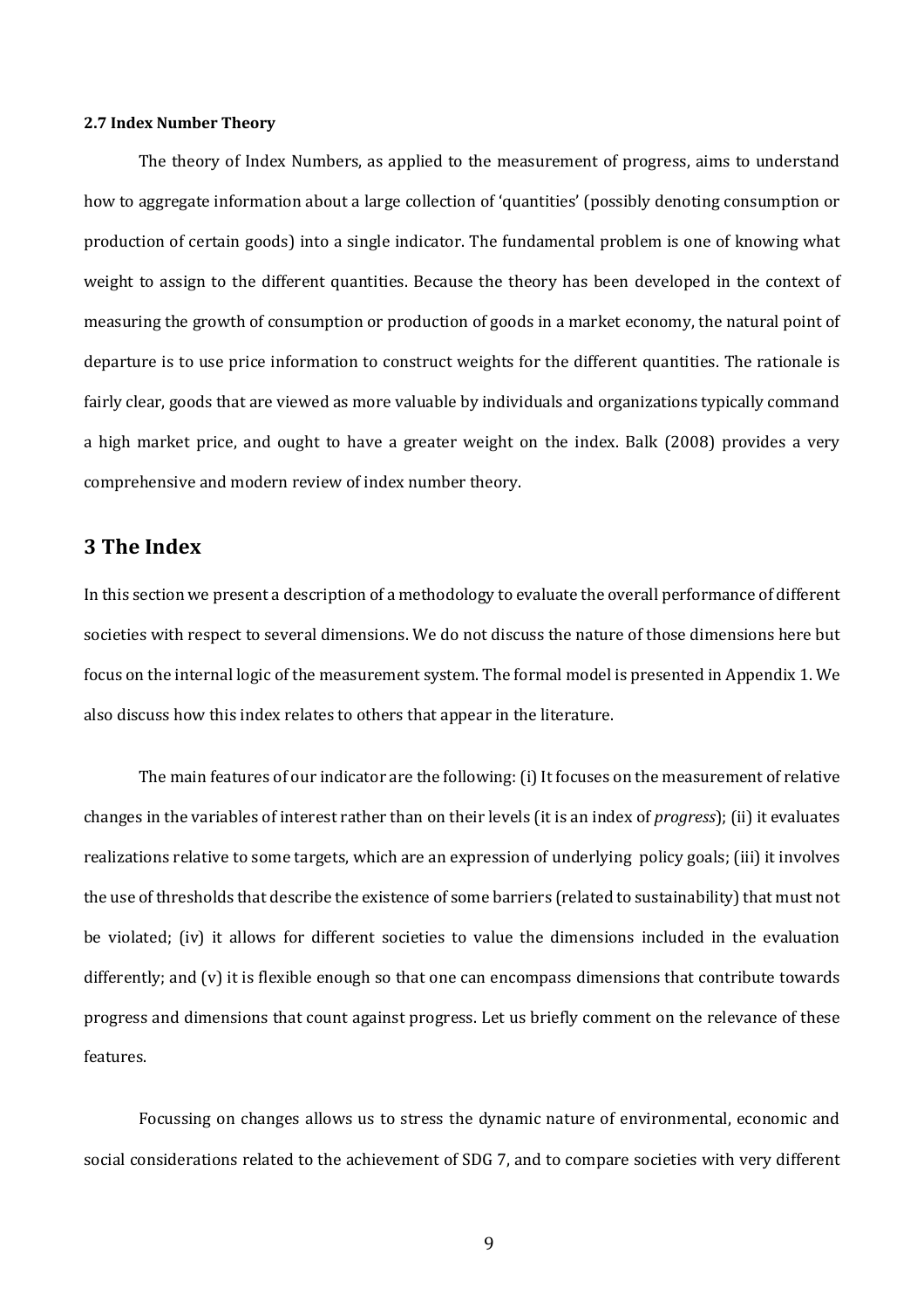#### 2.7 Index Number Theory

The theory of Index Numbers, as applied to the measurement of progress, aims to understand how to aggregate information about a large collection of 'quantities' (possibly denoting consumption or production of certain goods) into a single indicator. The fundamental problem is one of knowing what weight to assign to the different quantities. Because the theory has been developed in the context of measuring the growth of consumption or production of goods in a market economy, the natural point of departure is to use price information to construct weights for the different quantities. The rationale is fairly clear, goods that are viewed as more valuable by individuals and organizations typically command a high market price, and ought to have a greater weight on the index. Balk (2008) provides a very comprehensive and modern review of index number theory.

## 3 The Index

In this section we present a description of a methodology to evaluate the overall performance of different societies with respect to several dimensions. We do not discuss the nature of those dimensions here but focus on the internal logic of the measurement system. The formal model is presented in Appendix 1. We also discuss how this index relates to others that appear in the literature.

The main features of our indicator are the following: (i) It focuses on the measurement of relative changes in the variables of interest rather than on their levels (it is an index of *progress*); (ii) it evaluates realizations relative to some targets, which are an expression of underlying policy goals; (iii) it involves the use of thresholds that describe the existence of some barriers (related to sustainability) that must not be violated; (iv) it allows for different societies to value the dimensions included in the evaluation differently; and (v) it is flexible enough so that one can encompass dimensions that contribute towards progress and dimensions that count against progress. Let us briefly comment on the relevance of these features.

Focussing on changes allows us to stress the dynamic nature of environmental, economic and social considerations related to the achievement of SDG 7, and to compare societies with very different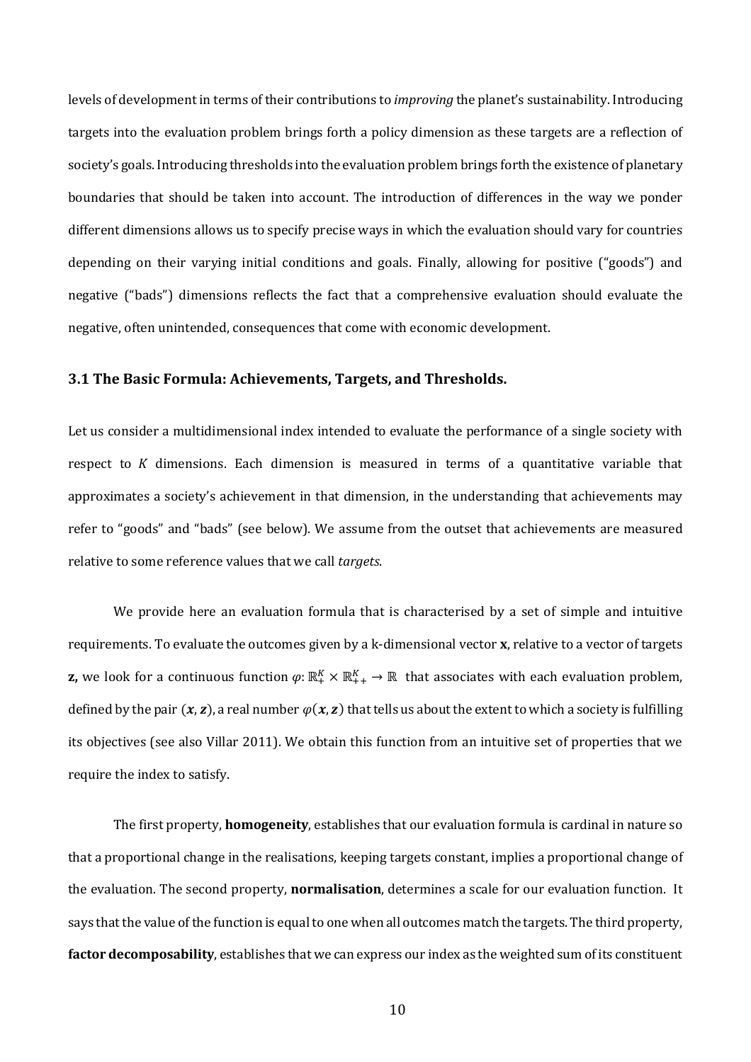levels of development in terms of their contributions to *improving* the planet's sustainability. Introducing targets into the evaluation problem brings forth a policy dimension as these targets are a reflection of society's goals. Introducing thresholds into the evaluation problem brings forth the existence of planetary boundaries that should be taken into account. The introduction of differences in the way we ponder different dimensions allows us to specify precise ways in which the evaluation should vary for countries depending on their varying initial conditions and goals. Finally, allowing for positive ("goods") and negative ("bads") dimensions reflects the fact that a comprehensive evaluation should evaluate the negative, often unintended, consequences that come with economic development.

### 3.1 The Basic Formula: Achievements, Targets, and Thresholds.

Let us consider a multidimensional index intended to evaluate the performance of a single society with respect to $K$ dimensions. Each dimension is measured in terms of a quantitative variable that approximates a society's achievement in that dimension, in the understanding that achievements may refer to "goods" and "bads" (see below). We assume from the outset that achievements are measured relative to some reference values that we call *targets*.

We provide here an evaluation formula that is characterised by a set of simple and intuitive requirements. To evaluate the outcomes given by a k-dimensional vector **x**, relative to a vector of targets **z,** we look for a continuous function $\varphi: \mathbb{R}_{+}^{K} \times \mathbb{R}_{++}^{K} \to \mathbb{R}$ that associates with each evaluation problem, defined by the pair $(\boldsymbol{x}, \boldsymbol{z})$, a real number $\varphi(\boldsymbol{x}, \boldsymbol{z})$ that tells us about the extent to which a society is fulfilling its objectives (see also Villar 2011). We obtain this function from an intuitive set of properties that we require the index to satisfy.

The first property, **homogeneity**, establishes that our evaluation formula is cardinal in nature so that a proportional change in the realisations, keeping targets constant, implies a proportional change of the evaluation. The second property, **normalisation**, determines a scale for our evaluation function. It says that the value of the function is equal to one when all outcomes match the targets. The third property, **factor decomposability**, establishes that we can express our index as the weighted sum of its constituent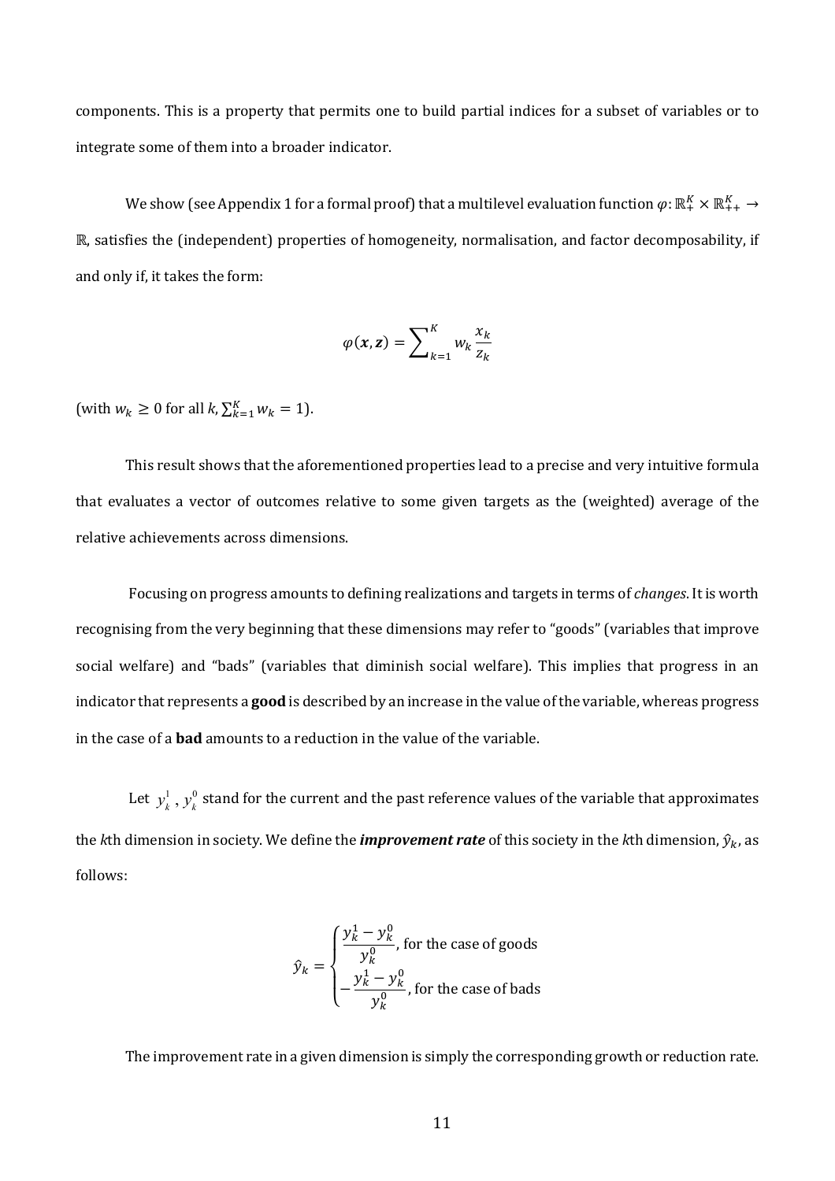components. This is a property that permits one to build partial indices for a subset of variables or to integrate some of them into a broader indicator.

We show (see Appendix 1 for a formal proof) that a multilevel evaluation function $\varphi: \mathbb{R}_{+}^{K} \times \mathbb{R}_{++}^{K} \rightarrow \mathbb{R}$, satisfies the (independent) properties of homogeneity, normalisation, and factor decomposability, if and only if, it takes the form:

$$\varphi(\boldsymbol{x}, \boldsymbol{z}) = \sum_{k=1}^{K} w_k \frac{x_k}{z_k}$$

(with $w_k \geq 0$ for all $k$, $\sum_{k=1}^{K} w_k = 1$).

This result shows that the aforementioned properties lead to a precise and very intuitive formula that evaluates a vector of outcomes relative to some given targets as the (weighted) average of the relative achievements across dimensions.

Focusing on progress amounts to defining realizations and targets in terms of *changes*. It is worth recognising from the very beginning that these dimensions may refer to "goods" (variables that improve social welfare) and "bads" (variables that diminish social welfare). This implies that progress in an indicator that represents a **good** is described by an increase in the value of the variable, whereas progress in the case of a **bad** amounts to a reduction in the value of the variable.

Let $y_k^1$, $y_k^0$ stand for the current and the past reference values of the variable that approximates the *k*th dimension in society. We define the ***improvement rate*** of this society in the *k*th dimension, $\hat{y}_k$, as follows:

$$\hat{y}_k = \begin{cases} \dfrac{y_k^1 - y_k^0}{y_k^0}, \text{ for the case of goods} \\ -\dfrac{y_k^1 - y_k^0}{y_k^0}, \text{ for the case of bads} \end{cases}$$

The improvement rate in a given dimension is simply the corresponding growth or reduction rate.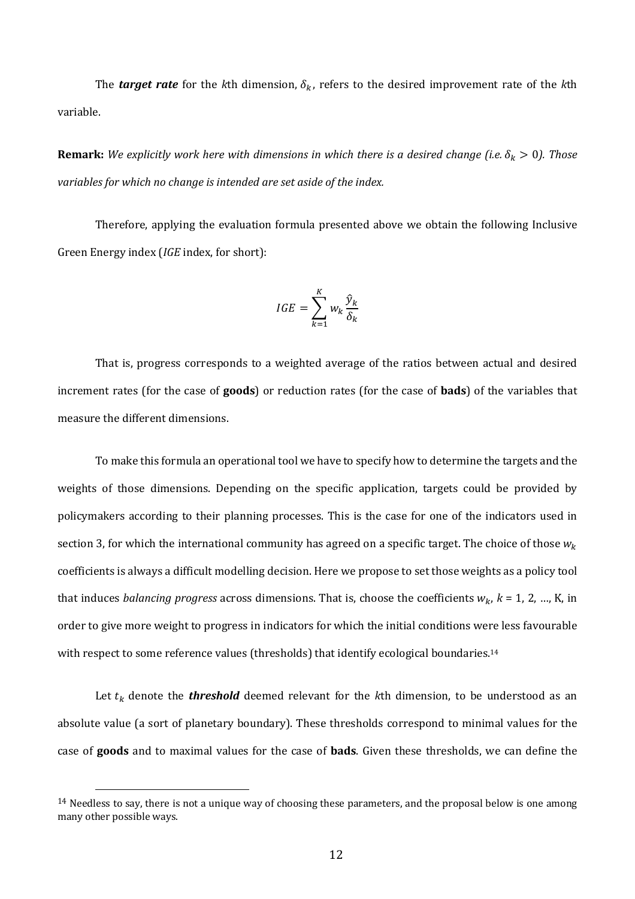The ***target rate*** for the *k*th dimension, $\delta_k$, refers to the desired improvement rate of the *k*th variable.

**Remark:** *We explicitly work here with dimensions in which there is a desired change (i.e.* $\delta_k > 0$*). Those variables for which no change is intended are set aside of the index.*

Therefore, applying the evaluation formula presented above we obtain the following Inclusive Green Energy index (*IGE* index, for short):

$$IGE = \sum_{k=1}^{K} w_k \frac{\hat{y}_k}{\delta_k}$$

That is, progress corresponds to a weighted average of the ratios between actual and desired increment rates (for the case of **goods**) or reduction rates (for the case of **bads**) of the variables that measure the different dimensions.

To make this formula an operational tool we have to specify how to determine the targets and the weights of those dimensions. Depending on the specific application, targets could be provided by policymakers according to their planning processes. This is the case for one of the indicators used in section 3, for which the international community has agreed on a specific target. The choice of those $w_k$ coefficients is always a difficult modelling decision. Here we propose to set those weights as a policy tool that induces *balancing progress* across dimensions. That is, choose the coefficients $w_k$, $k$ = 1, 2, …, K, in order to give more weight to progress in indicators for which the initial conditions were less favourable with respect to some reference values (thresholds) that identify ecological boundaries.[14]

Let $t_k$ denote the ***threshold*** deemed relevant for the *k*th dimension, to be understood as an absolute value (a sort of planetary boundary). These thresholds correspond to minimal values for the case of **goods** and to maximal values for the case of **bads**. Given these thresholds, we can define the

[14] Needless to say, there is not a unique way of choosing these parameters, and the proposal below is one among many other possible ways.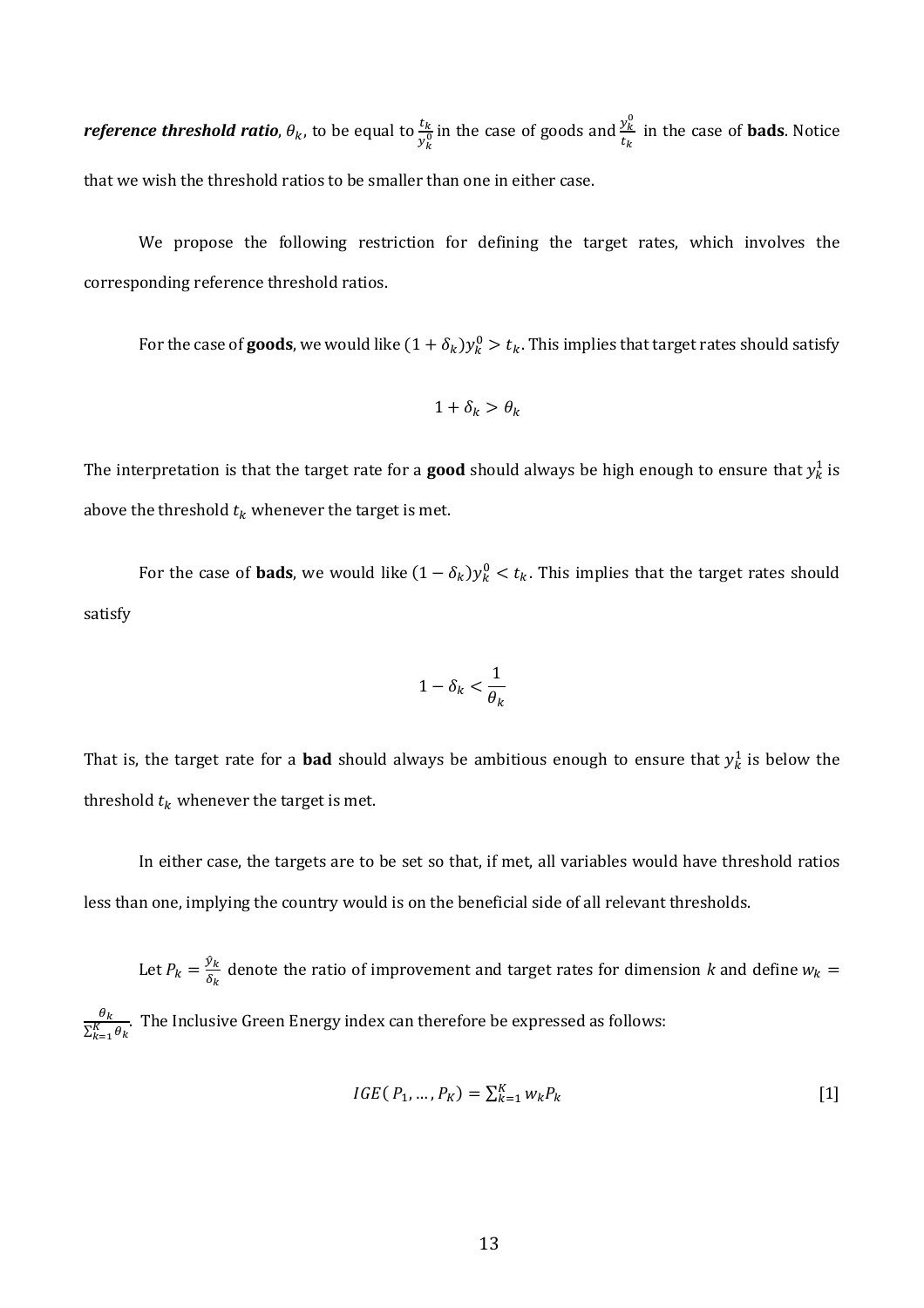***reference threshold ratio***, $\theta_k$, to be equal to $\frac{t_k}{y_k^0}$ in the case of goods and $\frac{y_k^0}{t_k}$ in the case of **bads**. Notice that we wish the threshold ratios to be smaller than one in either case.

We propose the following restriction for defining the target rates, which involves the corresponding reference threshold ratios.

For the case of **goods**, we would like $(1+\delta_k)y_k^0 > t_k$. This implies that target rates should satisfy

$$1+\delta_k > \theta_k$$

The interpretation is that the target rate for a **good** should always be high enough to ensure that $y_k^1$ is above the threshold $t_k$ whenever the target is met.

For the case of **bads**, we would like $(1-\delta_k)y_k^0 < t_k$. This implies that the target rates should satisfy

$$1-\delta_k < \frac{1}{\theta_k}$$

That is, the target rate for a **bad** should always be ambitious enough to ensure that $y_k^1$ is below the threshold $t_k$ whenever the target is met.

In either case, the targets are to be set so that, if met, all variables would have threshold ratios less than one, implying the country would is on the beneficial side of all relevant thresholds.

Let $P_k = \frac{\hat{y}_k}{\delta_k}$ denote the ratio of improvement and target rates for dimension $k$ and define $w_k = \frac{\theta_k}{\sum_{k=1}^{K}\theta_k}$. The Inclusive Green Energy index can therefore be expressed as follows:

$$IGE(P_1, \ldots, P_K) = \sum_{k=1}^{K} w_k P_k \quad [1]$$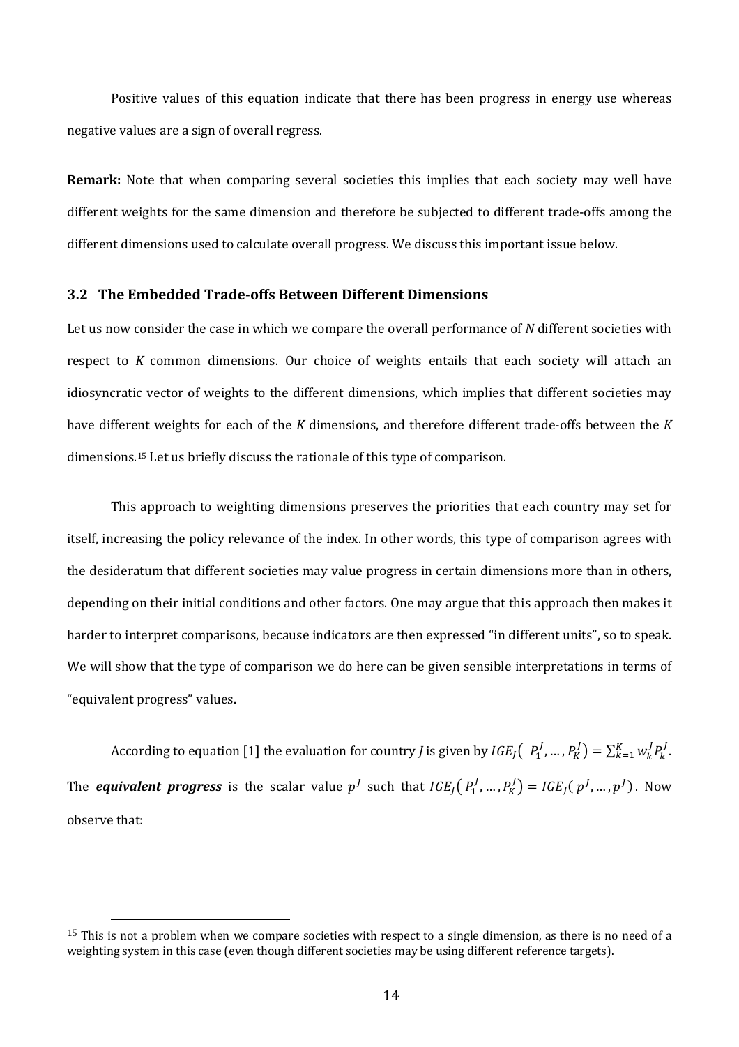Positive values of this equation indicate that there has been progress in energy use whereas negative values are a sign of overall regress.

**Remark:** Note that when comparing several societies this implies that each society may well have different weights for the same dimension and therefore be subjected to different trade-offs among the different dimensions used to calculate overall progress. We discuss this important issue below.

### 3.2 The Embedded Trade-offs Between Different Dimensions

Let us now consider the case in which we compare the overall performance of *N* different societies with respect to *K* common dimensions. Our choice of weights entails that each society will attach an idiosyncratic vector of weights to the different dimensions, which implies that different societies may have different weights for each of the *K* dimensions, and therefore different trade-offs between the *K* dimensions.[15] Let us briefly discuss the rationale of this type of comparison.

This approach to weighting dimensions preserves the priorities that each country may set for itself, increasing the policy relevance of the index. In other words, this type of comparison agrees with the desideratum that different societies may value progress in certain dimensions more than in others, depending on their initial conditions and other factors. One may argue that this approach then makes it harder to interpret comparisons, because indicators are then expressed "in different units", so to speak. We will show that the type of comparison we do here can be given sensible interpretations in terms of "equivalent progress" values.

According to equation [1] the evaluation for country *J* is given by $IGE_J(\ P_1^J, \dots, P_K^J) = \sum_{k=1}^{K} w_k^J P_k^J$. The ***equivalent progress*** is the scalar value $p^J$ such that $IGE_J(\ P_1^J, \dots, P_K^J) = IGE_J(\ p^J, \dots, p^J)$. Now observe that:

[15] This is not a problem when we compare societies with respect to a single dimension, as there is no need of a weighting system in this case (even though different societies may be using different reference targets).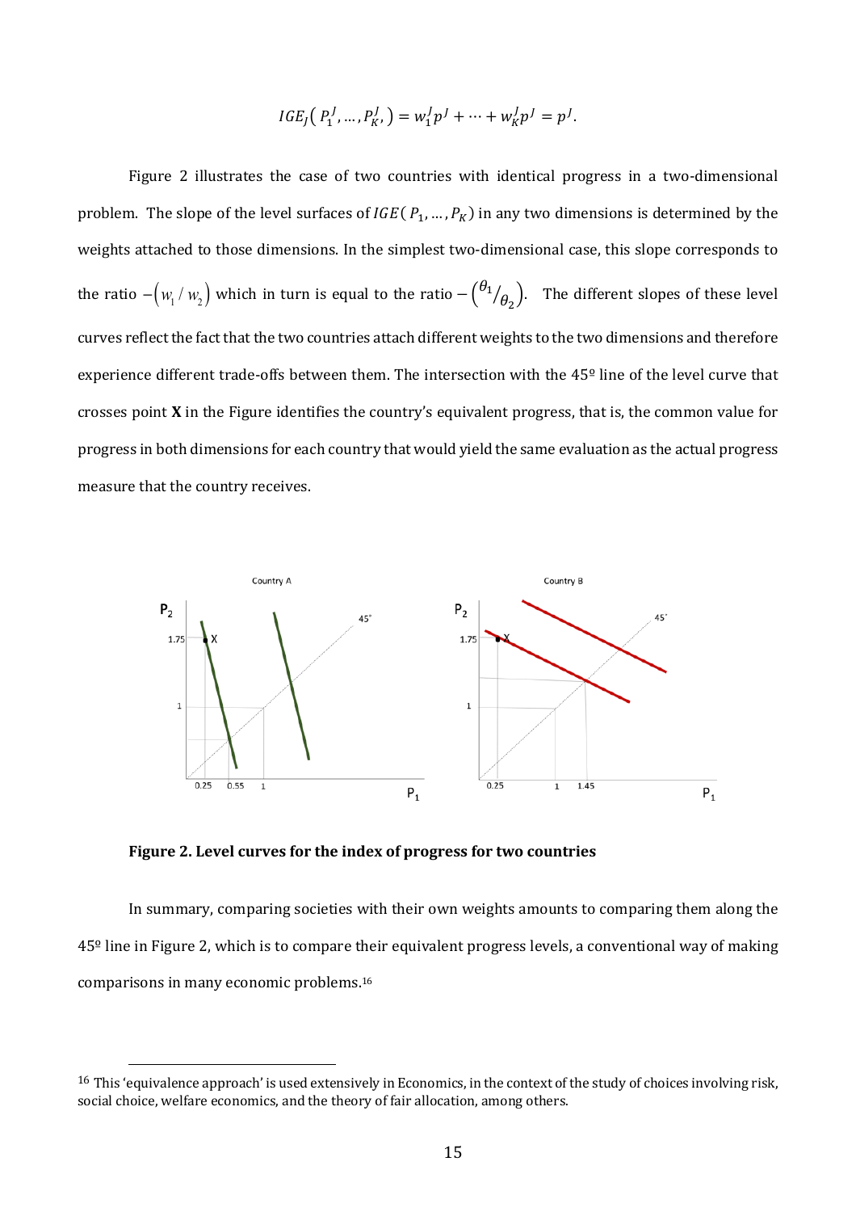$$IGE_J(P_1^J, \ldots, P_{K'}^J) = w_1^J p^J + \cdots + w_K^J p^J = p^J.$$

Figure 2 illustrates the case of two countries with identical progress in a two-dimensional problem. The slope of the level surfaces of $IGE(P_1, \ldots, P_K)$ in any two dimensions is determined by the weights attached to those dimensions. In the simplest two-dimensional case, this slope corresponds to the ratio $-\left(w_1 / w_2\right)$ which in turn is equal to the ratio $-\left(\theta_1/\theta_2\right)$. The different slopes of these level curves reflect the fact that the two countries attach different weights to the two dimensions and therefore experience different trade-offs between them. The intersection with the 45º line of the level curve that crosses point **X** in the Figure identifies the country's equivalent progress, that is, the common value for progress in both dimensions for each country that would yield the same evaluation as the actual progress measure that the country receives.

**Figure 2. Level curves for the index of progress for two countries**

In summary, comparing societies with their own weights amounts to comparing them along the 45º line in Figure 2, which is to compare their equivalent progress levels, a conventional way of making comparisons in many economic problems.[16]

[16] This 'equivalence approach' is used extensively in Economics, in the context of the study of choices involving risk, social choice, welfare economics, and the theory of fair allocation, among others.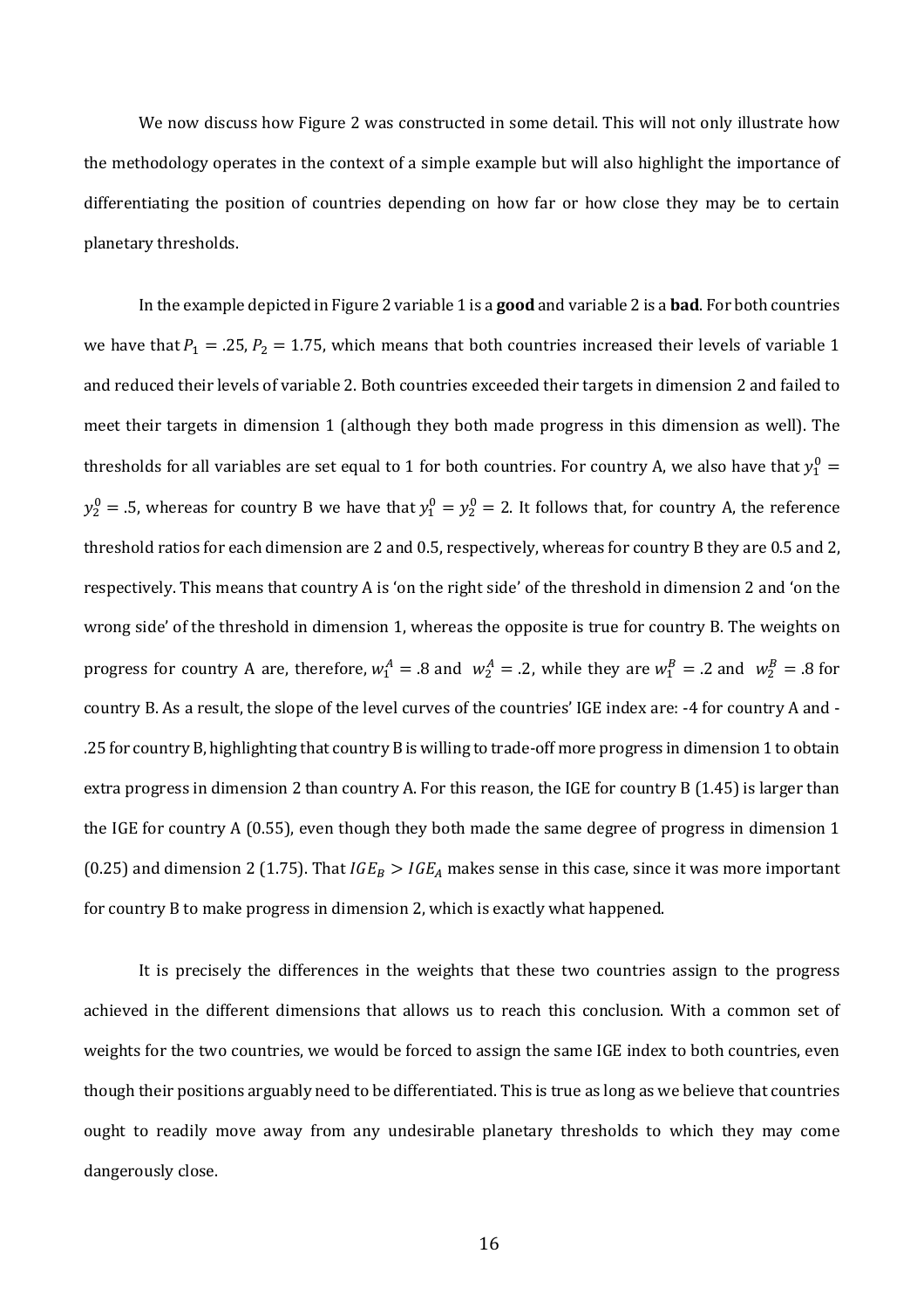We now discuss how Figure 2 was constructed in some detail. This will not only illustrate how the methodology operates in the context of a simple example but will also highlight the importance of differentiating the position of countries depending on how far or how close they may be to certain planetary thresholds.

In the example depicted in Figure 2 variable 1 is a **good** and variable 2 is a **bad**. For both countries we have that $P_1 = .25$, $P_2 = 1.75$, which means that both countries increased their levels of variable 1 and reduced their levels of variable 2. Both countries exceeded their targets in dimension 2 and failed to meet their targets in dimension 1 (although they both made progress in this dimension as well). The thresholds for all variables are set equal to 1 for both countries. For country A, we also have that $y_1^0 = y_2^0 = .5$, whereas for country B we have that $y_1^0 = y_2^0 = 2$. It follows that, for country A, the reference threshold ratios for each dimension are 2 and 0.5, respectively, whereas for country B they are 0.5 and 2, respectively. This means that country A is 'on the right side' of the threshold in dimension 2 and 'on the wrong side' of the threshold in dimension 1, whereas the opposite is true for country B. The weights on progress for country A are, therefore, $w_1^A = .8$ and $w_2^A = .2$, while they are $w_1^B = .2$ and $w_2^B = .8$ for country B. As a result, the slope of the level curves of the countries' IGE index are: -4 for country A and -.25 for country B, highlighting that country B is willing to trade-off more progress in dimension 1 to obtain extra progress in dimension 2 than country A. For this reason, the IGE for country B (1.45) is larger than the IGE for country A (0.55), even though they both made the same degree of progress in dimension 1 (0.25) and dimension 2 (1.75). That $IGE_B > IGE_A$ makes sense in this case, since it was more important for country B to make progress in dimension 2, which is exactly what happened.

It is precisely the differences in the weights that these two countries assign to the progress achieved in the different dimensions that allows us to reach this conclusion. With a common set of weights for the two countries, we would be forced to assign the same IGE index to both countries, even though their positions arguably need to be differentiated. This is true as long as we believe that countries ought to readily move away from any undesirable planetary thresholds to which they may come dangerously close.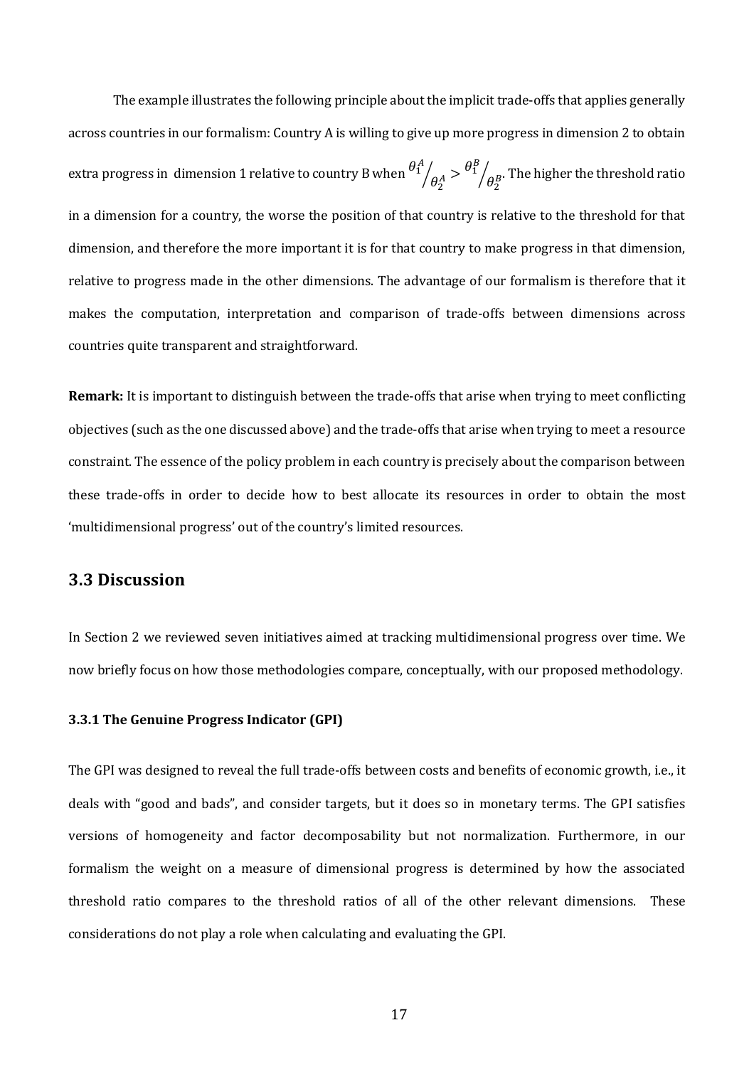The example illustrates the following principle about the implicit trade-offs that applies generally across countries in our formalism: Country A is willing to give up more progress in dimension 2 to obtain extra progress in dimension 1 relative to country B when $\theta_1^A / \theta_2^A > \theta_1^B / \theta_2^B$. The higher the threshold ratio in a dimension for a country, the worse the position of that country is relative to the threshold for that dimension, and therefore the more important it is for that country to make progress in that dimension, relative to progress made in the other dimensions. The advantage of our formalism is therefore that it makes the computation, interpretation and comparison of trade-offs between dimensions across countries quite transparent and straightforward.

**Remark:** It is important to distinguish between the trade-offs that arise when trying to meet conflicting objectives (such as the one discussed above) and the trade-offs that arise when trying to meet a resource constraint. The essence of the policy problem in each country is precisely about the comparison between these trade-offs in order to decide how to best allocate its resources in order to obtain the most 'multidimensional progress' out of the country's limited resources.

## 3.3 Discussion

In Section 2 we reviewed seven initiatives aimed at tracking multidimensional progress over time. We now briefly focus on how those methodologies compare, conceptually, with our proposed methodology.

### 3.3.1 The Genuine Progress Indicator (GPI)

The GPI was designed to reveal the full trade-offs between costs and benefits of economic growth, i.e., it deals with "good and bads", and consider targets, but it does so in monetary terms. The GPI satisfies versions of homogeneity and factor decomposability but not normalization. Furthermore, in our formalism the weight on a measure of dimensional progress is determined by how the associated threshold ratio compares to the threshold ratios of all of the other relevant dimensions. These considerations do not play a role when calculating and evaluating the GPI.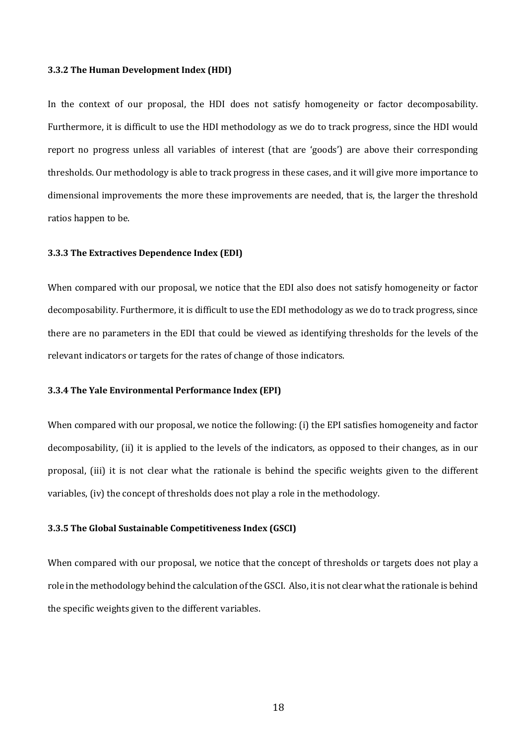#### 3.3.2 The Human Development Index (HDI)

In the context of our proposal, the HDI does not satisfy homogeneity or factor decomposability. Furthermore, it is difficult to use the HDI methodology as we do to track progress, since the HDI would report no progress unless all variables of interest (that are 'goods') are above their corresponding thresholds. Our methodology is able to track progress in these cases, and it will give more importance to dimensional improvements the more these improvements are needed, that is, the larger the threshold ratios happen to be.

#### 3.3.3 The Extractives Dependence Index (EDI)

When compared with our proposal, we notice that the EDI also does not satisfy homogeneity or factor decomposability. Furthermore, it is difficult to use the EDI methodology as we do to track progress, since there are no parameters in the EDI that could be viewed as identifying thresholds for the levels of the relevant indicators or targets for the rates of change of those indicators.

#### 3.3.4 The Yale Environmental Performance Index (EPI)

When compared with our proposal, we notice the following: (i) the EPI satisfies homogeneity and factor decomposability, (ii) it is applied to the levels of the indicators, as opposed to their changes, as in our proposal, (iii) it is not clear what the rationale is behind the specific weights given to the different variables, (iv) the concept of thresholds does not play a role in the methodology.

#### 3.3.5 The Global Sustainable Competitiveness Index (GSCI)

When compared with our proposal, we notice that the concept of thresholds or targets does not play a role in the methodology behind the calculation of the GSCI. Also, it is not clear what the rationale is behind the specific weights given to the different variables.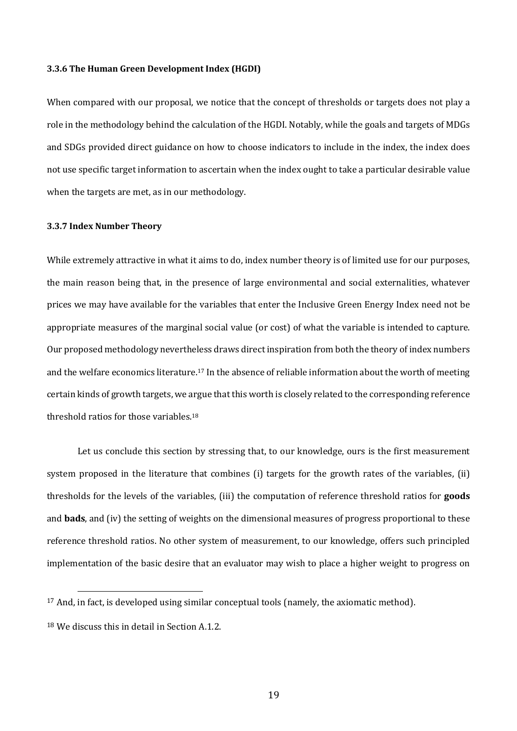#### 3.3.6 The Human Green Development Index (HGDI)

When compared with our proposal, we notice that the concept of thresholds or targets does not play a role in the methodology behind the calculation of the HGDI. Notably, while the goals and targets of MDGs and SDGs provided direct guidance on how to choose indicators to include in the index, the index does not use specific target information to ascertain when the index ought to take a particular desirable value when the targets are met, as in our methodology.

#### 3.3.7 Index Number Theory

While extremely attractive in what it aims to do, index number theory is of limited use for our purposes, the main reason being that, in the presence of large environmental and social externalities, whatever prices we may have available for the variables that enter the Inclusive Green Energy Index need not be appropriate measures of the marginal social value (or cost) of what the variable is intended to capture. Our proposed methodology nevertheless draws direct inspiration from both the theory of index numbers and the welfare economics literature.[17] In the absence of reliable information about the worth of meeting certain kinds of growth targets, we argue that this worth is closely related to the corresponding reference threshold ratios for those variables.[18]

Let us conclude this section by stressing that, to our knowledge, ours is the first measurement system proposed in the literature that combines (i) targets for the growth rates of the variables, (ii) thresholds for the levels of the variables, (iii) the computation of reference threshold ratios for **goods** and **bads**, and (iv) the setting of weights on the dimensional measures of progress proportional to these reference threshold ratios. No other system of measurement, to our knowledge, offers such principled implementation of the basic desire that an evaluator may wish to place a higher weight to progress on

[17] And, in fact, is developed using similar conceptual tools (namely, the axiomatic method).

[18] We discuss this in detail in Section A.1.2.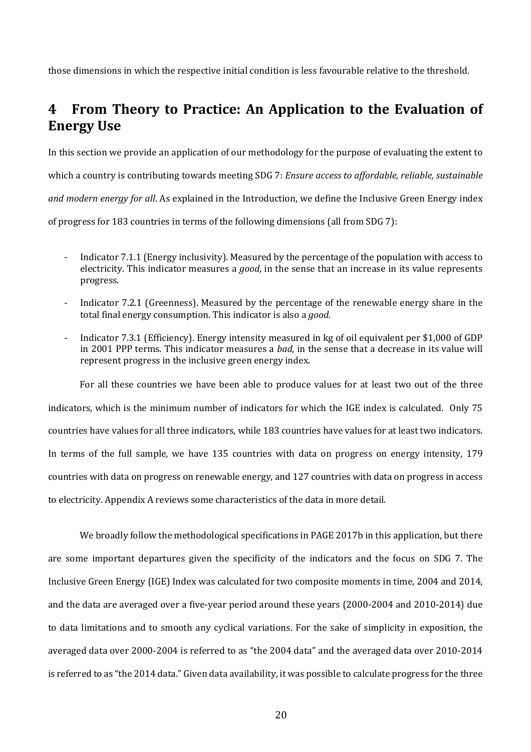those dimensions in which the respective initial condition is less favourable relative to the threshold.

## 4 From Theory to Practice: An Application to the Evaluation of Energy Use

In this section we provide an application of our methodology for the purpose of evaluating the extent to which a country is contributing towards meeting SDG 7: *Ensure access to affordable, reliable, sustainable and modern energy for all*. As explained in the Introduction, we define the Inclusive Green Energy index of progress for 183 countries in terms of the following dimensions (all from SDG 7):

- Indicator 7.1.1 (Energy inclusivity). Measured by the percentage of the population with access to electricity. This indicator measures a *good*, in the sense that an increase in its value represents progress.
- Indicator 7.2.1 (Greenness). Measured by the percentage of the renewable energy share in the total final energy consumption. This indicator is also a *good.*
- Indicator 7.3.1 (Efficiency). Energy intensity measured in kg of oil equivalent per $1,000 of GDP in 2001 PPP terms. This indicator measures a *bad*, in the sense that a decrease in its value will represent progress in the inclusive green energy index.

For all these countries we have been able to produce values for at least two out of the three indicators, which is the minimum number of indicators for which the IGE index is calculated. Only 75 countries have values for all three indicators, while 183 countries have values for at least two indicators. In terms of the full sample, we have 135 countries with data on progress on energy intensity, 179 countries with data on progress on renewable energy, and 127 countries with data on progress in access to electricity. Appendix A reviews some characteristics of the data in more detail.

We broadly follow the methodological specifications in PAGE 2017b in this application, but there are some important departures given the specificity of the indicators and the focus on SDG 7. The Inclusive Green Energy (IGE) Index was calculated for two composite moments in time, 2004 and 2014, and the data are averaged over a five-year period around these years (2000-2004 and 2010-2014) due to data limitations and to smooth any cyclical variations. For the sake of simplicity in exposition, the averaged data over 2000-2004 is referred to as "the 2004 data" and the averaged data over 2010-2014 is referred to as "the 2014 data." Given data availability, it was possible to calculate progress for the three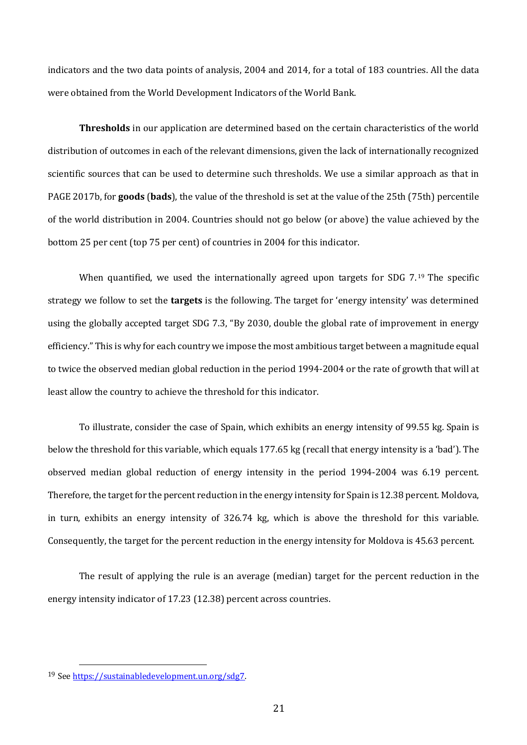indicators and the two data points of analysis, 2004 and 2014, for a total of 183 countries. All the data were obtained from the World Development Indicators of the World Bank.

**Thresholds** in our application are determined based on the certain characteristics of the world distribution of outcomes in each of the relevant dimensions, given the lack of internationally recognized scientific sources that can be used to determine such thresholds. We use a similar approach as that in PAGE 2017b, for **goods** (**bads**), the value of the threshold is set at the value of the 25th (75th) percentile of the world distribution in 2004. Countries should not go below (or above) the value achieved by the bottom 25 per cent (top 75 per cent) of countries in 2004 for this indicator.

When quantified, we used the internationally agreed upon targets for SDG 7.[19] The specific strategy we follow to set the **targets** is the following. The target for 'energy intensity' was determined using the globally accepted target SDG 7.3, "By 2030, double the global rate of improvement in energy efficiency." This is why for each country we impose the most ambitious target between a magnitude equal to twice the observed median global reduction in the period 1994-2004 or the rate of growth that will at least allow the country to achieve the threshold for this indicator.

To illustrate, consider the case of Spain, which exhibits an energy intensity of 99.55 kg. Spain is below the threshold for this variable, which equals 177.65 kg (recall that energy intensity is a 'bad'). The observed median global reduction of energy intensity in the period 1994-2004 was 6.19 percent. Therefore, the target for the percent reduction in the energy intensity for Spain is 12.38 percent. Moldova, in turn, exhibits an energy intensity of 326.74 kg, which is above the threshold for this variable. Consequently, the target for the percent reduction in the energy intensity for Moldova is 45.63 percent.

The result of applying the rule is an average (median) target for the percent reduction in the energy intensity indicator of 17.23 (12.38) percent across countries.

---

[19] See https://sustainabledevelopment.un.org/sdg7.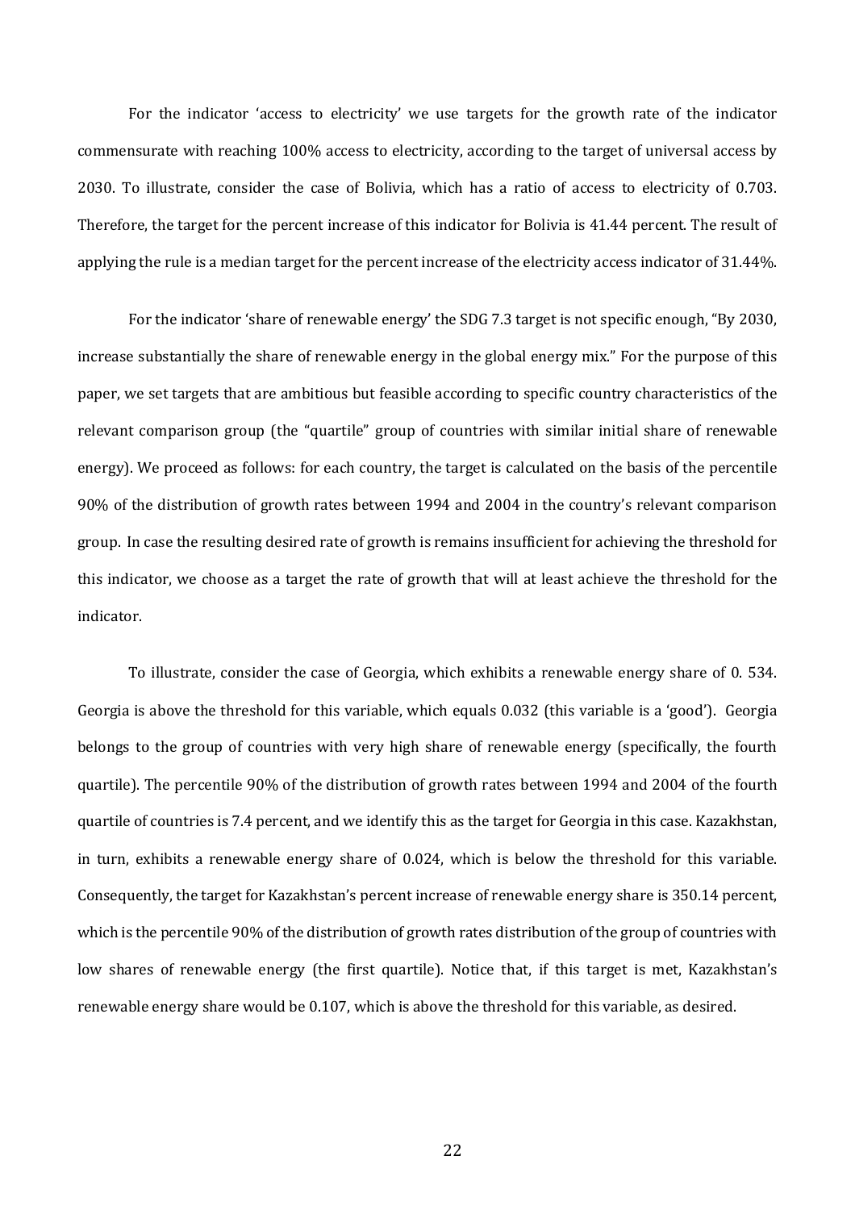For the indicator 'access to electricity' we use targets for the growth rate of the indicator commensurate with reaching 100% access to electricity, according to the target of universal access by 2030. To illustrate, consider the case of Bolivia, which has a ratio of access to electricity of 0.703. Therefore, the target for the percent increase of this indicator for Bolivia is 41.44 percent. The result of applying the rule is a median target for the percent increase of the electricity access indicator of 31.44%.

For the indicator 'share of renewable energy' the SDG 7.3 target is not specific enough, "By 2030, increase substantially the share of renewable energy in the global energy mix." For the purpose of this paper, we set targets that are ambitious but feasible according to specific country characteristics of the relevant comparison group (the "quartile" group of countries with similar initial share of renewable energy). We proceed as follows: for each country, the target is calculated on the basis of the percentile 90% of the distribution of growth rates between 1994 and 2004 in the country's relevant comparison group. In case the resulting desired rate of growth is remains insufficient for achieving the threshold for this indicator, we choose as a target the rate of growth that will at least achieve the threshold for the indicator.

To illustrate, consider the case of Georgia, which exhibits a renewable energy share of 0. 534. Georgia is above the threshold for this variable, which equals 0.032 (this variable is a 'good'). Georgia belongs to the group of countries with very high share of renewable energy (specifically, the fourth quartile). The percentile 90% of the distribution of growth rates between 1994 and 2004 of the fourth quartile of countries is 7.4 percent, and we identify this as the target for Georgia in this case. Kazakhstan, in turn, exhibits a renewable energy share of 0.024, which is below the threshold for this variable. Consequently, the target for Kazakhstan's percent increase of renewable energy share is 350.14 percent, which is the percentile 90% of the distribution of growth rates distribution of the group of countries with low shares of renewable energy (the first quartile). Notice that, if this target is met, Kazakhstan's renewable energy share would be 0.107, which is above the threshold for this variable, as desired.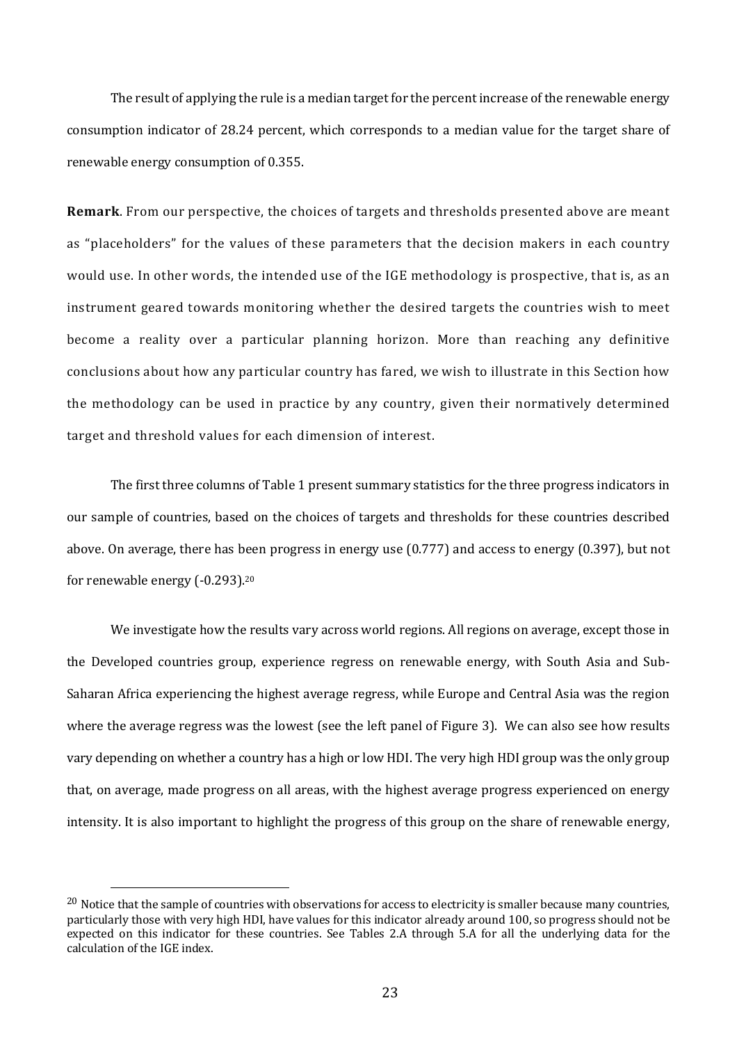The result of applying the rule is a median target for the percent increase of the renewable energy consumption indicator of 28.24 percent, which corresponds to a median value for the target share of renewable energy consumption of 0.355.

**Remark**. From our perspective, the choices of targets and thresholds presented above are meant as "placeholders" for the values of these parameters that the decision makers in each country would use. In other words, the intended use of the IGE methodology is prospective, that is, as an instrument geared towards monitoring whether the desired targets the countries wish to meet become a reality over a particular planning horizon. More than reaching any definitive conclusions about how any particular country has fared, we wish to illustrate in this Section how the methodology can be used in practice by any country, given their normatively determined target and threshold values for each dimension of interest.

The first three columns of Table 1 present summary statistics for the three progress indicators in our sample of countries, based on the choices of targets and thresholds for these countries described above. On average, there has been progress in energy use (0.777) and access to energy (0.397), but not for renewable energy (-0.293).[20]

We investigate how the results vary across world regions. All regions on average, except those in the Developed countries group, experience regress on renewable energy, with South Asia and Sub-Saharan Africa experiencing the highest average regress, while Europe and Central Asia was the region where the average regress was the lowest (see the left panel of Figure 3). We can also see how results vary depending on whether a country has a high or low HDI. The very high HDI group was the only group that, on average, made progress on all areas, with the highest average progress experienced on energy intensity. It is also important to highlight the progress of this group on the share of renewable energy,

[20] Notice that the sample of countries with observations for access to electricity is smaller because many countries, particularly those with very high HDI, have values for this indicator already around 100, so progress should not be expected on this indicator for these countries. See Tables 2.A through 5.A for all the underlying data for the calculation of the IGE index.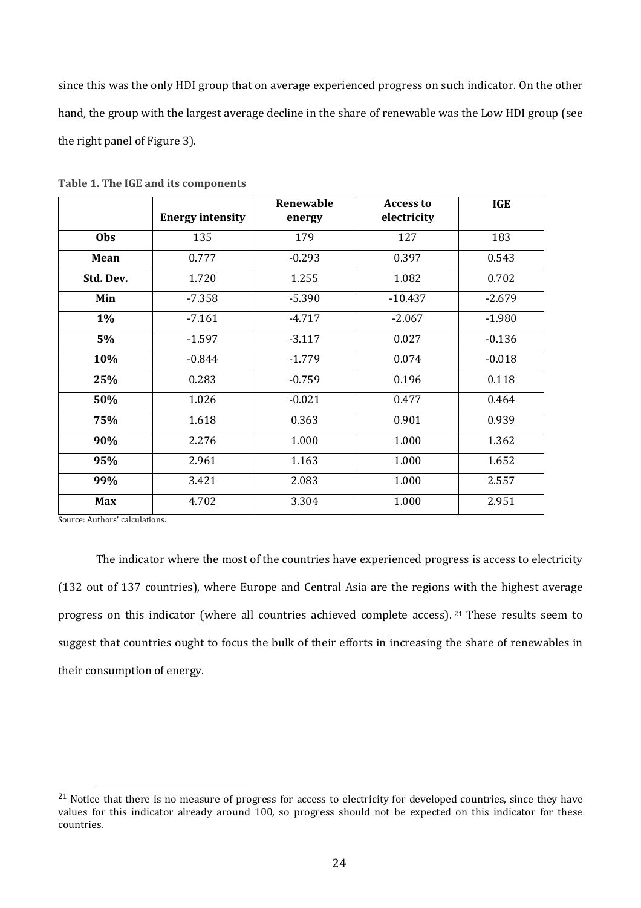since this was the only HDI group that on average experienced progress on such indicator. On the other hand, the group with the largest average decline in the share of renewable was the Low HDI group (see the right panel of Figure 3).

**Table 1. The IGE and its components**

| | Energy intensity | Renewable energy | Access to electricity | IGE |
|---|---|---|---|---|
| **Obs** | 135 | 179 | 127 | 183 |
| **Mean** | 0.777 | -0.293 | 0.397 | 0.543 |
| **Std. Dev.** | 1.720 | 1.255 | 1.082 | 0.702 |
| **Min** | -7.358 | -5.390 | -10.437 | -2.679 |
| **1%** | -7.161 | -4.717 | -2.067 | -1.980 |
| **5%** | -1.597 | -3.117 | 0.027 | -0.136 |
| **10%** | -0.844 | -1.779 | 0.074 | -0.018 |
| **25%** | 0.283 | -0.759 | 0.196 | 0.118 |
| **50%** | 1.026 | -0.021 | 0.477 | 0.464 |
| **75%** | 1.618 | 0.363 | 0.901 | 0.939 |
| **90%** | 2.276 | 1.000 | 1.000 | 1.362 |
| **95%** | 2.961 | 1.163 | 1.000 | 1.652 |
| **99%** | 3.421 | 2.083 | 1.000 | 2.557 |
| **Max** | 4.702 | 3.304 | 1.000 | 2.951 |

Source: Authors' calculations.

The indicator where the most of the countries have experienced progress is access to electricity (132 out of 137 countries), where Europe and Central Asia are the regions with the highest average progress on this indicator (where all countries achieved complete access).[21] These results seem to suggest that countries ought to focus the bulk of their efforts in increasing the share of renewables in their consumption of energy.

[21] Notice that there is no measure of progress for access to electricity for developed countries, since they have values for this indicator already around 100, so progress should not be expected on this indicator for these countries.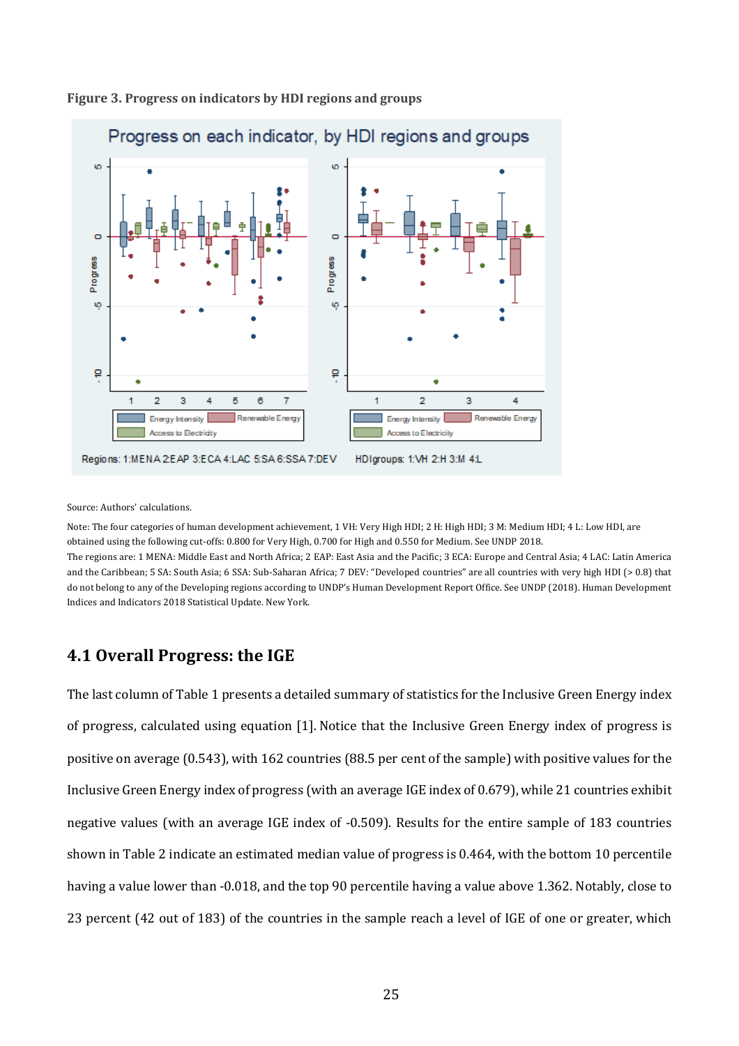**Figure 3. Progress on indicators by HDI regions and groups**

Source: Authors' calculations.

Note: The four categories of human development achievement, 1 VH: Very High HDI; 2 H: High HDI; 3 M: Medium HDI; 4 L: Low HDI, are obtained using the following cut-offs: 0.800 for Very High, 0.700 for High and 0.550 for Medium. See UNDP 2018.

The regions are: 1 MENA: Middle East and North Africa; 2 EAP: East Asia and the Pacific; 3 ECA: Europe and Central Asia; 4 LAC: Latin America and the Caribbean; 5 SA: South Asia; 6 SSA: Sub-Saharan Africa; 7 DEV: "Developed countries" are all countries with very high HDI (> 0.8) that do not belong to any of the Developing regions according to UNDP's Human Development Report Office. See UNDP (2018). Human Development Indices and Indicators 2018 Statistical Update. New York.

## 4.1 Overall Progress: the IGE

The last column of Table 1 presents a detailed summary of statistics for the Inclusive Green Energy index of progress, calculated using equation [1]. Notice that the Inclusive Green Energy index of progress is positive on average (0.543), with 162 countries (88.5 per cent of the sample) with positive values for the Inclusive Green Energy index of progress (with an average IGE index of 0.679), while 21 countries exhibit negative values (with an average IGE index of -0.509). Results for the entire sample of 183 countries shown in Table 2 indicate an estimated median value of progress is 0.464, with the bottom 10 percentile having a value lower than -0.018, and the top 90 percentile having a value above 1.362. Notably, close to 23 percent (42 out of 183) of the countries in the sample reach a level of IGE of one or greater, which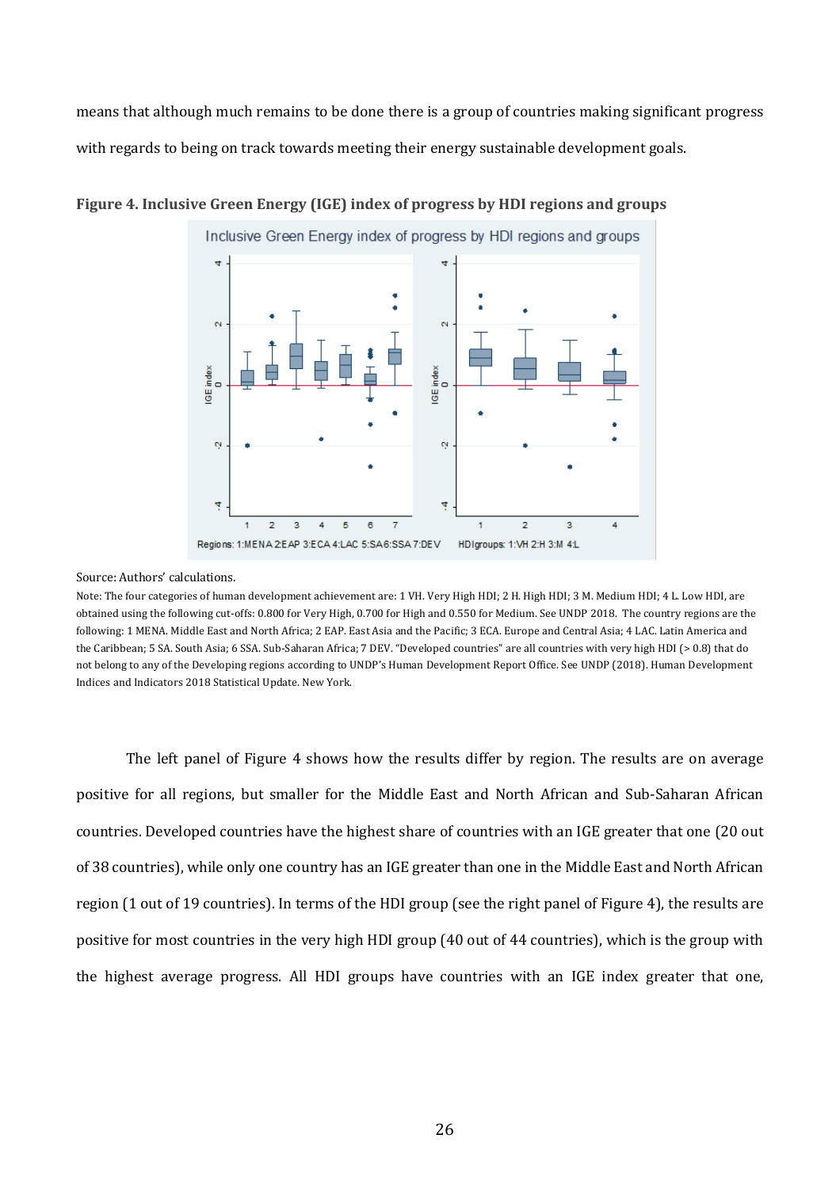means that although much remains to be done there is a group of countries making significant progress with regards to being on track towards meeting their energy sustainable development goals.

**Figure 4. Inclusive Green Energy (IGE) index of progress by HDI regions and groups**

Source: Authors' calculations.

Note: The four categories of human development achievement are: 1 VH. Very High HDI; 2 H. High HDI; 3 M. Medium HDI; 4 L. Low HDI, are obtained using the following cut-offs: 0.800 for Very High, 0.700 for High and 0.550 for Medium. See UNDP 2018. The country regions are the following: 1 MENA. Middle East and North Africa; 2 EAP. East Asia and the Pacific; 3 ECA. Europe and Central Asia; 4 LAC. Latin America and the Caribbean; 5 SA. South Asia; 6 SSA. Sub-Saharan Africa; 7 DEV. "Developed countries" are all countries with very high HDI (> 0.8) that do not belong to any of the Developing regions according to UNDP's Human Development Report Office. See UNDP (2018). Human Development Indices and Indicators 2018 Statistical Update. New York.

The left panel of Figure 4 shows how the results differ by region. The results are on average positive for all regions, but smaller for the Middle East and North African and Sub-Saharan African countries. Developed countries have the highest share of countries with an IGE greater that one (20 out of 38 countries), while only one country has an IGE greater than one in the Middle East and North African region (1 out of 19 countries). In terms of the HDI group (see the right panel of Figure 4), the results are positive for most countries in the very high HDI group (40 out of 44 countries), which is the group with the highest average progress. All HDI groups have countries with an IGE index greater that one,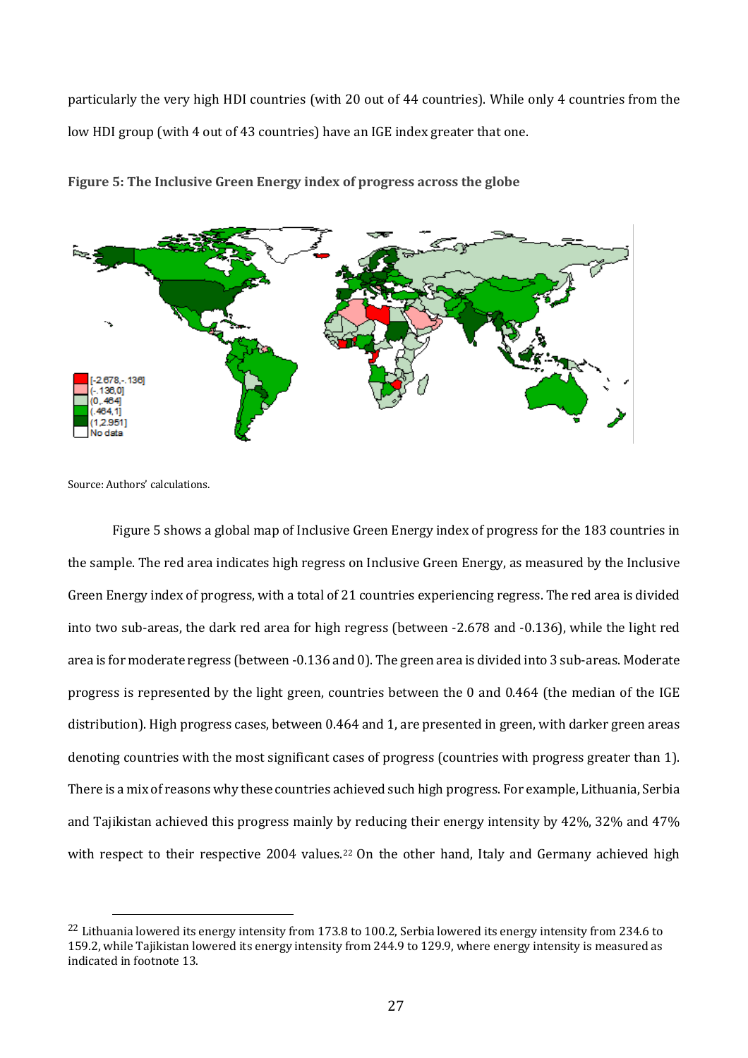particularly the very high HDI countries (with 20 out of 44 countries). While only 4 countries from the low HDI group (with 4 out of 43 countries) have an IGE index greater that one.

**Figure 5: The Inclusive Green Energy index of progress across the globe**

Source: Authors' calculations.

Figure 5 shows a global map of Inclusive Green Energy index of progress for the 183 countries in the sample. The red area indicates high regress on Inclusive Green Energy, as measured by the Inclusive Green Energy index of progress, with a total of 21 countries experiencing regress. The red area is divided into two sub-areas, the dark red area for high regress (between -2.678 and -0.136), while the light red area is for moderate regress (between -0.136 and 0). The green area is divided into 3 sub-areas. Moderate progress is represented by the light green, countries between the 0 and 0.464 (the median of the IGE distribution). High progress cases, between 0.464 and 1, are presented in green, with darker green areas denoting countries with the most significant cases of progress (countries with progress greater than 1). There is a mix of reasons why these countries achieved such high progress. For example, Lithuania, Serbia and Tajikistan achieved this progress mainly by reducing their energy intensity by 42%, 32% and 47% with respect to their respective 2004 values.[22] On the other hand, Italy and Germany achieved high

[22] Lithuania lowered its energy intensity from 173.8 to 100.2, Serbia lowered its energy intensity from 234.6 to 159.2, while Tajikistan lowered its energy intensity from 244.9 to 129.9, where energy intensity is measured as indicated in footnote 13.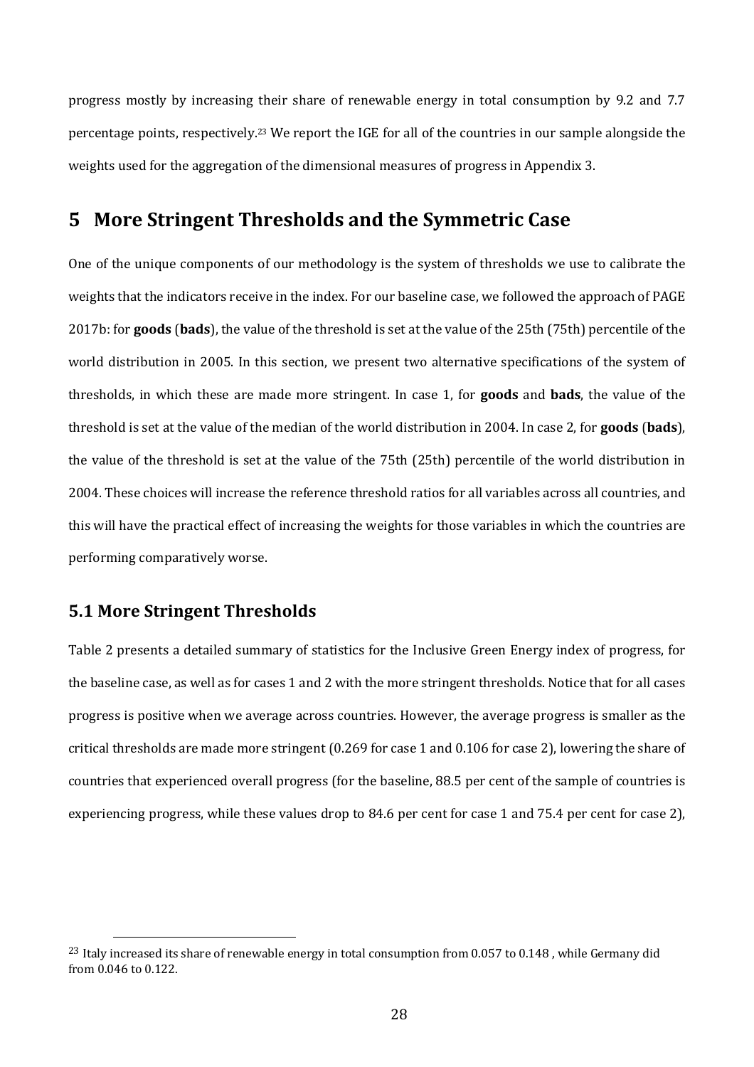progress mostly by increasing their share of renewable energy in total consumption by 9.2 and 7.7 percentage points, respectively.[23] We report the IGE for all of the countries in our sample alongside the weights used for the aggregation of the dimensional measures of progress in Appendix 3.

# 5 More Stringent Thresholds and the Symmetric Case

One of the unique components of our methodology is the system of thresholds we use to calibrate the weights that the indicators receive in the index. For our baseline case, we followed the approach of PAGE 2017b: for **goods** (**bads**), the value of the threshold is set at the value of the 25th (75th) percentile of the world distribution in 2005. In this section, we present two alternative specifications of the system of thresholds, in which these are made more stringent. In case 1, for **goods** and **bads**, the value of the threshold is set at the value of the median of the world distribution in 2004. In case 2, for **goods** (**bads**), the value of the threshold is set at the value of the 75th (25th) percentile of the world distribution in 2004. These choices will increase the reference threshold ratios for all variables across all countries, and this will have the practical effect of increasing the weights for those variables in which the countries are performing comparatively worse.

## 5.1 More Stringent Thresholds

Table 2 presents a detailed summary of statistics for the Inclusive Green Energy index of progress, for the baseline case, as well as for cases 1 and 2 with the more stringent thresholds. Notice that for all cases progress is positive when we average across countries. However, the average progress is smaller as the critical thresholds are made more stringent (0.269 for case 1 and 0.106 for case 2), lowering the share of countries that experienced overall progress (for the baseline, 88.5 per cent of the sample of countries is experiencing progress, while these values drop to 84.6 per cent for case 1 and 75.4 per cent for case 2),

[23] Italy increased its share of renewable energy in total consumption from 0.057 to 0.148 , while Germany did from 0.046 to 0.122.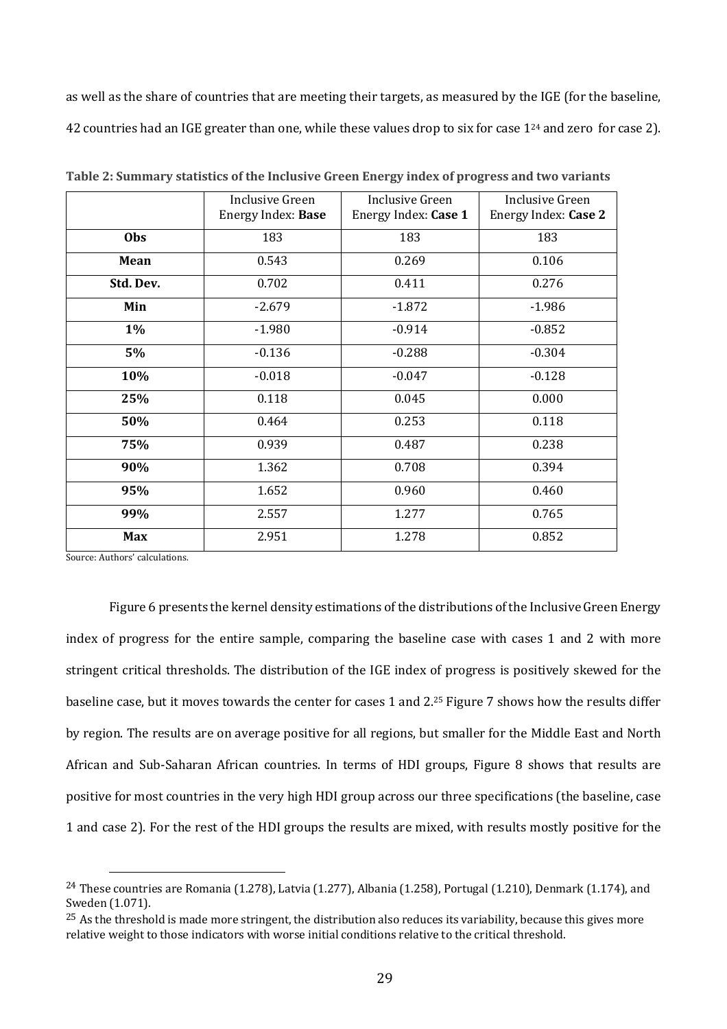as well as the share of countries that are meeting their targets, as measured by the IGE (for the baseline, 42 countries had an IGE greater than one, while these values drop to six for case 1[24] and zero for case 2).

**Table 2: Summary statistics of the Inclusive Green Energy index of progress and two variants**

| | Inclusive Green Energy Index: **Base** | Inclusive Green Energy Index: **Case 1** | Inclusive Green Energy Index: **Case 2** |
|---|---|---|---|
| **Obs** | 183 | 183 | 183 |
| **Mean** | 0.543 | 0.269 | 0.106 |
| **Std. Dev.** | 0.702 | 0.411 | 0.276 |
| **Min** | -2.679 | -1.872 | -1.986 |
| **1%** | -1.980 | -0.914 | -0.852 |
| **5%** | -0.136 | -0.288 | -0.304 |
| **10%** | -0.018 | -0.047 | -0.128 |
| **25%** | 0.118 | 0.045 | 0.000 |
| **50%** | 0.464 | 0.253 | 0.118 |
| **75%** | 0.939 | 0.487 | 0.238 |
| **90%** | 1.362 | 0.708 | 0.394 |
| **95%** | 1.652 | 0.960 | 0.460 |
| **99%** | 2.557 | 1.277 | 0.765 |
| **Max** | 2.951 | 1.278 | 0.852 |

Source: Authors' calculations.

Figure 6 presents the kernel density estimations of the distributions of the Inclusive Green Energy index of progress for the entire sample, comparing the baseline case with cases 1 and 2 with more stringent critical thresholds. The distribution of the IGE index of progress is positively skewed for the baseline case, but it moves towards the center for cases 1 and 2.[25] Figure 7 shows how the results differ by region. The results are on average positive for all regions, but smaller for the Middle East and North African and Sub-Saharan African countries. In terms of HDI groups, Figure 8 shows that results are positive for most countries in the very high HDI group across our three specifications (the baseline, case 1 and case 2). For the rest of the HDI groups the results are mixed, with results mostly positive for the

[24] These countries are Romania (1.278), Latvia (1.277), Albania (1.258), Portugal (1.210), Denmark (1.174), and Sweden (1.071).

[25] As the threshold is made more stringent, the distribution also reduces its variability, because this gives more relative weight to those indicators with worse initial conditions relative to the critical threshold.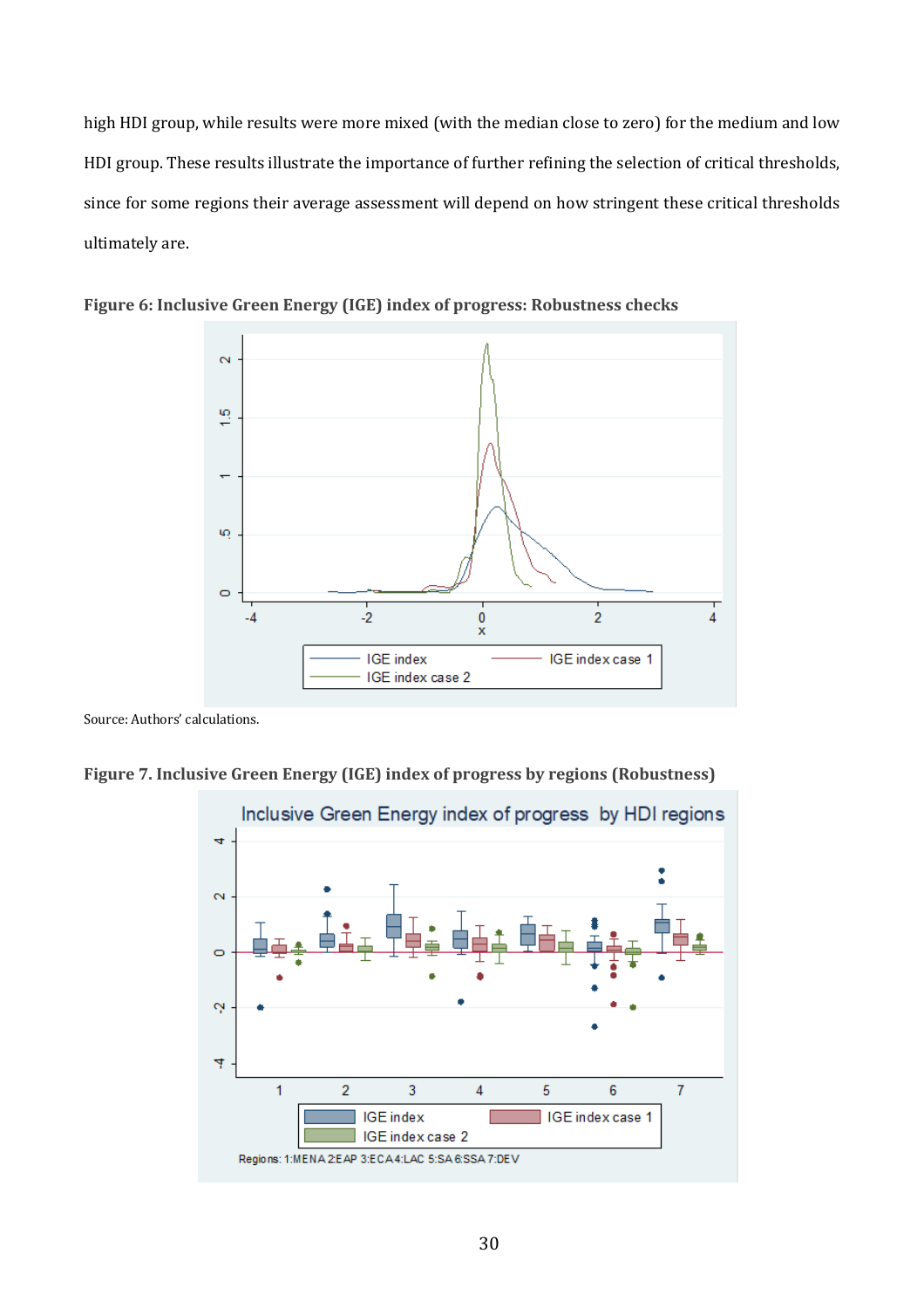high HDI group, while results were more mixed (with the median close to zero) for the medium and low HDI group. These results illustrate the importance of further refining the selection of critical thresholds, since for some regions their average assessment will depend on how stringent these critical thresholds ultimately are.

**Figure 6: Inclusive Green Energy (IGE) index of progress: Robustness checks**

Source: Authors' calculations.

**Figure 7. Inclusive Green Energy (IGE) index of progress by regions (Robustness)**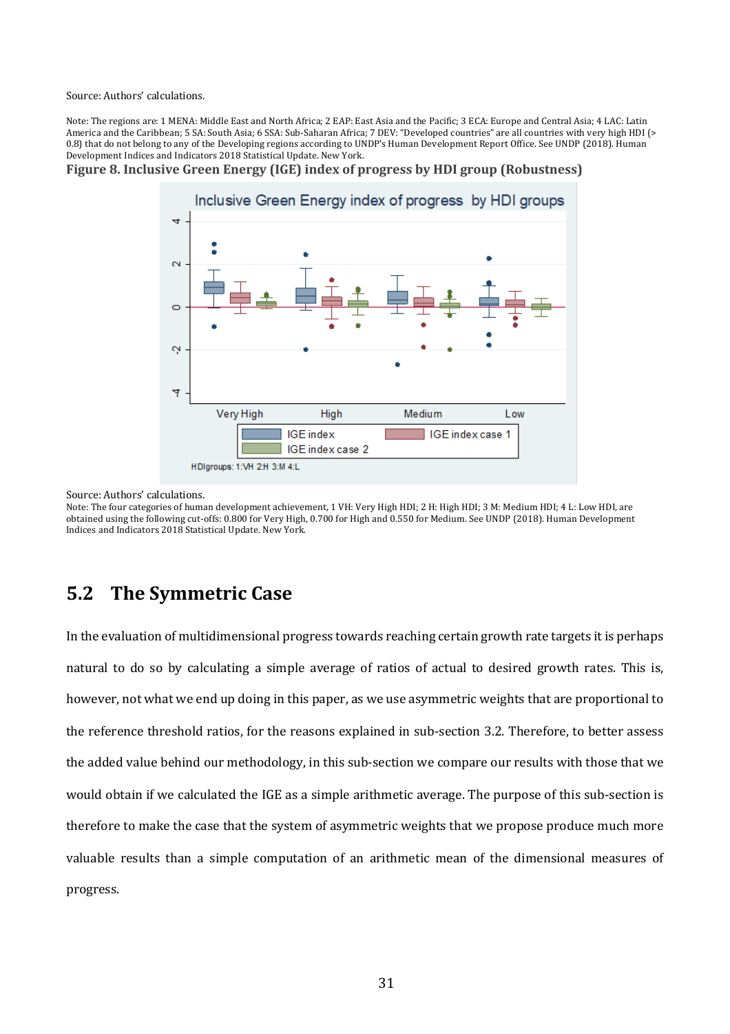Source: Authors' calculations.

Note: The regions are: 1 MENA: Middle East and North Africa; 2 EAP: East Asia and the Pacific; 3 ECA: Europe and Central Asia; 4 LAC: Latin America and the Caribbean; 5 SA: South Asia; 6 SSA: Sub-Saharan Africa; 7 DEV: "Developed countries" are all countries with very high HDI (> 0.8) that do not belong to any of the Developing regions according to UNDP's Human Development Report Office. See UNDP (2018). Human Development Indices and Indicators 2018 Statistical Update. New York.

**Figure 8. Inclusive Green Energy (IGE) index of progress by HDI group (Robustness)**

Source: Authors' calculations.

Note: The four categories of human development achievement, 1 VH: Very High HDI; 2 H: High HDI; 3 M: Medium HDI; 4 L: Low HDI, are obtained using the following cut-offs: 0.800 for Very High, 0.700 for High and 0.550 for Medium. See UNDP (2018). Human Development Indices and Indicators 2018 Statistical Update. New York.

## 5.2 The Symmetric Case

In the evaluation of multidimensional progress towards reaching certain growth rate targets it is perhaps natural to do so by calculating a simple average of ratios of actual to desired growth rates. This is, however, not what we end up doing in this paper, as we use asymmetric weights that are proportional to the reference threshold ratios, for the reasons explained in sub-section 3.2. Therefore, to better assess the added value behind our methodology, in this sub-section we compare our results with those that we would obtain if we calculated the IGE as a simple arithmetic average. The purpose of this sub-section is therefore to make the case that the system of asymmetric weights that we propose produce much more valuable results than a simple computation of an arithmetic mean of the dimensional measures of progress.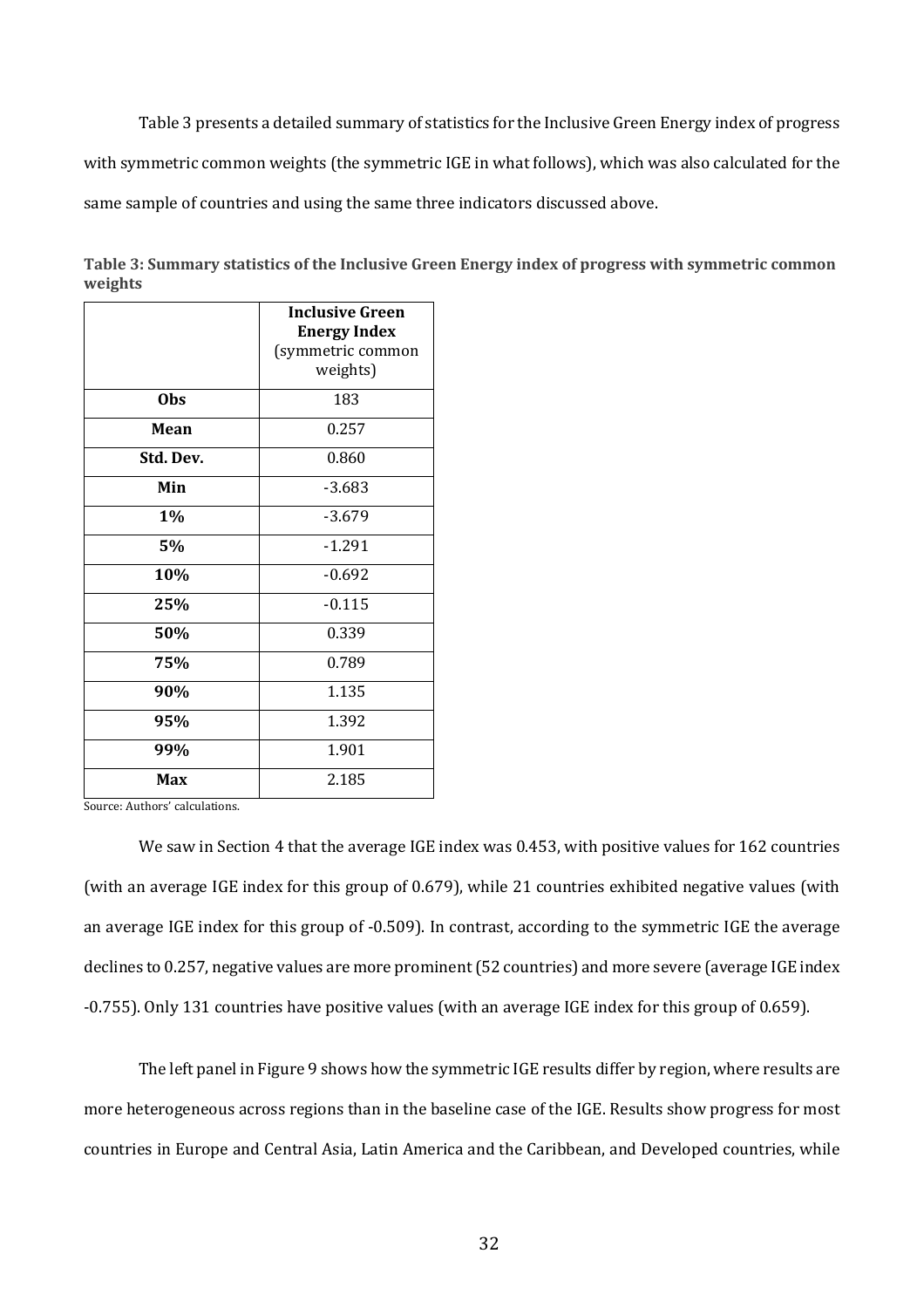Table 3 presents a detailed summary of statistics for the Inclusive Green Energy index of progress with symmetric common weights (the symmetric IGE in what follows), which was also calculated for the same sample of countries and using the same three indicators discussed above.

**Table 3: Summary statistics of the Inclusive Green Energy index of progress with symmetric common weights**

| | **Inclusive Green Energy Index** (symmetric common weights) |
|---|---|
| **Obs** | 183 |
| **Mean** | 0.257 |
| **Std. Dev.** | 0.860 |
| **Min** | -3.683 |
| **1%** | -3.679 |
| **5%** | -1.291 |
| **10%** | -0.692 |
| **25%** | -0.115 |
| **50%** | 0.339 |
| **75%** | 0.789 |
| **90%** | 1.135 |
| **95%** | 1.392 |
| **99%** | 1.901 |
| **Max** | 2.185 |

Source: Authors' calculations.

We saw in Section 4 that the average IGE index was 0.453, with positive values for 162 countries (with an average IGE index for this group of 0.679), while 21 countries exhibited negative values (with an average IGE index for this group of -0.509). In contrast, according to the symmetric IGE the average declines to 0.257, negative values are more prominent (52 countries) and more severe (average IGE index -0.755). Only 131 countries have positive values (with an average IGE index for this group of 0.659).

The left panel in Figure 9 shows how the symmetric IGE results differ by region, where results are more heterogeneous across regions than in the baseline case of the IGE. Results show progress for most countries in Europe and Central Asia, Latin America and the Caribbean, and Developed countries, while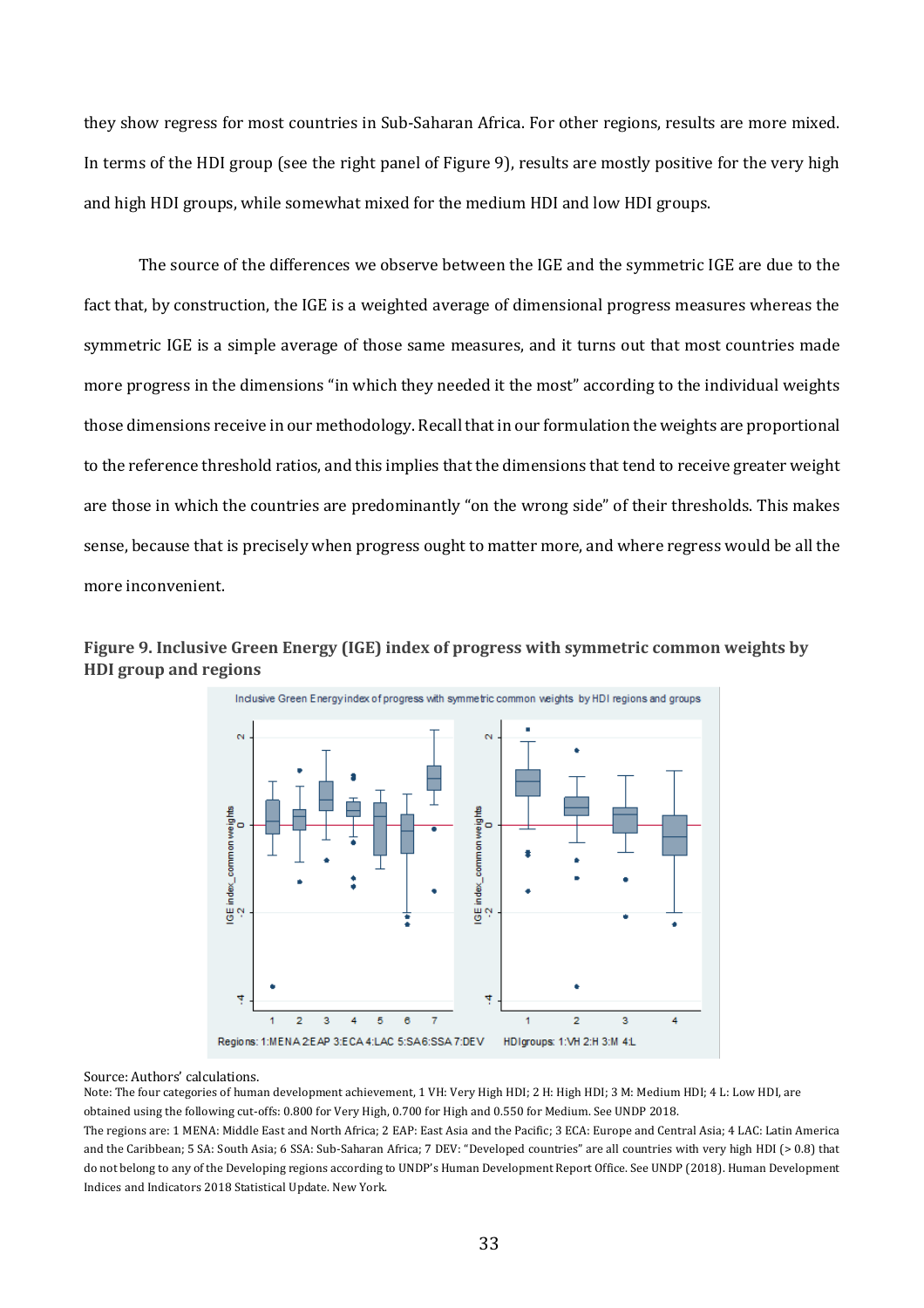they show regress for most countries in Sub-Saharan Africa. For other regions, results are more mixed. In terms of the HDI group (see the right panel of Figure 9), results are mostly positive for the very high and high HDI groups, while somewhat mixed for the medium HDI and low HDI groups.

The source of the differences we observe between the IGE and the symmetric IGE are due to the fact that, by construction, the IGE is a weighted average of dimensional progress measures whereas the symmetric IGE is a simple average of those same measures, and it turns out that most countries made more progress in the dimensions "in which they needed it the most" according to the individual weights those dimensions receive in our methodology. Recall that in our formulation the weights are proportional to the reference threshold ratios, and this implies that the dimensions that tend to receive greater weight are those in which the countries are predominantly "on the wrong side" of their thresholds. This makes sense, because that is precisely when progress ought to matter more, and where regress would be all the more inconvenient.

**Figure 9. Inclusive Green Energy (IGE) index of progress with symmetric common weights by HDI group and regions**

Source: Authors' calculations.

Note: The four categories of human development achievement, 1 VH: Very High HDI; 2 H: High HDI; 3 M: Medium HDI; 4 L: Low HDI, are obtained using the following cut-offs: 0.800 for Very High, 0.700 for High and 0.550 for Medium. See UNDP 2018.

The regions are: 1 MENA: Middle East and North Africa; 2 EAP: East Asia and the Pacific; 3 ECA: Europe and Central Asia; 4 LAC: Latin America and the Caribbean; 5 SA: South Asia; 6 SSA: Sub-Saharan Africa; 7 DEV: "Developed countries" are all countries with very high HDI (> 0.8) that do not belong to any of the Developing regions according to UNDP's Human Development Report Office. See UNDP (2018). Human Development Indices and Indicators 2018 Statistical Update. New York.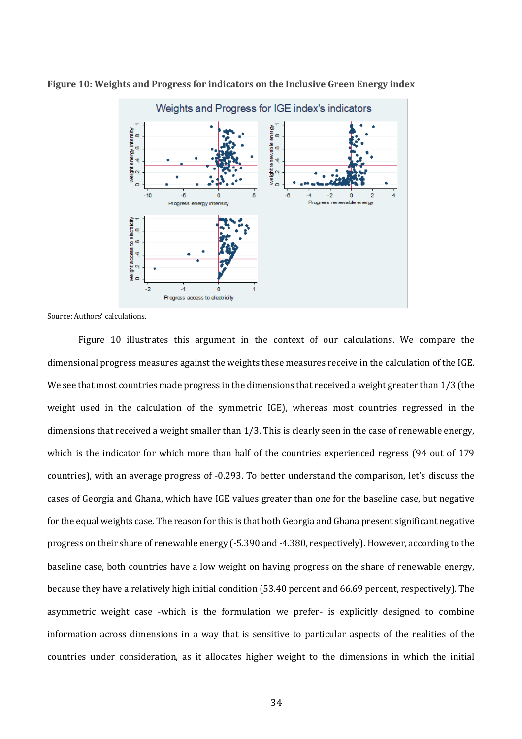**Figure 10: Weights and Progress for indicators on the Inclusive Green Energy index**

Source: Authors' calculations.

Figure 10 illustrates this argument in the context of our calculations. We compare the dimensional progress measures against the weights these measures receive in the calculation of the IGE. We see that most countries made progress in the dimensions that received a weight greater than 1/3 (the weight used in the calculation of the symmetric IGE), whereas most countries regressed in the dimensions that received a weight smaller than 1/3. This is clearly seen in the case of renewable energy, which is the indicator for which more than half of the countries experienced regress (94 out of 179 countries), with an average progress of -0.293. To better understand the comparison, let's discuss the cases of Georgia and Ghana, which have IGE values greater than one for the baseline case, but negative for the equal weights case. The reason for this is that both Georgia and Ghana present significant negative progress on their share of renewable energy (-5.390 and -4.380, respectively). However, according to the baseline case, both countries have a low weight on having progress on the share of renewable energy, because they have a relatively high initial condition (53.40 percent and 66.69 percent, respectively). The asymmetric weight case -which is the formulation we prefer- is explicitly designed to combine information across dimensions in a way that is sensitive to particular aspects of the realities of the countries under consideration, as it allocates higher weight to the dimensions in which the initial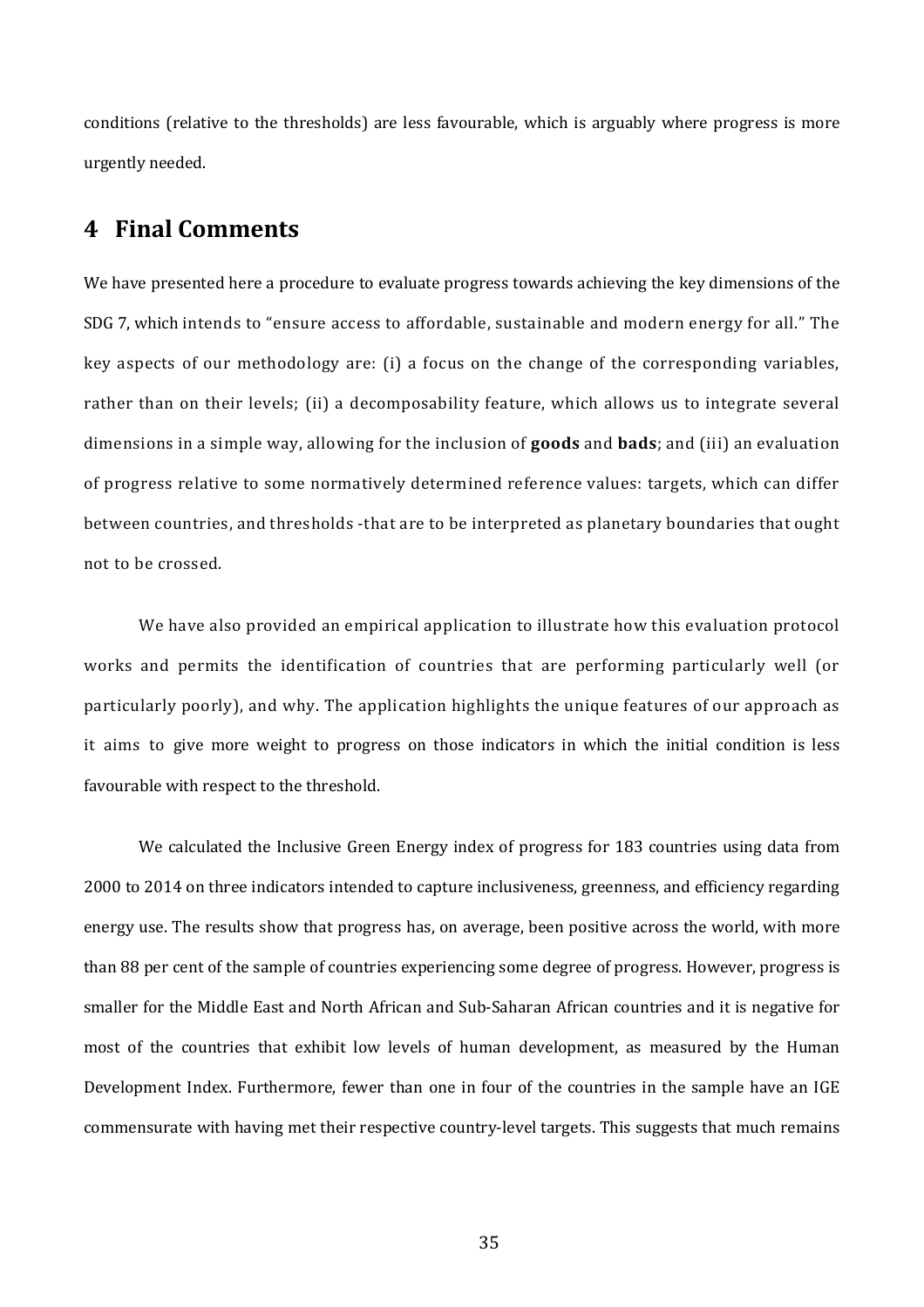conditions (relative to the thresholds) are less favourable, which is arguably where progress is more urgently needed.

# 4 Final Comments

We have presented here a procedure to evaluate progress towards achieving the key dimensions of the SDG 7, which intends to "ensure access to affordable, sustainable and modern energy for all." The key aspects of our methodology are: (i) a focus on the change of the corresponding variables, rather than on their levels; (ii) a decomposability feature, which allows us to integrate several dimensions in a simple way, allowing for the inclusion of **goods** and **bads**; and (iii) an evaluation of progress relative to some normatively determined reference values: targets, which can differ between countries, and thresholds -that are to be interpreted as planetary boundaries that ought not to be crossed.

We have also provided an empirical application to illustrate how this evaluation protocol works and permits the identification of countries that are performing particularly well (or particularly poorly), and why. The application highlights the unique features of our approach as it aims to give more weight to progress on those indicators in which the initial condition is less favourable with respect to the threshold.

We calculated the Inclusive Green Energy index of progress for 183 countries using data from 2000 to 2014 on three indicators intended to capture inclusiveness, greenness, and efficiency regarding energy use. The results show that progress has, on average, been positive across the world, with more than 88 per cent of the sample of countries experiencing some degree of progress. However, progress is smaller for the Middle East and North African and Sub-Saharan African countries and it is negative for most of the countries that exhibit low levels of human development, as measured by the Human Development Index. Furthermore, fewer than one in four of the countries in the sample have an IGE commensurate with having met their respective country-level targets. This suggests that much remains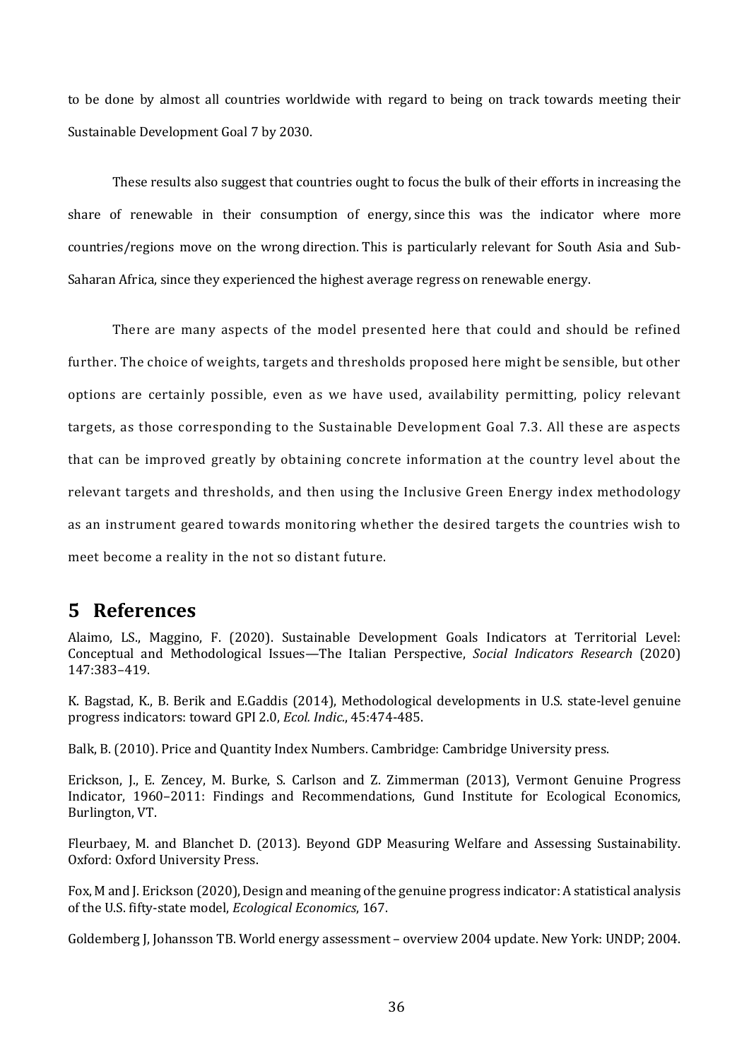to be done by almost all countries worldwide with regard to being on track towards meeting their Sustainable Development Goal 7 by 2030.

These results also suggest that countries ought to focus the bulk of their efforts in increasing the share of renewable in their consumption of energy, since this was the indicator where more countries/regions move on the wrong direction. This is particularly relevant for South Asia and Sub-Saharan Africa, since they experienced the highest average regress on renewable energy.

There are many aspects of the model presented here that could and should be refined further. The choice of weights, targets and thresholds proposed here might be sensible, but other options are certainly possible, even as we have used, availability permitting, policy relevant targets, as those corresponding to the Sustainable Development Goal 7.3. All these are aspects that can be improved greatly by obtaining concrete information at the country level about the relevant targets and thresholds, and then using the Inclusive Green Energy index methodology as an instrument geared towards monitoring whether the desired targets the countries wish to meet become a reality in the not so distant future.

# 5 References

Alaimo, LS., Maggino, F. (2020). Sustainable Development Goals Indicators at Territorial Level: Conceptual and Methodological Issues—The Italian Perspective, *Social Indicators Research* (2020) 147:383–419.

K. Bagstad, K., B. Berik and E.Gaddis (2014), Methodological developments in U.S. state-level genuine progress indicators: toward GPI 2.0, *Ecol. Indic.*, 45:474-485.

Balk, B. (2010). Price and Quantity Index Numbers. Cambridge: Cambridge University press.

Erickson, J., E. Zencey, M. Burke, S. Carlson and Z. Zimmerman (2013), Vermont Genuine Progress Indicator, 1960–2011: Findings and Recommendations, Gund Institute for Ecological Economics, Burlington, VT.

Fleurbaey, M. and Blanchet D. (2013). Beyond GDP Measuring Welfare and Assessing Sustainability. Oxford: Oxford University Press.

Fox, M and J. Erickson (2020), Design and meaning of the genuine progress indicator: A statistical analysis of the U.S. fifty-state model, *Ecological Economics*, 167.

Goldemberg J, Johansson TB. World energy assessment – overview 2004 update. New York: UNDP; 2004.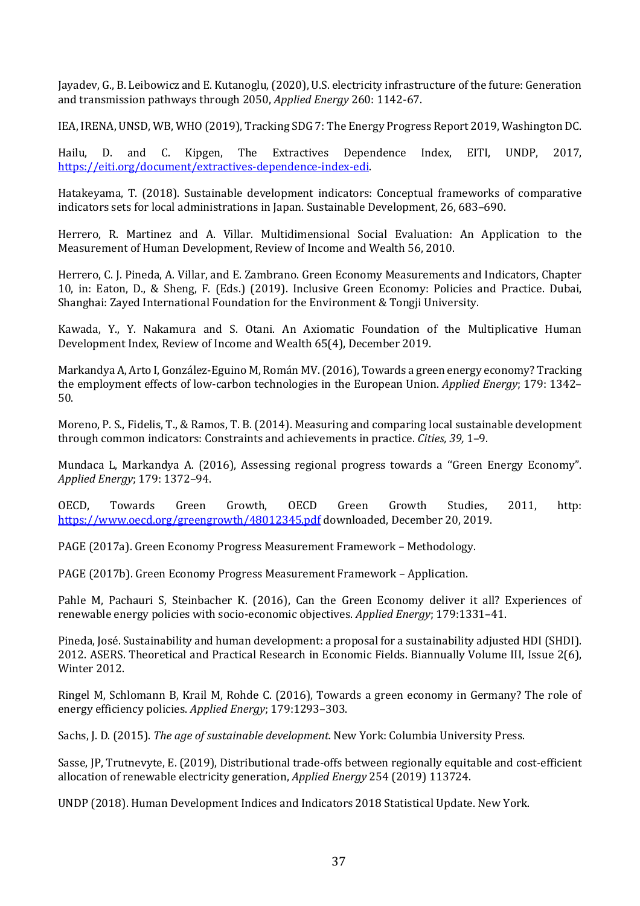Jayadev, G., B. Leibowicz and E. Kutanoglu, (2020), U.S. electricity infrastructure of the future: Generation and transmission pathways through 2050, *Applied Energy* 260: 1142-67.

IEA, IRENA, UNSD, WB, WHO (2019), Tracking SDG 7: The Energy Progress Report 2019, Washington DC.

Hailu, D. and C. Kipgen, The Extractives Dependence Index, EITI, UNDP, 2017, https://eiti.org/document/extractives-dependence-index-edi.

Hatakeyama, T. (2018). Sustainable development indicators: Conceptual frameworks of comparative indicators sets for local administrations in Japan. Sustainable Development, 26, 683–690.

Herrero, R. Martinez and A. Villar. Multidimensional Social Evaluation: An Application to the Measurement of Human Development, Review of Income and Wealth 56, 2010.

Herrero, C. J. Pineda, A. Villar, and E. Zambrano. Green Economy Measurements and Indicators, Chapter 10, in: Eaton, D., & Sheng, F. (Eds.) (2019). Inclusive Green Economy: Policies and Practice. Dubai, Shanghai: Zayed International Foundation for the Environment & Tongji University.

Kawada, Y., Y. Nakamura and S. Otani. An Axiomatic Foundation of the Multiplicative Human Development Index, Review of Income and Wealth 65(4), December 2019.

Markandya A, Arto I, González-Eguino M, Román MV. (2016), Towards a green energy economy? Tracking the employment effects of low-carbon technologies in the European Union. *Applied Energy*; 179: 1342–50.

Moreno, P. S., Fidelis, T., & Ramos, T. B. (2014). Measuring and comparing local sustainable development through common indicators: Constraints and achievements in practice. *Cities, 39,* 1–9.

Mundaca L, Markandya A. (2016), Assessing regional progress towards a "Green Energy Economy". *Applied Energy*; 179: 1372–94.

OECD, Towards Green Growth, OECD Green Growth Studies, 2011, http: https://www.oecd.org/greengrowth/48012345.pdf downloaded, December 20, 2019.

PAGE (2017a). Green Economy Progress Measurement Framework – Methodology.

PAGE (2017b). Green Economy Progress Measurement Framework – Application.

Pahle M, Pachauri S, Steinbacher K. (2016), Can the Green Economy deliver it all? Experiences of renewable energy policies with socio-economic objectives. *Applied Energy*; 179:1331–41.

Pineda, José. Sustainability and human development: a proposal for a sustainability adjusted HDI (SHDI). 2012. ASERS. Theoretical and Practical Research in Economic Fields. Biannually Volume III, Issue 2(6), Winter 2012.

Ringel M, Schlomann B, Krail M, Rohde C. (2016), Towards a green economy in Germany? The role of energy efficiency policies. *Applied Energy*; 179:1293–303.

Sachs, J. D. (2015). *The age of sustainable development*. New York: Columbia University Press.

Sasse, JP, Trutnevyte, E. (2019), Distributional trade-offs between regionally equitable and cost-efficient allocation of renewable electricity generation, *Applied Energy* 254 (2019) 113724.

UNDP (2018). Human Development Indices and Indicators 2018 Statistical Update. New York.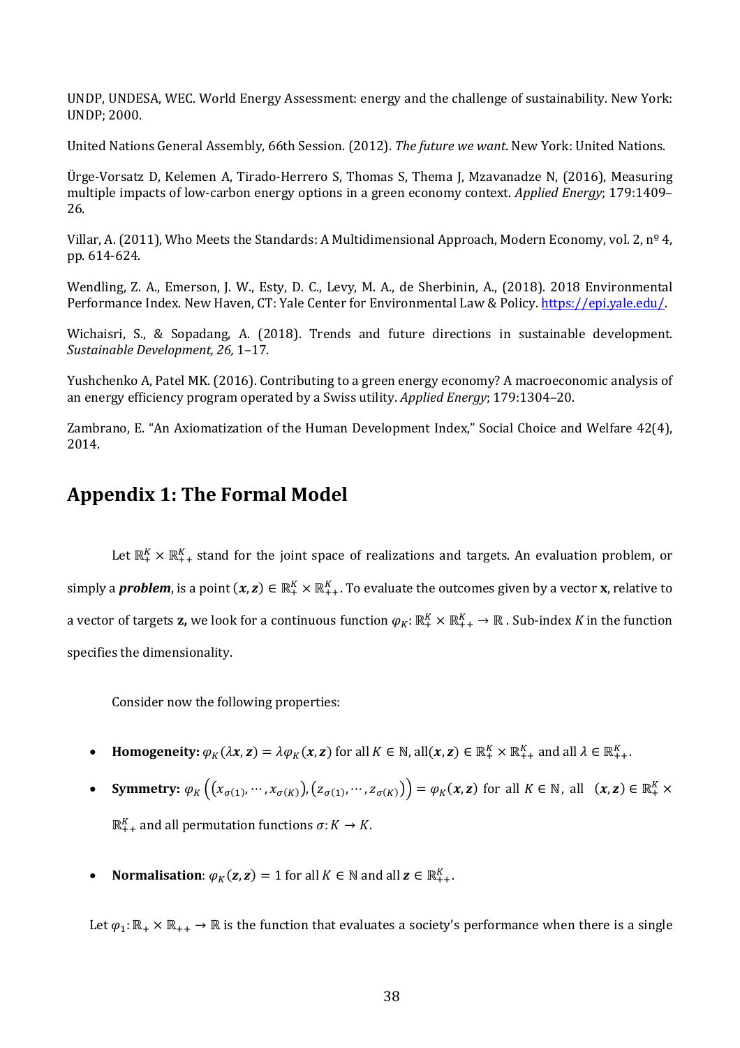UNDP, UNDESA, WEC. World Energy Assessment: energy and the challenge of sustainability. New York: UNDP; 2000.

United Nations General Assembly, 66th Session. (2012). *The future we want*. New York: United Nations.

Ürge-Vorsatz D, Kelemen A, Tirado-Herrero S, Thomas S, Thema J, Mzavanadze N, (2016), Measuring multiple impacts of low-carbon energy options in a green economy context. *Applied Energy*; 179:1409–26.

Villar, A. (2011), Who Meets the Standards: A Multidimensional Approach, Modern Economy, vol. 2, nº 4, pp. 614-624.

Wendling, Z. A., Emerson, J. W., Esty, D. C., Levy, M. A., de Sherbinin, A., (2018). 2018 Environmental Performance Index. New Haven, CT: Yale Center for Environmental Law & Policy. https://epi.yale.edu/.

Wichaisri, S., & Sopadang, A. (2018). Trends and future directions in sustainable development. *Sustainable Development, 26,* 1–17.

Yushchenko A, Patel MK. (2016). Contributing to a green energy economy? A macroeconomic analysis of an energy efficiency program operated by a Swiss utility. *Applied Energy*; 179:1304–20.

Zambrano, E. "An Axiomatization of the Human Development Index," Social Choice and Welfare 42(4), 2014.

# Appendix 1: The Formal Model

Let $\mathbb{R}_{+}^{K} \times \mathbb{R}_{++}^{K}$ stand for the joint space of realizations and targets. An evaluation problem, or simply a ***problem***, is a point $(\boldsymbol{x}, \boldsymbol{z}) \in \mathbb{R}_{+}^{K} \times \mathbb{R}_{++}^{K}$. To evaluate the outcomes given by a vector **x**, relative to a vector of targets **z,** we look for a continuous function $\varphi_K: \mathbb{R}_{+}^{K} \times \mathbb{R}_{++}^{K} \rightarrow \mathbb{R}$ . Sub-index $K$ in the function specifies the dimensionality.

Consider now the following properties:

- **Homogeneity:** $\varphi_K(\lambda \boldsymbol{x}, \boldsymbol{z}) = \lambda \varphi_K(\boldsymbol{x}, \boldsymbol{z})$ for all $K \in \mathbb{N}$, all $(\boldsymbol{x}, \boldsymbol{z}) \in \mathbb{R}_{+}^{K} \times \mathbb{R}_{++}^{K}$ and all $\lambda \in \mathbb{R}_{++}^{K}$.
- **Symmetry:** $\varphi_K\left(\left(x_{\sigma(1)}, \cdots, x_{\sigma(K)}\right), \left(z_{\sigma(1)}, \cdots, z_{\sigma(K)}\right)\right) = \varphi_K(\boldsymbol{x}, \boldsymbol{z})$ for all $K \in \mathbb{N}$, all $(\boldsymbol{x}, \boldsymbol{z}) \in \mathbb{R}_{+}^{K} \times \mathbb{R}_{++}^{K}$ and all permutation functions $\sigma: K \rightarrow K$.
- **Normalisation**: $\varphi_K(\boldsymbol{z}, \boldsymbol{z}) = 1$ for all $K \in \mathbb{N}$ and all $\boldsymbol{z} \in \mathbb{R}_{++}^{K}$.

Let $\varphi_1: \mathbb{R}_{+} \times \mathbb{R}_{++} \rightarrow \mathbb{R}$ is the function that evaluates a society's performance when there is a single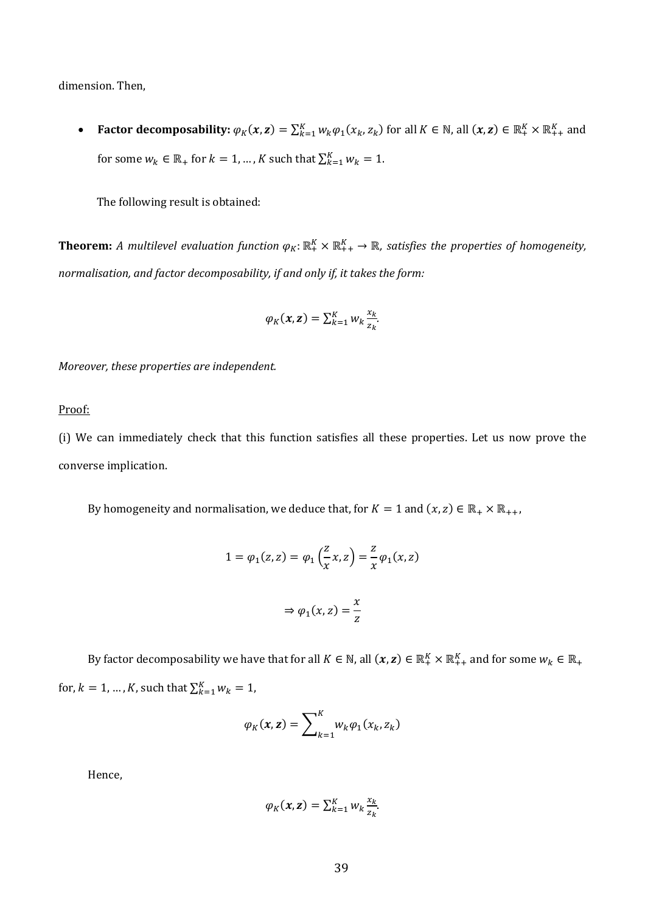dimension. Then,

- **Factor decomposability:** $\varphi_K(\boldsymbol{x},\boldsymbol{z}) = \sum_{k=1}^{K} w_k \varphi_1(x_k, z_k)$ for all $K \in \mathbb{N}$, all $(\boldsymbol{x},\boldsymbol{z}) \in \mathbb{R}_+^K \times \mathbb{R}_{++}^K$ and for some $w_k \in \mathbb{R}_+$ for $k = 1, \dots, K$ such that $\sum_{k=1}^{K} w_k = 1$.

The following result is obtained:

**Theorem:** *A multilevel evaluation function $\varphi_K: \mathbb{R}_+^K \times \mathbb{R}_{++}^K \to \mathbb{R}$, satisfies the properties of homogeneity, normalisation, and factor decomposability, if and only if, it takes the form:*

$$\varphi_K(\boldsymbol{x},\boldsymbol{z}) = \sum_{k=1}^{K} w_k \frac{x_k}{z_k}.$$

*Moreover, these properties are independent.*

Proof:

(i) We can immediately check that this function satisfies all these properties. Let us now prove the converse implication.

By homogeneity and normalisation, we deduce that, for $K = 1$ and $(x, z) \in \mathbb{R}_+ \times \mathbb{R}_{++}$,

$$1 = \varphi_1(z, z) = \varphi_1\left(\frac{z}{x}x, z\right) = \frac{z}{x}\varphi_1(x, z)$$

$$\Rightarrow \varphi_1(x, z) = \frac{x}{z}$$

By factor decomposability we have that for all $K \in \mathbb{N}$, all $(\boldsymbol{x},\boldsymbol{z}) \in \mathbb{R}_+^K \times \mathbb{R}_{++}^K$ and for some $w_k \in \mathbb{R}_+$ for, $k = 1, \dots, K$, such that $\sum_{k=1}^{K} w_k = 1$,

$$\varphi_K(\boldsymbol{x},\boldsymbol{z}) = \sum_{k=1}^{K} w_k \varphi_1(x_k, z_k)$$

Hence,

$$\varphi_K(\boldsymbol{x},\boldsymbol{z}) = \sum_{k=1}^{K} w_k \frac{x_k}{z_k}.$$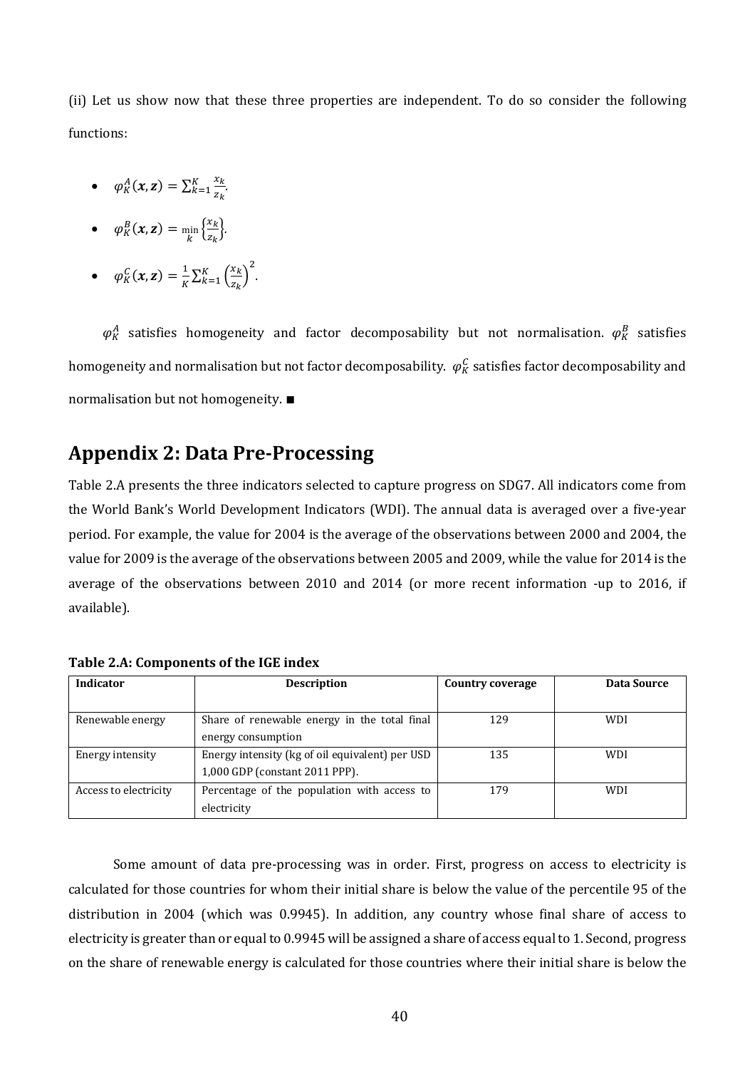(ii) Let us show now that these three properties are independent. To do so consider the following functions:

- $\varphi_K^A(\boldsymbol{x},\boldsymbol{z}) = \sum_{k=1}^{K} \frac{x_k}{z_k}$.
- $\varphi_K^B(\boldsymbol{x},\boldsymbol{z}) = \min_k \left\{\frac{x_k}{z_k}\right\}$.
- $\varphi_K^C(\boldsymbol{x},\boldsymbol{z}) = \frac{1}{K}\sum_{k=1}^{K} \left(\frac{x_k}{z_k}\right)^2$.

$\varphi_K^A$ satisfies homogeneity and factor decomposability but not normalisation. $\varphi_K^B$ satisfies homogeneity and normalisation but not factor decomposability. $\varphi_K^C$ satisfies factor decomposability and normalisation but not homogeneity. ■

## Appendix 2: Data Pre-Processing

Table 2.A presents the three indicators selected to capture progress on SDG7. All indicators come from the World Bank's World Development Indicators (WDI). The annual data is averaged over a five-year period. For example, the value for 2004 is the average of the observations between 2000 and 2004, the value for 2009 is the average of the observations between 2005 and 2009, while the value for 2014 is the average of the observations between 2010 and 2014 (or more recent information -up to 2016, if available).

**Table 2.A: Components of the IGE index**

| Indicator | Description | Country coverage | Data Source |
|---|---|---|---|
| Renewable energy | Share of renewable energy in the total final energy consumption | 129 | WDI |
| Energy intensity | Energy intensity (kg of oil equivalent) per USD 1,000 GDP (constant 2011 PPP). | 135 | WDI |
| Access to electricity | Percentage of the population with access to electricity | 179 | WDI |

Some amount of data pre-processing was in order. First, progress on access to electricity is calculated for those countries for whom their initial share is below the value of the percentile 95 of the distribution in 2004 (which was 0.9945). In addition, any country whose final share of access to electricity is greater than or equal to 0.9945 will be assigned a share of access equal to 1. Second, progress on the share of renewable energy is calculated for those countries where their initial share is below the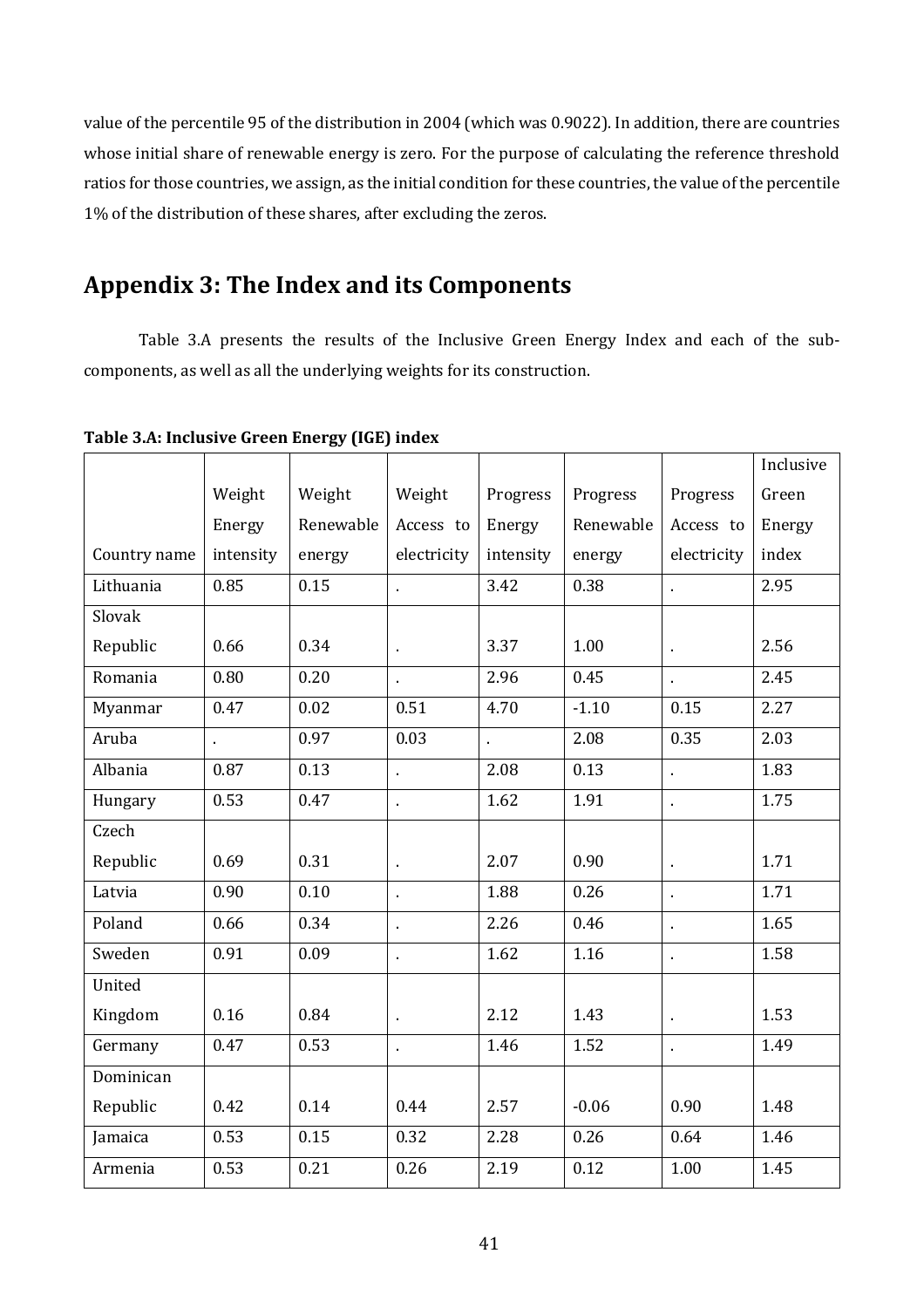value of the percentile 95 of the distribution in 2004 (which was 0.9022). In addition, there are countries whose initial share of renewable energy is zero. For the purpose of calculating the reference threshold ratios for those countries, we assign, as the initial condition for these countries, the value of the percentile 1% of the distribution of these shares, after excluding the zeros.

## Appendix 3: The Index and its Components

Table 3.A presents the results of the Inclusive Green Energy Index and each of the sub-components, as well as all the underlying weights for its construction.

**Table 3.A: Inclusive Green Energy (IGE) index**

| Country name | Weight Energy intensity | Weight Renewable energy | Weight Access to electricity | Progress Energy intensity | Progress Renewable energy | Progress Access to electricity | Inclusive Green Energy index |
|---|---|---|---|---|---|---|---|
| Lithuania | 0.85 | 0.15 | . | 3.42 | 0.38 | . | 2.95 |
| Slovak Republic | 0.66 | 0.34 | . | 3.37 | 1.00 | . | 2.56 |
| Romania | 0.80 | 0.20 | . | 2.96 | 0.45 | . | 2.45 |
| Myanmar | 0.47 | 0.02 | 0.51 | 4.70 | -1.10 | 0.15 | 2.27 |
| Aruba | . | 0.97 | 0.03 | . | 2.08 | 0.35 | 2.03 |
| Albania | 0.87 | 0.13 | . | 2.08 | 0.13 | . | 1.83 |
| Hungary | 0.53 | 0.47 | . | 1.62 | 1.91 | . | 1.75 |
| Czech Republic | 0.69 | 0.31 | . | 2.07 | 0.90 | . | 1.71 |
| Latvia | 0.90 | 0.10 | . | 1.88 | 0.26 | . | 1.71 |
| Poland | 0.66 | 0.34 | . | 2.26 | 0.46 | . | 1.65 |
| Sweden | 0.91 | 0.09 | . | 1.62 | 1.16 | . | 1.58 |
| United Kingdom | 0.16 | 0.84 | . | 2.12 | 1.43 | . | 1.53 |
| Germany | 0.47 | 0.53 | . | 1.46 | 1.52 | . | 1.49 |
| Dominican Republic | 0.42 | 0.14 | 0.44 | 2.57 | -0.06 | 0.90 | 1.48 |
| Jamaica | 0.53 | 0.15 | 0.32 | 2.28 | 0.26 | 0.64 | 1.46 |
| Armenia | 0.53 | 0.21 | 0.26 | 2.19 | 0.12 | 1.00 | 1.45 |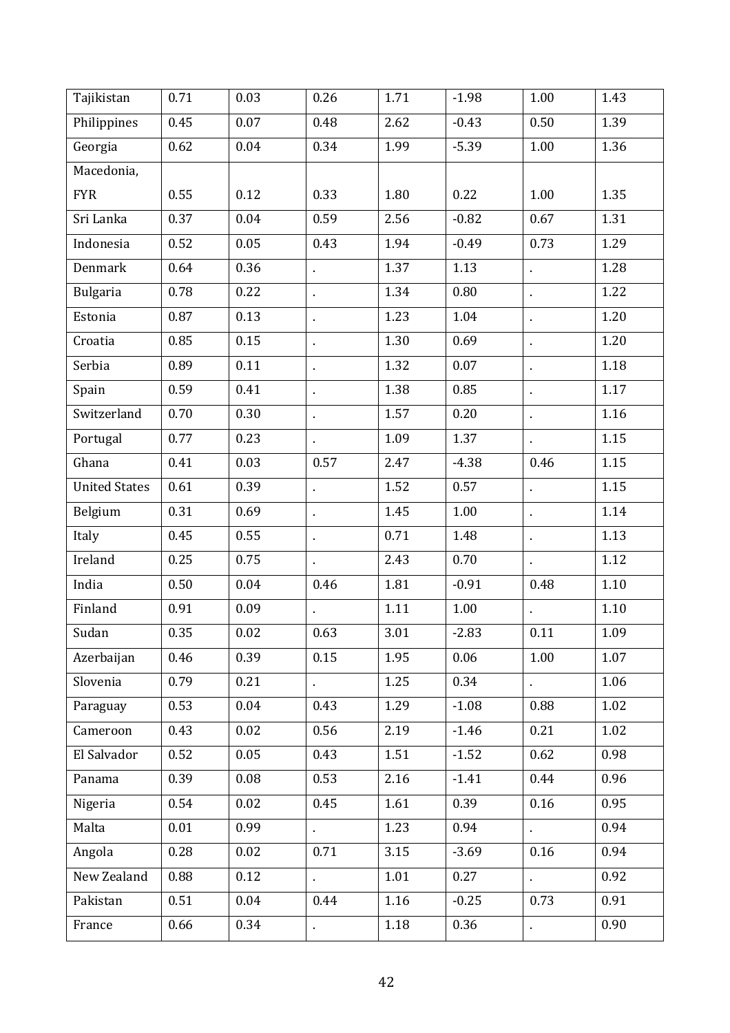| Tajikistan | 0.71 | 0.03 | 0.26 | 1.71 | -1.98 | 1.00 | 1.43 |
|---|---|---|---|---|---|---|---|
| Philippines | 0.45 | 0.07 | 0.48 | 2.62 | -0.43 | 0.50 | 1.39 |
| Georgia | 0.62 | 0.04 | 0.34 | 1.99 | -5.39 | 1.00 | 1.36 |
| Macedonia, FYR | 0.55 | 0.12 | 0.33 | 1.80 | 0.22 | 1.00 | 1.35 |
| Sri Lanka | 0.37 | 0.04 | 0.59 | 2.56 | -0.82 | 0.67 | 1.31 |
| Indonesia | 0.52 | 0.05 | 0.43 | 1.94 | -0.49 | 0.73 | 1.29 |
| Denmark | 0.64 | 0.36 | . | 1.37 | 1.13 | . | 1.28 |
| Bulgaria | 0.78 | 0.22 | . | 1.34 | 0.80 | . | 1.22 |
| Estonia | 0.87 | 0.13 | . | 1.23 | 1.04 | . | 1.20 |
| Croatia | 0.85 | 0.15 | . | 1.30 | 0.69 | . | 1.20 |
| Serbia | 0.89 | 0.11 | . | 1.32 | 0.07 | . | 1.18 |
| Spain | 0.59 | 0.41 | . | 1.38 | 0.85 | . | 1.17 |
| Switzerland | 0.70 | 0.30 | . | 1.57 | 0.20 | . | 1.16 |
| Portugal | 0.77 | 0.23 | . | 1.09 | 1.37 | . | 1.15 |
| Ghana | 0.41 | 0.03 | 0.57 | 2.47 | -4.38 | 0.46 | 1.15 |
| United States | 0.61 | 0.39 | . | 1.52 | 0.57 | . | 1.15 |
| Belgium | 0.31 | 0.69 | . | 1.45 | 1.00 | . | 1.14 |
| Italy | 0.45 | 0.55 | . | 0.71 | 1.48 | . | 1.13 |
| Ireland | 0.25 | 0.75 | . | 2.43 | 0.70 | . | 1.12 |
| India | 0.50 | 0.04 | 0.46 | 1.81 | -0.91 | 0.48 | 1.10 |
| Finland | 0.91 | 0.09 | . | 1.11 | 1.00 | . | 1.10 |
| Sudan | 0.35 | 0.02 | 0.63 | 3.01 | -2.83 | 0.11 | 1.09 |
| Azerbaijan | 0.46 | 0.39 | 0.15 | 1.95 | 0.06 | 1.00 | 1.07 |
| Slovenia | 0.79 | 0.21 | . | 1.25 | 0.34 | . | 1.06 |
| Paraguay | 0.53 | 0.04 | 0.43 | 1.29 | -1.08 | 0.88 | 1.02 |
| Cameroon | 0.43 | 0.02 | 0.56 | 2.19 | -1.46 | 0.21 | 1.02 |
| El Salvador | 0.52 | 0.05 | 0.43 | 1.51 | -1.52 | 0.62 | 0.98 |
| Panama | 0.39 | 0.08 | 0.53 | 2.16 | -1.41 | 0.44 | 0.96 |
| Nigeria | 0.54 | 0.02 | 0.45 | 1.61 | 0.39 | 0.16 | 0.95 |
| Malta | 0.01 | 0.99 | . | 1.23 | 0.94 | . | 0.94 |
| Angola | 0.28 | 0.02 | 0.71 | 3.15 | -3.69 | 0.16 | 0.94 |
| New Zealand | 0.88 | 0.12 | . | 1.01 | 0.27 | . | 0.92 |
| Pakistan | 0.51 | 0.04 | 0.44 | 1.16 | -0.25 | 0.73 | 0.91 |
| France | 0.66 | 0.34 | . | 1.18 | 0.36 | . | 0.90 |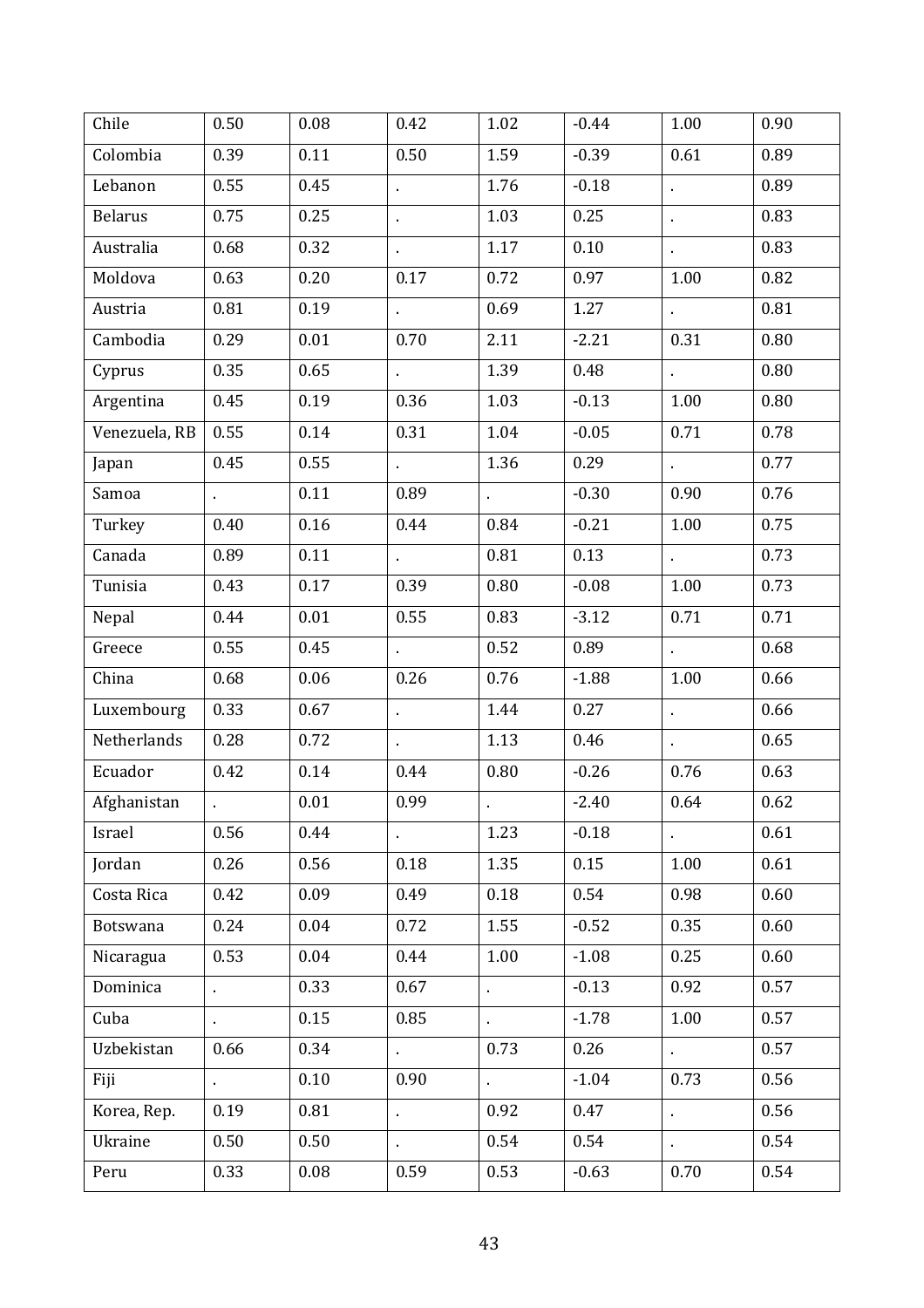| | | | | | | | |
|---|---|---|---|---|---|---|---|
| Chile | 0.50 | 0.08 | 0.42 | 1.02 | -0.44 | 1.00 | 0.90 |
| Colombia | 0.39 | 0.11 | 0.50 | 1.59 | -0.39 | 0.61 | 0.89 |
| Lebanon | 0.55 | 0.45 | . | 1.76 | -0.18 | . | 0.89 |
| Belarus | 0.75 | 0.25 | . | 1.03 | 0.25 | . | 0.83 |
| Australia | 0.68 | 0.32 | . | 1.17 | 0.10 | . | 0.83 |
| Moldova | 0.63 | 0.20 | 0.17 | 0.72 | 0.97 | 1.00 | 0.82 |
| Austria | 0.81 | 0.19 | . | 0.69 | 1.27 | . | 0.81 |
| Cambodia | 0.29 | 0.01 | 0.70 | 2.11 | -2.21 | 0.31 | 0.80 |
| Cyprus | 0.35 | 0.65 | . | 1.39 | 0.48 | . | 0.80 |
| Argentina | 0.45 | 0.19 | 0.36 | 1.03 | -0.13 | 1.00 | 0.80 |
| Venezuela, RB | 0.55 | 0.14 | 0.31 | 1.04 | -0.05 | 0.71 | 0.78 |
| Japan | 0.45 | 0.55 | . | 1.36 | 0.29 | . | 0.77 |
| Samoa | . | 0.11 | 0.89 | . | -0.30 | 0.90 | 0.76 |
| Turkey | 0.40 | 0.16 | 0.44 | 0.84 | -0.21 | 1.00 | 0.75 |
| Canada | 0.89 | 0.11 | . | 0.81 | 0.13 | . | 0.73 |
| Tunisia | 0.43 | 0.17 | 0.39 | 0.80 | -0.08 | 1.00 | 0.73 |
| Nepal | 0.44 | 0.01 | 0.55 | 0.83 | -3.12 | 0.71 | 0.71 |
| Greece | 0.55 | 0.45 | . | 0.52 | 0.89 | . | 0.68 |
| China | 0.68 | 0.06 | 0.26 | 0.76 | -1.88 | 1.00 | 0.66 |
| Luxembourg | 0.33 | 0.67 | . | 1.44 | 0.27 | . | 0.66 |
| Netherlands | 0.28 | 0.72 | . | 1.13 | 0.46 | . | 0.65 |
| Ecuador | 0.42 | 0.14 | 0.44 | 0.80 | -0.26 | 0.76 | 0.63 |
| Afghanistan | . | 0.01 | 0.99 | . | -2.40 | 0.64 | 0.62 |
| Israel | 0.56 | 0.44 | . | 1.23 | -0.18 | . | 0.61 |
| Jordan | 0.26 | 0.56 | 0.18 | 1.35 | 0.15 | 1.00 | 0.61 |
| Costa Rica | 0.42 | 0.09 | 0.49 | 0.18 | 0.54 | 0.98 | 0.60 |
| Botswana | 0.24 | 0.04 | 0.72 | 1.55 | -0.52 | 0.35 | 0.60 |
| Nicaragua | 0.53 | 0.04 | 0.44 | 1.00 | -1.08 | 0.25 | 0.60 |
| Dominica | . | 0.33 | 0.67 | . | -0.13 | 0.92 | 0.57 |
| Cuba | . | 0.15 | 0.85 | . | -1.78 | 1.00 | 0.57 |
| Uzbekistan | 0.66 | 0.34 | . | 0.73 | 0.26 | . | 0.57 |
| Fiji | . | 0.10 | 0.90 | . | -1.04 | 0.73 | 0.56 |
| Korea, Rep. | 0.19 | 0.81 | . | 0.92 | 0.47 | . | 0.56 |
| Ukraine | 0.50 | 0.50 | . | 0.54 | 0.54 | . | 0.54 |
| Peru | 0.33 | 0.08 | 0.59 | 0.53 | -0.63 | 0.70 | 0.54 |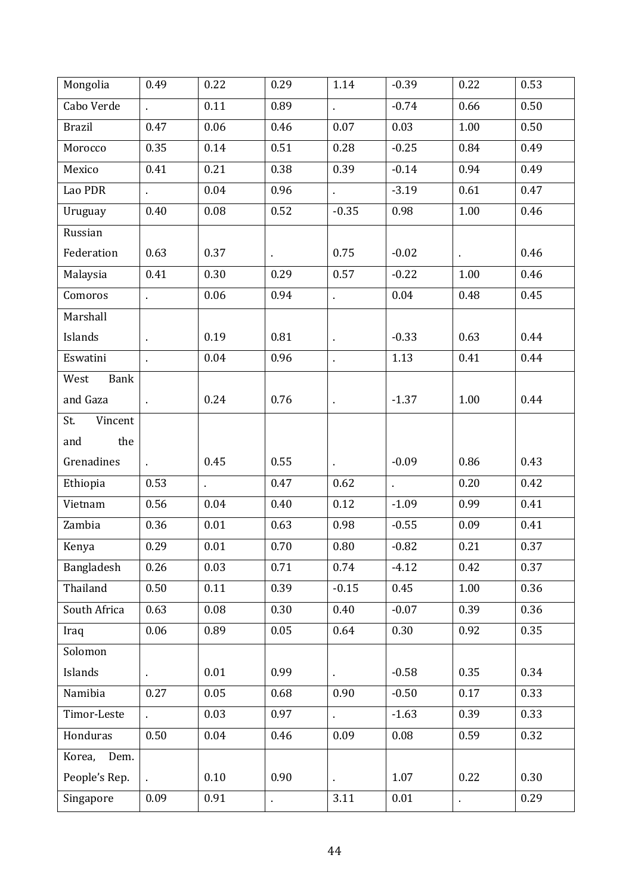| Mongolia | 0.49 | 0.22 | 0.29 | 1.14 | -0.39 | 0.22 | 0.53 |
|---|---|---|---|---|---|---|---|
| Cabo Verde | . | 0.11 | 0.89 | . | -0.74 | 0.66 | 0.50 |
| Brazil | 0.47 | 0.06 | 0.46 | 0.07 | 0.03 | 1.00 | 0.50 |
| Morocco | 0.35 | 0.14 | 0.51 | 0.28 | -0.25 | 0.84 | 0.49 |
| Mexico | 0.41 | 0.21 | 0.38 | 0.39 | -0.14 | 0.94 | 0.49 |
| Lao PDR | . | 0.04 | 0.96 | . | -3.19 | 0.61 | 0.47 |
| Uruguay | 0.40 | 0.08 | 0.52 | -0.35 | 0.98 | 1.00 | 0.46 |
| Russian Federation | 0.63 | 0.37 | . | 0.75 | -0.02 | . | 0.46 |
| Malaysia | 0.41 | 0.30 | 0.29 | 0.57 | -0.22 | 1.00 | 0.46 |
| Comoros | . | 0.06 | 0.94 | . | 0.04 | 0.48 | 0.45 |
| Marshall Islands | . | 0.19 | 0.81 | . | -0.33 | 0.63 | 0.44 |
| Eswatini | . | 0.04 | 0.96 | . | 1.13 | 0.41 | 0.44 |
| West Bank and Gaza | . | 0.24 | 0.76 | . | -1.37 | 1.00 | 0.44 |
| St. Vincent and the Grenadines | . | 0.45 | 0.55 | . | -0.09 | 0.86 | 0.43 |
| Ethiopia | 0.53 | . | 0.47 | 0.62 | . | 0.20 | 0.42 |
| Vietnam | 0.56 | 0.04 | 0.40 | 0.12 | -1.09 | 0.99 | 0.41 |
| Zambia | 0.36 | 0.01 | 0.63 | 0.98 | -0.55 | 0.09 | 0.41 |
| Kenya | 0.29 | 0.01 | 0.70 | 0.80 | -0.82 | 0.21 | 0.37 |
| Bangladesh | 0.26 | 0.03 | 0.71 | 0.74 | -4.12 | 0.42 | 0.37 |
| Thailand | 0.50 | 0.11 | 0.39 | -0.15 | 0.45 | 1.00 | 0.36 |
| South Africa | 0.63 | 0.08 | 0.30 | 0.40 | -0.07 | 0.39 | 0.36 |
| Iraq | 0.06 | 0.89 | 0.05 | 0.64 | 0.30 | 0.92 | 0.35 |
| Solomon Islands | . | 0.01 | 0.99 | . | -0.58 | 0.35 | 0.34 |
| Namibia | 0.27 | 0.05 | 0.68 | 0.90 | -0.50 | 0.17 | 0.33 |
| Timor-Leste | . | 0.03 | 0.97 | . | -1.63 | 0.39 | 0.33 |
| Honduras | 0.50 | 0.04 | 0.46 | 0.09 | 0.08 | 0.59 | 0.32 |
| Korea, Dem. People's Rep. | . | 0.10 | 0.90 | . | 1.07 | 0.22 | 0.30 |
| Singapore | 0.09 | 0.91 | . | 3.11 | 0.01 | . | 0.29 |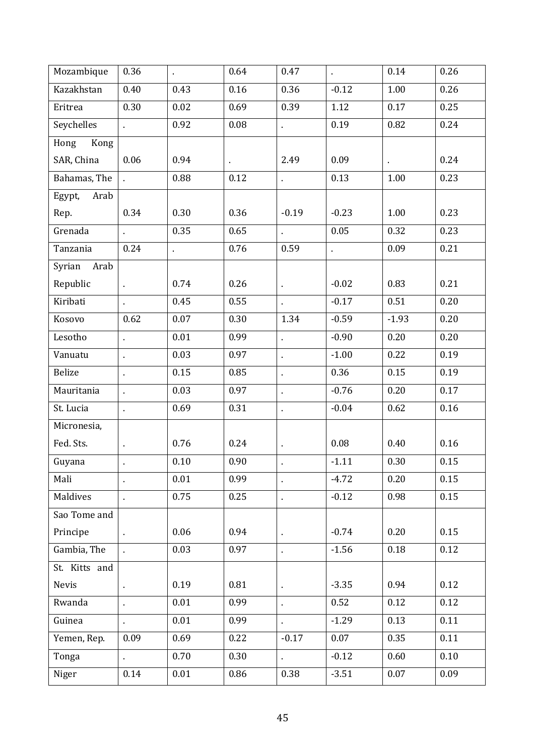| | | | | | | | |
|---|---|---|---|---|---|---|---|
| Mozambique | 0.36 | . | 0.64 | 0.47 | . | 0.14 | 0.26 |
| Kazakhstan | 0.40 | 0.43 | 0.16 | 0.36 | -0.12 | 1.00 | 0.26 |
| Eritrea | 0.30 | 0.02 | 0.69 | 0.39 | 1.12 | 0.17 | 0.25 |
| Seychelles | . | 0.92 | 0.08 | . | 0.19 | 0.82 | 0.24 |
| Hong Kong SAR, China | 0.06 | 0.94 | . | 2.49 | 0.09 | . | 0.24 |
| Bahamas, The | . | 0.88 | 0.12 | . | 0.13 | 1.00 | 0.23 |
| Egypt, Arab Rep. | 0.34 | 0.30 | 0.36 | -0.19 | -0.23 | 1.00 | 0.23 |
| Grenada | . | 0.35 | 0.65 | . | 0.05 | 0.32 | 0.23 |
| Tanzania | 0.24 | . | 0.76 | 0.59 | . | 0.09 | 0.21 |
| Syrian Arab Republic | . | 0.74 | 0.26 | . | -0.02 | 0.83 | 0.21 |
| Kiribati | . | 0.45 | 0.55 | . | -0.17 | 0.51 | 0.20 |
| Kosovo | 0.62 | 0.07 | 0.30 | 1.34 | -0.59 | -1.93 | 0.20 |
| Lesotho | . | 0.01 | 0.99 | . | -0.90 | 0.20 | 0.20 |
| Vanuatu | . | 0.03 | 0.97 | . | -1.00 | 0.22 | 0.19 |
| Belize | . | 0.15 | 0.85 | . | 0.36 | 0.15 | 0.19 |
| Mauritania | . | 0.03 | 0.97 | . | -0.76 | 0.20 | 0.17 |
| St. Lucia | . | 0.69 | 0.31 | . | -0.04 | 0.62 | 0.16 |
| Micronesia, Fed. Sts. | . | 0.76 | 0.24 | . | 0.08 | 0.40 | 0.16 |
| Guyana | . | 0.10 | 0.90 | . | -1.11 | 0.30 | 0.15 |
| Mali | . | 0.01 | 0.99 | . | -4.72 | 0.20 | 0.15 |
| Maldives | . | 0.75 | 0.25 | . | -0.12 | 0.98 | 0.15 |
| Sao Tome and Principe | . | 0.06 | 0.94 | . | -0.74 | 0.20 | 0.15 |
| Gambia, The | . | 0.03 | 0.97 | . | -1.56 | 0.18 | 0.12 |
| St. Kitts and Nevis | . | 0.19 | 0.81 | . | -3.35 | 0.94 | 0.12 |
| Rwanda | . | 0.01 | 0.99 | . | 0.52 | 0.12 | 0.12 |
| Guinea | . | 0.01 | 0.99 | . | -1.29 | 0.13 | 0.11 |
| Yemen, Rep. | 0.09 | 0.69 | 0.22 | -0.17 | 0.07 | 0.35 | 0.11 |
| Tonga | . | 0.70 | 0.30 | . | -0.12 | 0.60 | 0.10 |
| Niger | 0.14 | 0.01 | 0.86 | 0.38 | -3.51 | 0.07 | 0.09 |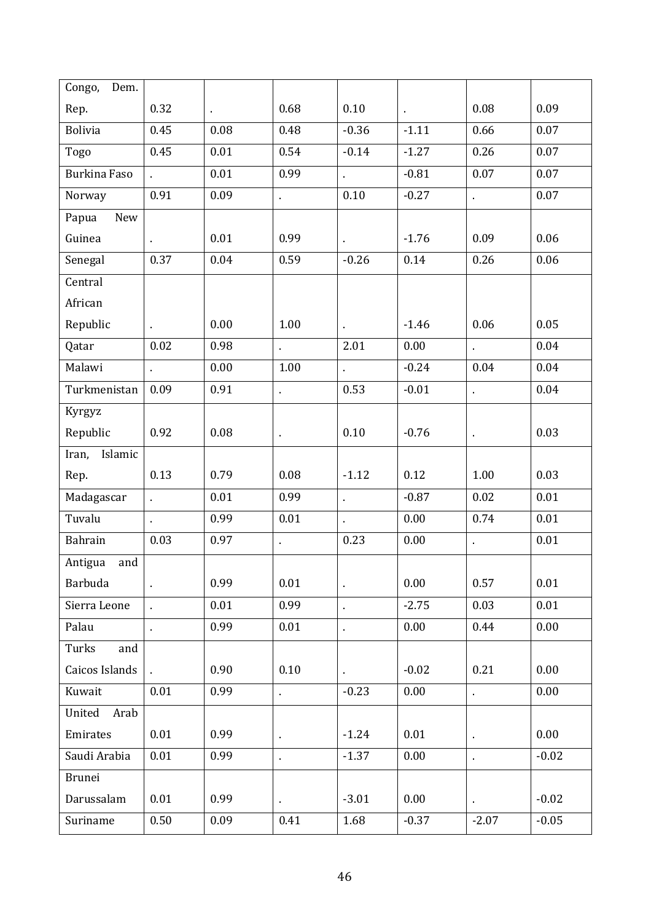| Congo, Dem. Rep. | 0.32 | . | 0.68 | 0.10 | . | 0.08 | 0.09 |
|---|---|---|---|---|---|---|---|
| Bolivia | 0.45 | 0.08 | 0.48 | -0.36 | -1.11 | 0.66 | 0.07 |
| Togo | 0.45 | 0.01 | 0.54 | -0.14 | -1.27 | 0.26 | 0.07 |
| Burkina Faso | . | 0.01 | 0.99 | . | -0.81 | 0.07 | 0.07 |
| Norway | 0.91 | 0.09 | . | 0.10 | -0.27 | . | 0.07 |
| Papua New Guinea | . | 0.01 | 0.99 | . | -1.76 | 0.09 | 0.06 |
| Senegal | 0.37 | 0.04 | 0.59 | -0.26 | 0.14 | 0.26 | 0.06 |
| Central African Republic | . | 0.00 | 1.00 | . | -1.46 | 0.06 | 0.05 |
| Qatar | 0.02 | 0.98 | . | 2.01 | 0.00 | . | 0.04 |
| Malawi | . | 0.00 | 1.00 | . | -0.24 | 0.04 | 0.04 |
| Turkmenistan | 0.09 | 0.91 | . | 0.53 | -0.01 | . | 0.04 |
| Kyrgyz Republic | 0.92 | 0.08 | . | 0.10 | -0.76 | . | 0.03 |
| Iran, Islamic Rep. | 0.13 | 0.79 | 0.08 | -1.12 | 0.12 | 1.00 | 0.03 |
| Madagascar | . | 0.01 | 0.99 | . | -0.87 | 0.02 | 0.01 |
| Tuvalu | . | 0.99 | 0.01 | . | 0.00 | 0.74 | 0.01 |
| Bahrain | 0.03 | 0.97 | . | 0.23 | 0.00 | . | 0.01 |
| Antigua and Barbuda | . | 0.99 | 0.01 | . | 0.00 | 0.57 | 0.01 |
| Sierra Leone | . | 0.01 | 0.99 | . | -2.75 | 0.03 | 0.01 |
| Palau | . | 0.99 | 0.01 | . | 0.00 | 0.44 | 0.00 |
| Turks and Caicos Islands | . | 0.90 | 0.10 | . | -0.02 | 0.21 | 0.00 |
| Kuwait | 0.01 | 0.99 | . | -0.23 | 0.00 | . | 0.00 |
| United Arab Emirates | 0.01 | 0.99 | . | -1.24 | 0.01 | . | 0.00 |
| Saudi Arabia | 0.01 | 0.99 | . | -1.37 | 0.00 | . | -0.02 |
| Brunei Darussalam | 0.01 | 0.99 | . | -3.01 | 0.00 | . | -0.02 |
| Suriname | 0.50 | 0.09 | 0.41 | 1.68 | -0.37 | -2.07 | -0.05 |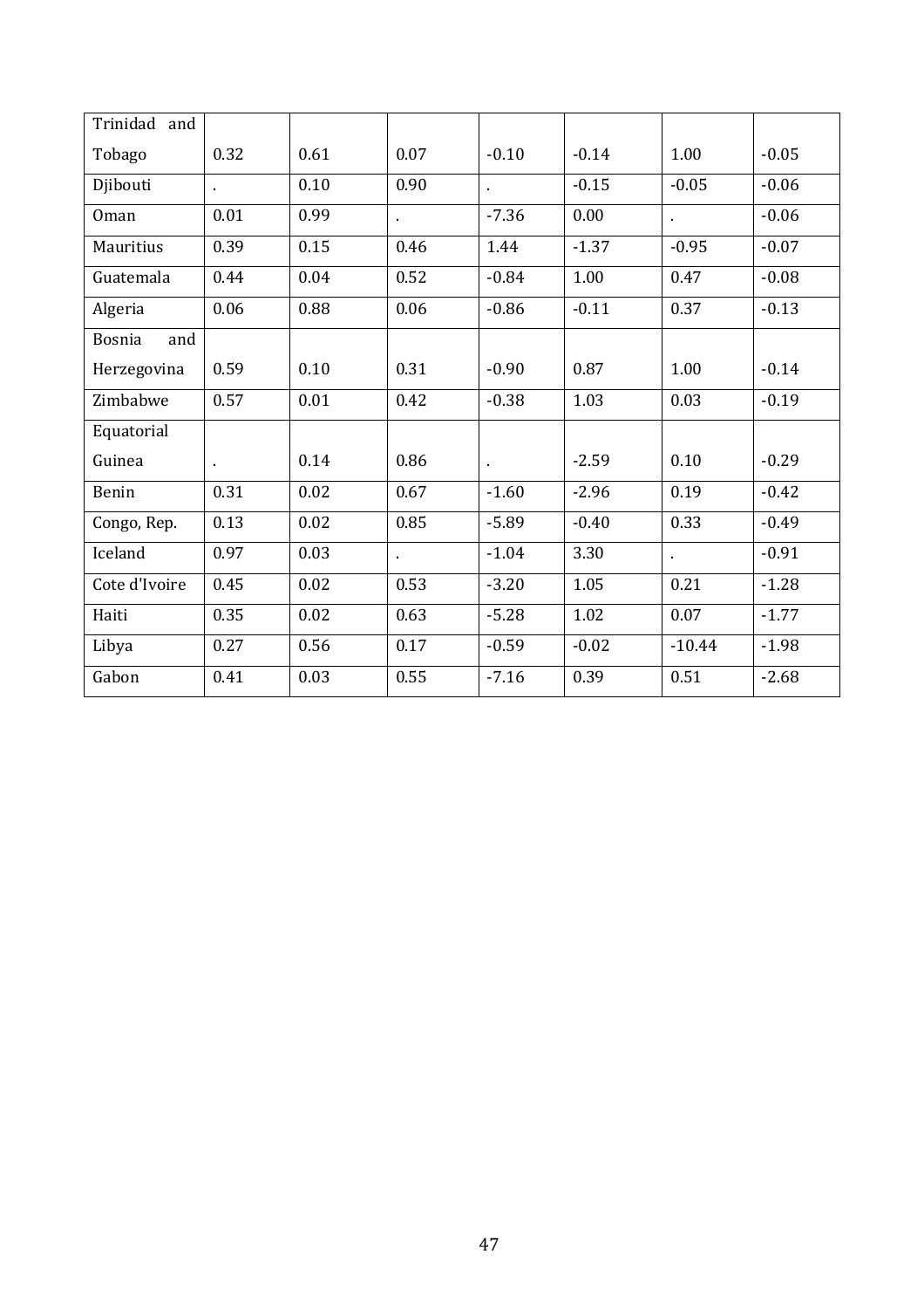| | | | | | | |
|---|---|---|---|---|---|---|
| Trinidad and Tobago | 0.32 | 0.61 | 0.07 | -0.10 | -0.14 | 1.00 | -0.05 |
| Djibouti | . | 0.10 | 0.90 | . | -0.15 | -0.05 | -0.06 |
| Oman | 0.01 | 0.99 | . | -7.36 | 0.00 | . | -0.06 |
| Mauritius | 0.39 | 0.15 | 0.46 | 1.44 | -1.37 | -0.95 | -0.07 |
| Guatemala | 0.44 | 0.04 | 0.52 | -0.84 | 1.00 | 0.47 | -0.08 |
| Algeria | 0.06 | 0.88 | 0.06 | -0.86 | -0.11 | 0.37 | -0.13 |
| Bosnia and Herzegovina | 0.59 | 0.10 | 0.31 | -0.90 | 0.87 | 1.00 | -0.14 |
| Zimbabwe | 0.57 | 0.01 | 0.42 | -0.38 | 1.03 | 0.03 | -0.19 |
| Equatorial Guinea | . | 0.14 | 0.86 | . | -2.59 | 0.10 | -0.29 |
| Benin | 0.31 | 0.02 | 0.67 | -1.60 | -2.96 | 0.19 | -0.42 |
| Congo, Rep. | 0.13 | 0.02 | 0.85 | -5.89 | -0.40 | 0.33 | -0.49 |
| Iceland | 0.97 | 0.03 | . | -1.04 | 3.30 | . | -0.91 |
| Cote d'Ivoire | 0.45 | 0.02 | 0.53 | -3.20 | 1.05 | 0.21 | -1.28 |
| Haiti | 0.35 | 0.02 | 0.63 | -5.28 | 1.02 | 0.07 | -1.77 |
| Libya | 0.27 | 0.56 | 0.17 | -0.59 | -0.02 | -10.44 | -1.98 |
| Gabon | 0.41 | 0.03 | 0.55 | -7.16 | 0.39 | 0.51 | -2.68 |